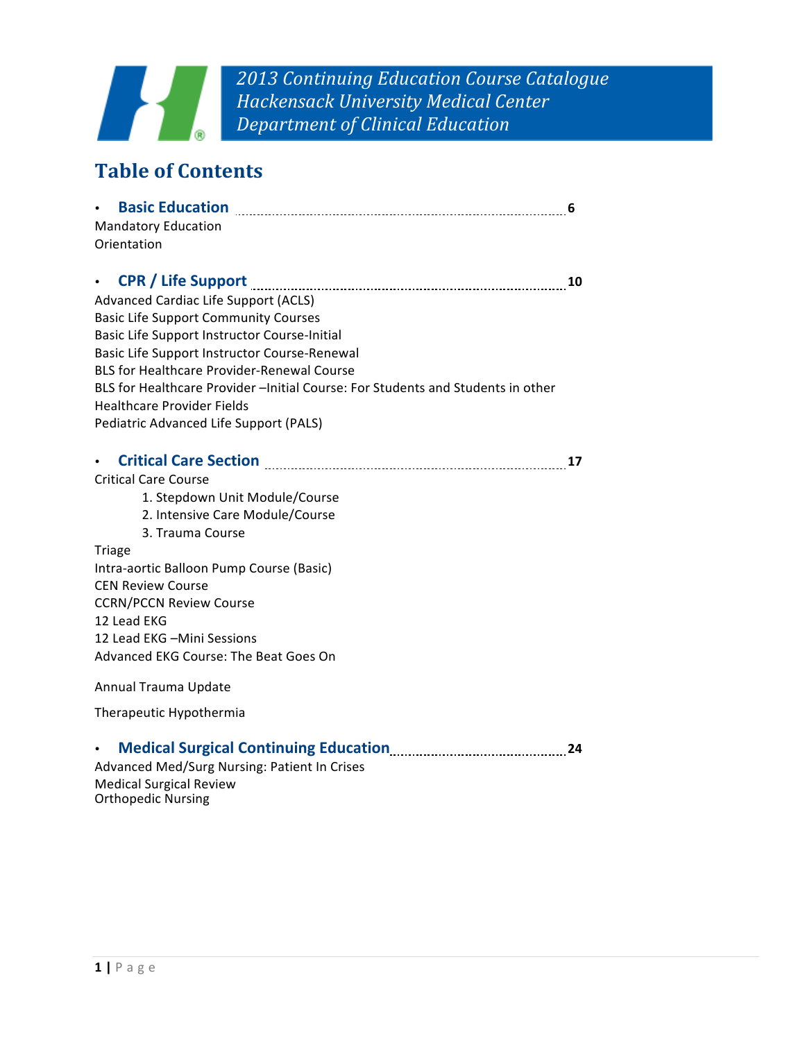*2013 Continuing Education Course Catalogue*
*Hackensack University Medical Center*
*Department of Clinical Education*

# Table of Contents

- **Basic Education** ........................................ 6

Mandatory Education
Orientation

- **CPR / Life Support** ........................................ 10

Advanced Cardiac Life Support (ACLS)
Basic Life Support Community Courses
Basic Life Support Instructor Course-Initial
Basic Life Support Instructor Course-Renewal
BLS for Healthcare Provider-Renewal Course
BLS for Healthcare Provider –Initial Course: For Students and Students in other Healthcare Provider Fields
Pediatric Advanced Life Support (PALS)

- **Critical Care Section** ........................................ 17

Critical Care Course

1. Stepdown Unit Module/Course
2. Intensive Care Module/Course
3. Trauma Course

Triage
Intra-aortic Balloon Pump Course (Basic)
CEN Review Course
CCRN/PCCN Review Course
12 Lead EKG
12 Lead EKG –Mini Sessions
Advanced EKG Course: The Beat Goes On

Annual Trauma Update

Therapeutic Hypothermia

- **Medical Surgical Continuing Education** ........................................ 24

Advanced Med/Surg Nursing: Patient In Crises
Medical Surgical Review
Orthopedic Nursing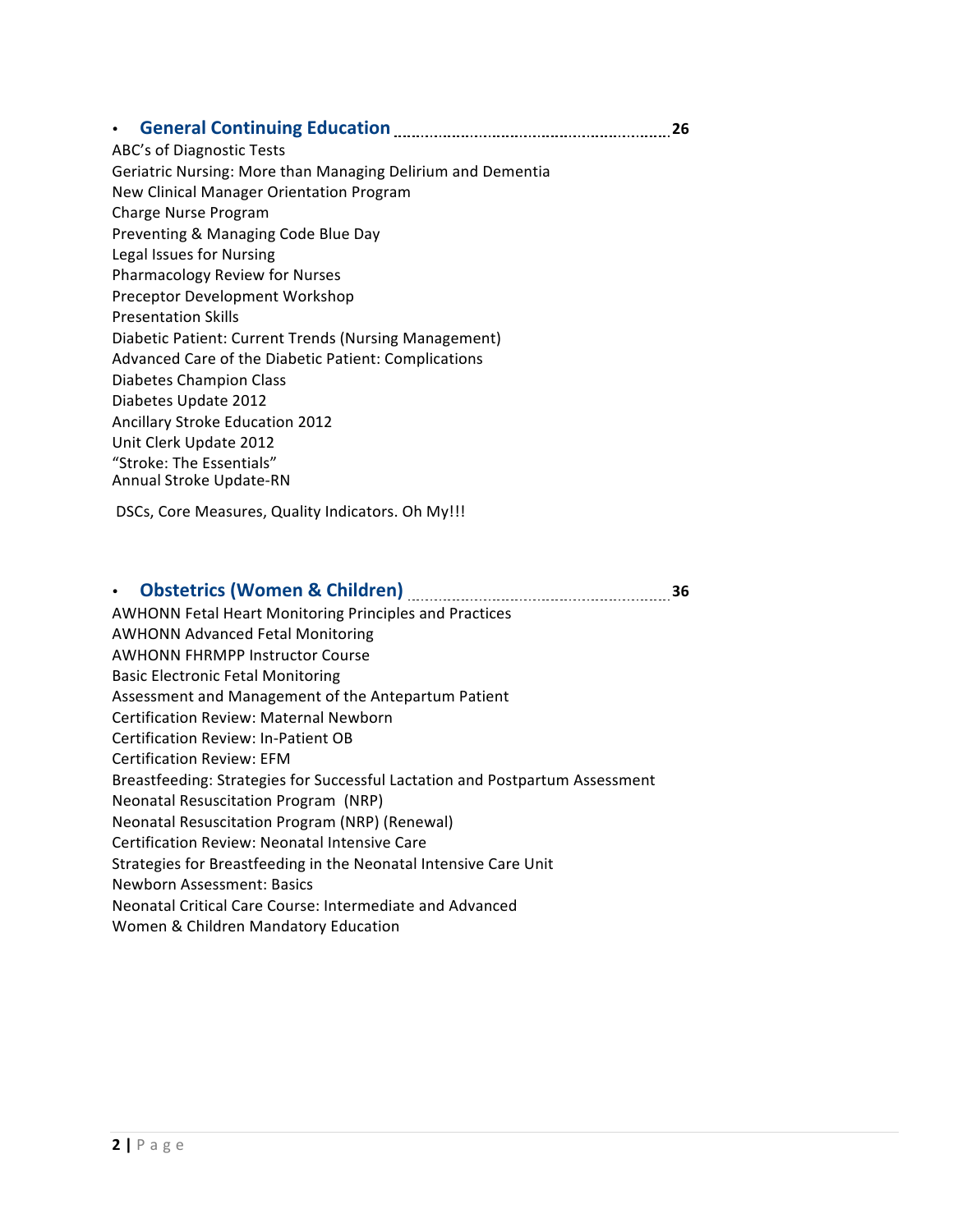- **General Continuing Education** ........................................................ **26**

ABC's of Diagnostic Tests
Geriatric Nursing: More than Managing Delirium and Dementia
New Clinical Manager Orientation Program
Charge Nurse Program
Preventing & Managing Code Blue Day
Legal Issues for Nursing
Pharmacology Review for Nurses
Preceptor Development Workshop
Presentation Skills
Diabetic Patient: Current Trends (Nursing Management)
Advanced Care of the Diabetic Patient: Complications
Diabetes Champion Class
Diabetes Update 2012
Ancillary Stroke Education 2012
Unit Clerk Update 2012
"Stroke: The Essentials"
Annual Stroke Update-RN

DSCs, Core Measures, Quality Indicators. Oh My!!!

- **Obstetrics (Women & Children)** ........................................................ **36**

AWHONN Fetal Heart Monitoring Principles and Practices
AWHONN Advanced Fetal Monitoring
AWHONN FHRMPP Instructor Course
Basic Electronic Fetal Monitoring
Assessment and Management of the Antepartum Patient
Certification Review: Maternal Newborn
Certification Review: In-Patient OB
Certification Review: EFM
Breastfeeding: Strategies for Successful Lactation and Postpartum Assessment
Neonatal Resuscitation Program (NRP)
Neonatal Resuscitation Program (NRP) (Renewal)
Certification Review: Neonatal Intensive Care
Strategies for Breastfeeding in the Neonatal Intensive Care Unit
Newborn Assessment: Basics
Neonatal Critical Care Course: Intermediate and Advanced
Women & Children Mandatory Education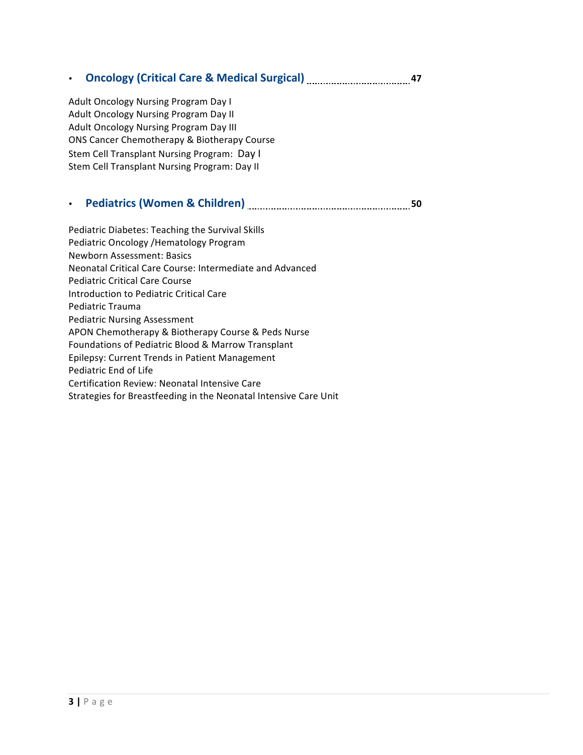- **Oncology (Critical Care & Medical Surgical)** ........................................ **47**

Adult Oncology Nursing Program Day I
Adult Oncology Nursing Program Day II
Adult Oncology Nursing Program Day III
ONS Cancer Chemotherapy & Biotherapy Course
Stem Cell Transplant Nursing Program: Day I
Stem Cell Transplant Nursing Program: Day II

- **Pediatrics (Women & Children)** ........................................................ **50**

Pediatric Diabetes: Teaching the Survival Skills
Pediatric Oncology /Hematology Program
Newborn Assessment: Basics
Neonatal Critical Care Course: Intermediate and Advanced
Pediatric Critical Care Course
Introduction to Pediatric Critical Care
Pediatric Trauma
Pediatric Nursing Assessment
APON Chemotherapy & Biotherapy Course & Peds Nurse
Foundations of Pediatric Blood & Marrow Transplant
Epilepsy: Current Trends in Patient Management
Pediatric End of Life
Certification Review: Neonatal Intensive Care
Strategies for Breastfeeding in the Neonatal Intensive Care Unit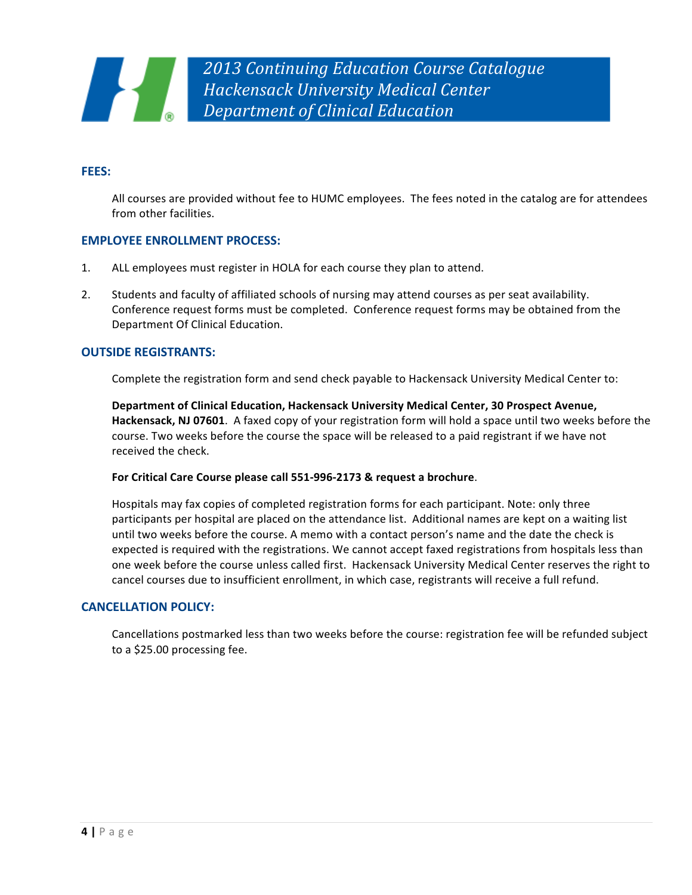## FEES:

All courses are provided without fee to HUMC employees. The fees noted in the catalog are for attendees from other facilities.

## EMPLOYEE ENROLLMENT PROCESS:

1. ALL employees must register in HOLA for each course they plan to attend.

2. Students and faculty of affiliated schools of nursing may attend courses as per seat availability. Conference request forms must be completed. Conference request forms may be obtained from the Department Of Clinical Education.

## OUTSIDE REGISTRANTS:

Complete the registration form and send check payable to Hackensack University Medical Center to:

**Department of Clinical Education, Hackensack University Medical Center, 30 Prospect Avenue, Hackensack, NJ 07601**. A faxed copy of your registration form will hold a space until two weeks before the course. Two weeks before the course the space will be released to a paid registrant if we have not received the check.

**For Critical Care Course please call 551-996-2173 & request a brochure**.

Hospitals may fax copies of completed registration forms for each participant. Note: only three participants per hospital are placed on the attendance list. Additional names are kept on a waiting list until two weeks before the course. A memo with a contact person's name and the date the check is expected is required with the registrations. We cannot accept faxed registrations from hospitals less than one week before the course unless called first. Hackensack University Medical Center reserves the right to cancel courses due to insufficient enrollment, in which case, registrants will receive a full refund.

## CANCELLATION POLICY:

Cancellations postmarked less than two weeks before the course: registration fee will be refunded subject to a $25.00 processing fee.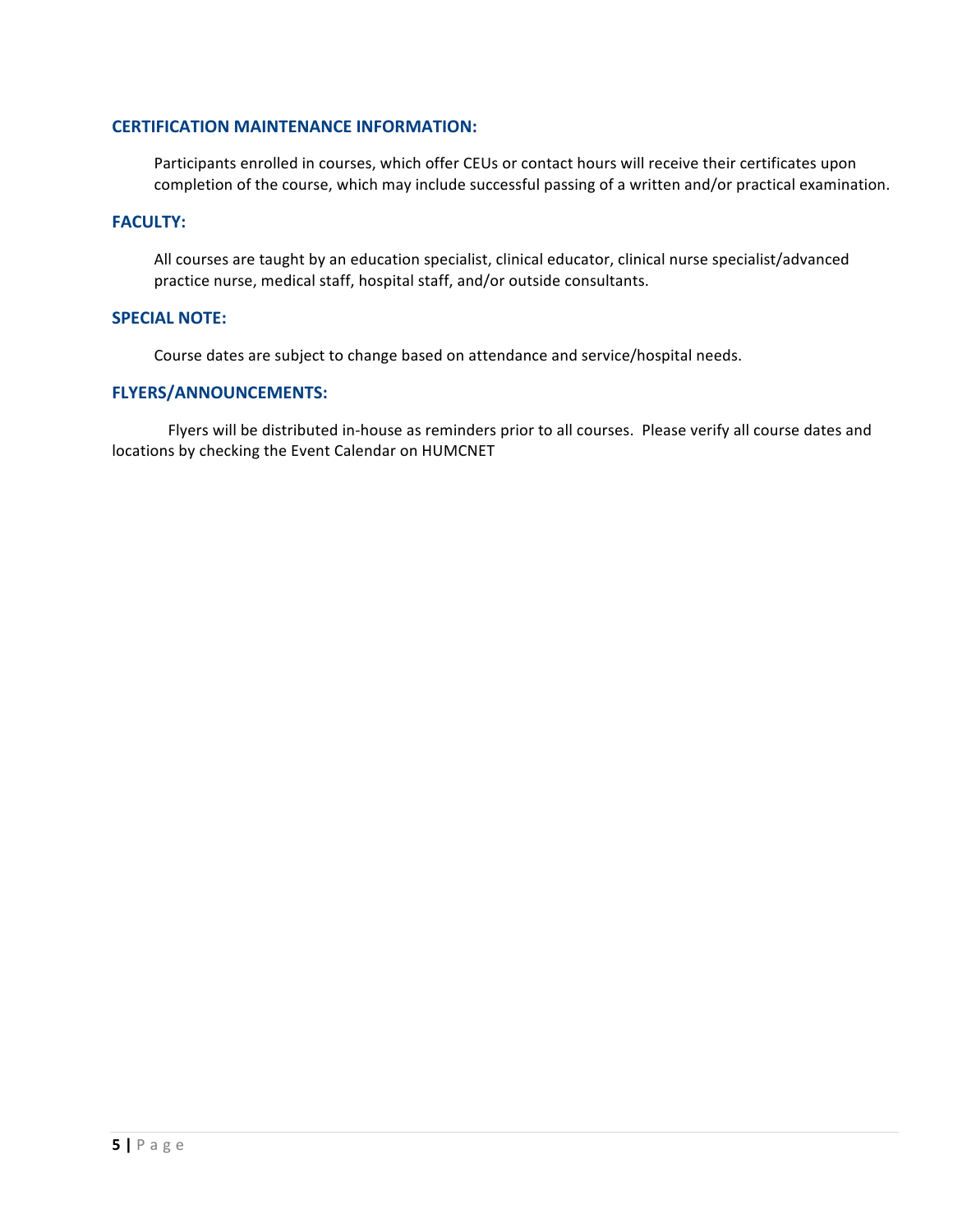## CERTIFICATION MAINTENANCE INFORMATION:

Participants enrolled in courses, which offer CEUs or contact hours will receive their certificates upon completion of the course, which may include successful passing of a written and/or practical examination.

## FACULTY:

All courses are taught by an education specialist, clinical educator, clinical nurse specialist/advanced practice nurse, medical staff, hospital staff, and/or outside consultants.

## SPECIAL NOTE:

Course dates are subject to change based on attendance and service/hospital needs.

## FLYERS/ANNOUNCEMENTS:

Flyers will be distributed in-house as reminders prior to all courses. Please verify all course dates and locations by checking the Event Calendar on HUMCNET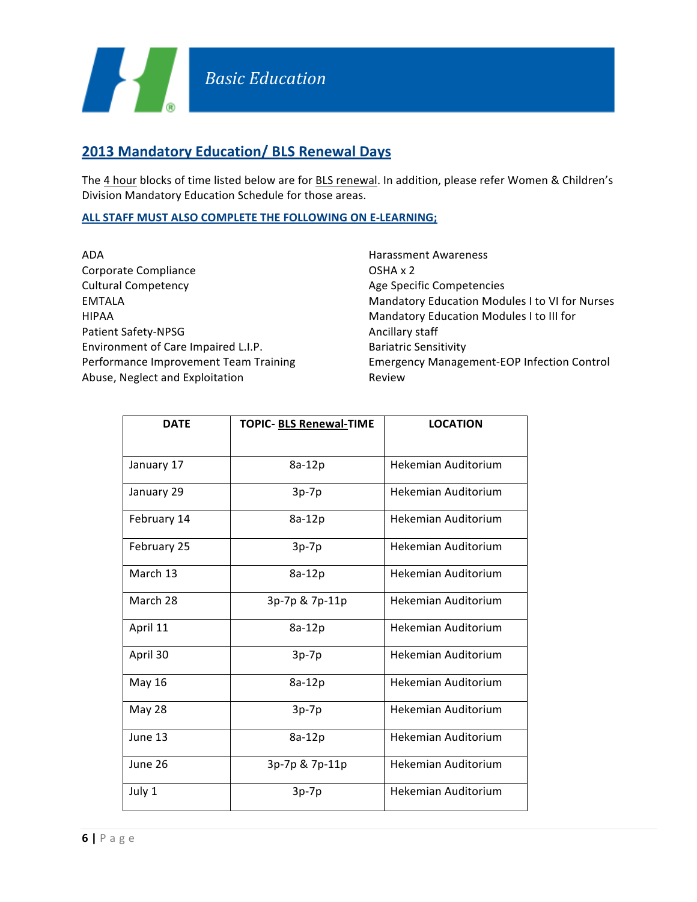*Basic Education*

## 2013 Mandatory Education/ BLS Renewal Days

The 4 hour blocks of time listed below are for BLS renewal. In addition, please refer Women & Children's Division Mandatory Education Schedule for those areas.

**ALL STAFF MUST ALSO COMPLETE THE FOLLOWING ON E-LEARNING;**

ADA
Corporate Compliance
Cultural Competency
EMTALA
HIPAA
Patient Safety-NPSG
Environment of Care Impaired L.I.P.
Performance Improvement Team Training
Abuse, Neglect and Exploitation
Harassment Awareness
OSHA x 2
Age Specific Competencies
Mandatory Education Modules I to VI for Nurses
Mandatory Education Modules I to III for Ancillary staff
Bariatric Sensitivity
Emergency Management-EOP Infection Control Review

| DATE | TOPIC- BLS Renewal-TIME | LOCATION |
|---|---|---|
| January 17 | 8a-12p | Hekemian Auditorium |
| January 29 | 3p-7p | Hekemian Auditorium |
| February 14 | 8a-12p | Hekemian Auditorium |
| February 25 | 3p-7p | Hekemian Auditorium |
| March 13 | 8a-12p | Hekemian Auditorium |
| March 28 | 3p-7p & 7p-11p | Hekemian Auditorium |
| April 11 | 8a-12p | Hekemian Auditorium |
| April 30 | 3p-7p | Hekemian Auditorium |
| May 16 | 8a-12p | Hekemian Auditorium |
| May 28 | 3p-7p | Hekemian Auditorium |
| June 13 | 8a-12p | Hekemian Auditorium |
| June 26 | 3p-7p & 7p-11p | Hekemian Auditorium |
| July 1 | 3p-7p | Hekemian Auditorium |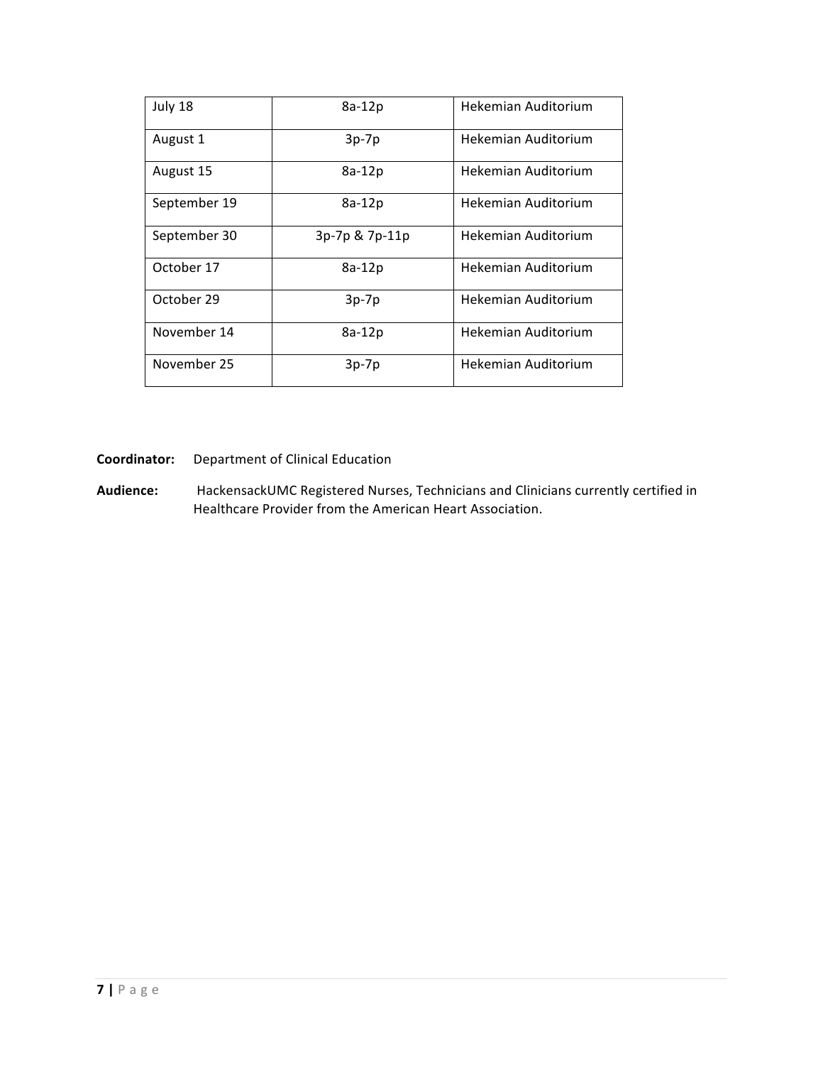| July 18 | 8a-12p | Hekemian Auditorium |
|---|---|---|
| August 1 | 3p-7p | Hekemian Auditorium |
| August 15 | 8a-12p | Hekemian Auditorium |
| September 19 | 8a-12p | Hekemian Auditorium |
| September 30 | 3p-7p & 7p-11p | Hekemian Auditorium |
| October 17 | 8a-12p | Hekemian Auditorium |
| October 29 | 3p-7p | Hekemian Auditorium |
| November 14 | 8a-12p | Hekemian Auditorium |
| November 25 | 3p-7p | Hekemian Auditorium |

**Coordinator:** Department of Clinical Education

**Audience:** HackensackUMC Registered Nurses, Technicians and Clinicians currently certified in Healthcare Provider from the American Heart Association.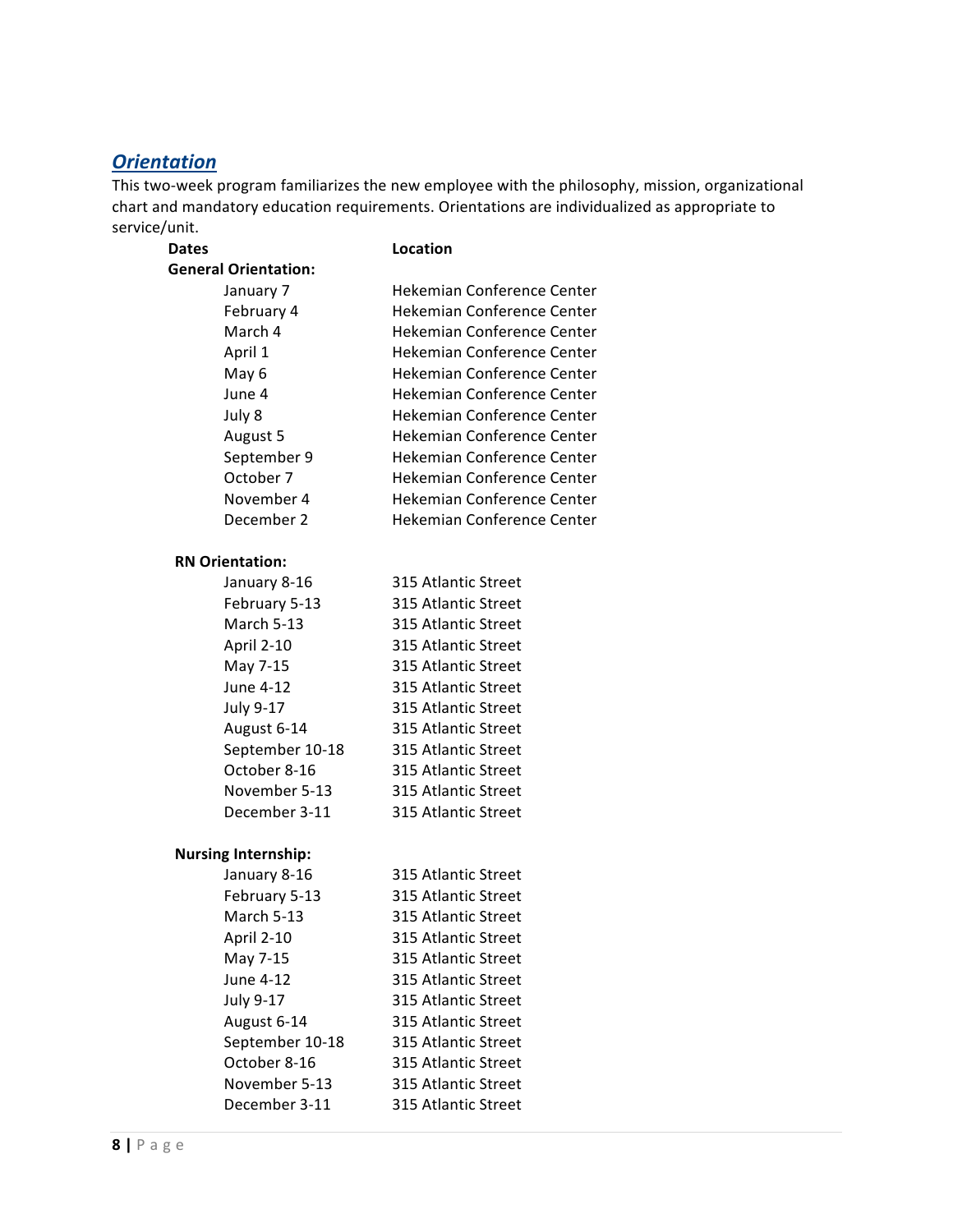## *Orientation*

This two-week program familiarizes the new employee with the philosophy, mission, organizational chart and mandatory education requirements. Orientations are individualized as appropriate to service/unit.

| Dates | Location |
|---|---|
| **General Orientation:** | |
| January 7 | Hekemian Conference Center |
| February 4 | Hekemian Conference Center |
| March 4 | Hekemian Conference Center |
| April 1 | Hekemian Conference Center |
| May 6 | Hekemian Conference Center |
| June 4 | Hekemian Conference Center |
| July 8 | Hekemian Conference Center |
| August 5 | Hekemian Conference Center |
| September 9 | Hekemian Conference Center |
| October 7 | Hekemian Conference Center |
| November 4 | Hekemian Conference Center |
| December 2 | Hekemian Conference Center |
| **RN Orientation:** | |
| January 8-16 | 315 Atlantic Street |
| February 5-13 | 315 Atlantic Street |
| March 5-13 | 315 Atlantic Street |
| April 2-10 | 315 Atlantic Street |
| May 7-15 | 315 Atlantic Street |
| June 4-12 | 315 Atlantic Street |
| July 9-17 | 315 Atlantic Street |
| August 6-14 | 315 Atlantic Street |
| September 10-18 | 315 Atlantic Street |
| October 8-16 | 315 Atlantic Street |
| November 5-13 | 315 Atlantic Street |
| December 3-11 | 315 Atlantic Street |
| **Nursing Internship:** | |
| January 8-16 | 315 Atlantic Street |
| February 5-13 | 315 Atlantic Street |
| March 5-13 | 315 Atlantic Street |
| April 2-10 | 315 Atlantic Street |
| May 7-15 | 315 Atlantic Street |
| June 4-12 | 315 Atlantic Street |
| July 9-17 | 315 Atlantic Street |
| August 6-14 | 315 Atlantic Street |
| September 10-18 | 315 Atlantic Street |
| October 8-16 | 315 Atlantic Street |
| November 5-13 | 315 Atlantic Street |
| December 3-11 | 315 Atlantic Street |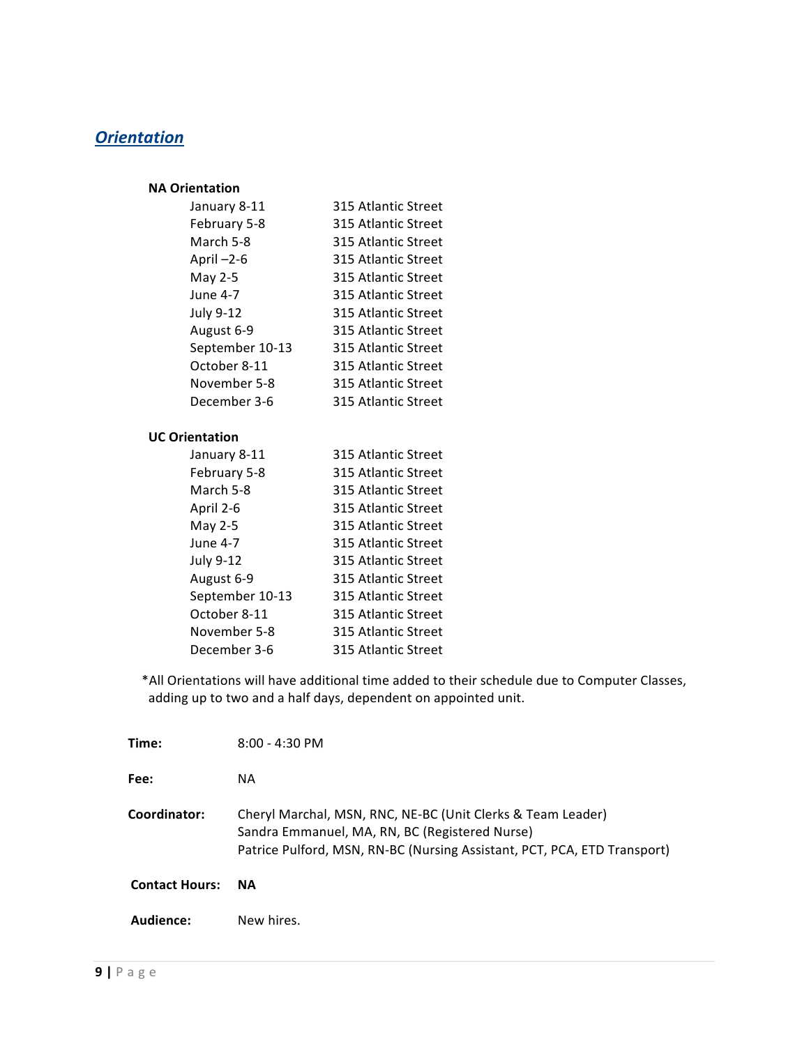## ***Orientation***

**NA Orientation**

| | |
|---|---|
| January 8-11 | 315 Atlantic Street |
| February 5-8 | 315 Atlantic Street |
| March 5-8 | 315 Atlantic Street |
| April –2-6 | 315 Atlantic Street |
| May 2-5 | 315 Atlantic Street |
| June 4-7 | 315 Atlantic Street |
| July 9-12 | 315 Atlantic Street |
| August 6-9 | 315 Atlantic Street |
| September 10-13 | 315 Atlantic Street |
| October 8-11 | 315 Atlantic Street |
| November 5-8 | 315 Atlantic Street |
| December 3-6 | 315 Atlantic Street |

**UC Orientation**

| | |
|---|---|
| January 8-11 | 315 Atlantic Street |
| February 5-8 | 315 Atlantic Street |
| March 5-8 | 315 Atlantic Street |
| April 2-6 | 315 Atlantic Street |
| May 2-5 | 315 Atlantic Street |
| June 4-7 | 315 Atlantic Street |
| July 9-12 | 315 Atlantic Street |
| August 6-9 | 315 Atlantic Street |
| September 10-13 | 315 Atlantic Street |
| October 8-11 | 315 Atlantic Street |
| November 5-8 | 315 Atlantic Street |
| December 3-6 | 315 Atlantic Street |

*All Orientations will have additional time added to their schedule due to Computer Classes, adding up to two and a half days, dependent on appointed unit.

**Time:** 8:00 - 4:30 PM

**Fee:** NA

**Coordinator:** Cheryl Marchal, MSN, RNC, NE-BC (Unit Clerks & Team Leader)
Sandra Emmanuel, MA, RN, BC (Registered Nurse)
Patrice Pulford, MSN, RN-BC (Nursing Assistant, PCT, PCA, ETD Transport)

**Contact Hours:** **NA**

**Audience:** New hires.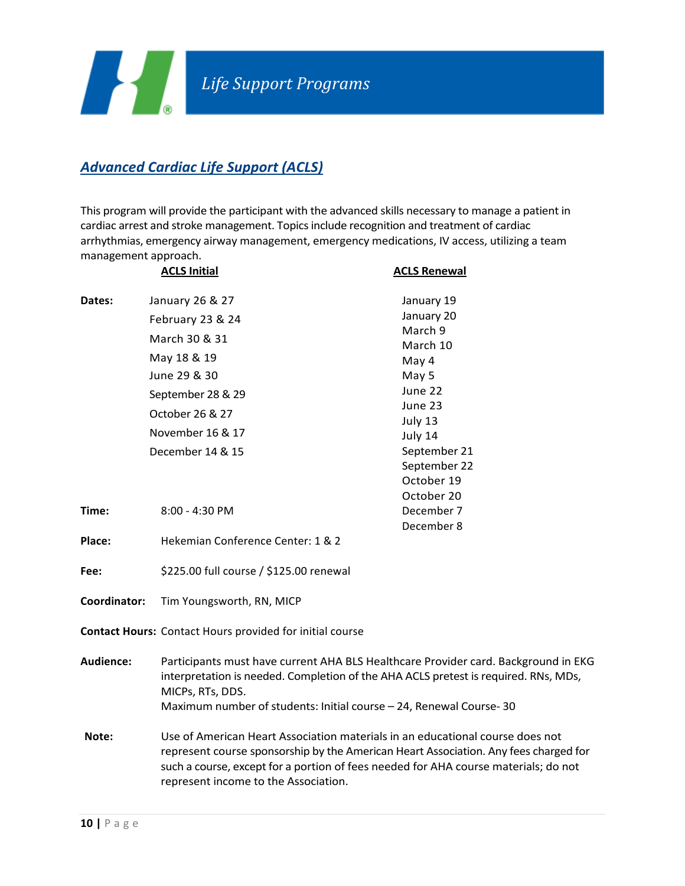# Life Support Programs

## *Advanced Cardiac Life Support (ACLS)*

This program will provide the participant with the advanced skills necessary to manage a patient in cardiac arrest and stroke management. Topics include recognition and treatment of cardiac arrhythmias, emergency airway management, emergency medications, IV access, utilizing a team management approach.

| | ACLS Initial | ACLS Renewal |
|---|---|---|
| **Dates:** | January 26 & 27 | January 19 |
| | February 23 & 24 | January 20 |
| | March 30 & 31 | March 9 |
| | May 18 & 19 | March 10 |
| | June 29 & 30 | May 4 |
| | September 28 & 29 | May 5 |
| | October 26 & 27 | June 22 |
| | November 16 & 17 | June 23 |
| | December 14 & 15 | July 13 |
| | | July 14 |
| | | September 21 |
| | | September 22 |
| | | October 19 |
| | | October 20 |
| | | December 7 |
| | | December 8 |

**Time:** 8:00 - 4:30 PM

**Place:** Hekemian Conference Center: 1 & 2

**Fee:** $225.00 full course / $125.00 renewal

**Coordinator:** Tim Youngsworth, RN, MICP

**Contact Hours:** Contact Hours provided for initial course

**Audience:** Participants must have current AHA BLS Healthcare Provider card. Background in EKG interpretation is needed. Completion of the AHA ACLS pretest is required. RNs, MDs, MICPs, RTs, DDS.
Maximum number of students: Initial course – 24, Renewal Course- 30

**Note:** Use of American Heart Association materials in an educational course does not represent course sponsorship by the American Heart Association. Any fees charged for such a course, except for a portion of fees needed for AHA course materials; do not represent income to the Association.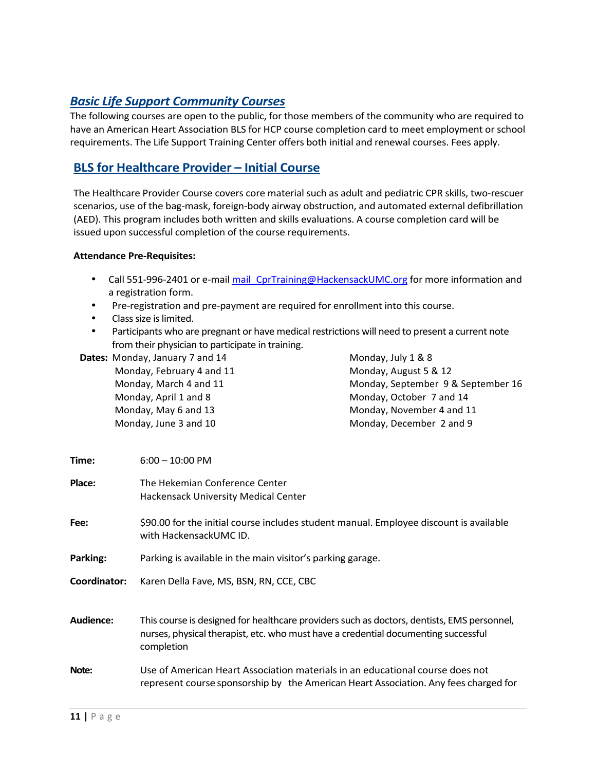## *Basic Life Support Community Courses*

The following courses are open to the public, for those members of the community who are required to have an American Heart Association BLS for HCP course completion card to meet employment or school requirements. The Life Support Training Center offers both initial and renewal courses. Fees apply.

### BLS for Healthcare Provider – Initial Course

The Healthcare Provider Course covers core material such as adult and pediatric CPR skills, two-rescuer scenarios, use of the bag-mask, foreign-body airway obstruction, and automated external defibrillation (AED). This program includes both written and skills evaluations. A course completion card will be issued upon successful completion of the course requirements.

**Attendance Pre-Requisites:**

- Call 551-996-2401 or e-mail mail_CprTraining@HackensackUMC.org for more information and a registration form.
- Pre-registration and pre-payment are required for enrollment into this course.
- Class size is limited.
- Participants who are pregnant or have medical restrictions will need to present a current note from their physician to participate in training.

**Dates:**
Monday, January 7 and 14
Monday, February 4 and 11
Monday, March 4 and 11
Monday, April 1 and 8
Monday, May 6 and 13
Monday, June 3 and 10
Monday, July 1 & 8
Monday, August 5 & 12
Monday, September 9 & September 16
Monday, October 7 and 14
Monday, November 4 and 11
Monday, December 2 and 9

**Time:** 6:00 – 10:00 PM

**Place:** The Hekemian Conference Center
Hackensack University Medical Center

**Fee:** $90.00 for the initial course includes student manual. Employee discount is available with HackensackUMC ID.

**Parking:** Parking is available in the main visitor's parking garage.

**Coordinator:** Karen Della Fave, MS, BSN, RN, CCE, CBC

**Audience:** This course is designed for healthcare providers such as doctors, dentists, EMS personnel, nurses, physical therapist, etc. who must have a credential documenting successful completion

**Note:** Use of American Heart Association materials in an educational course does not represent course sponsorship by the American Heart Association. Any fees charged for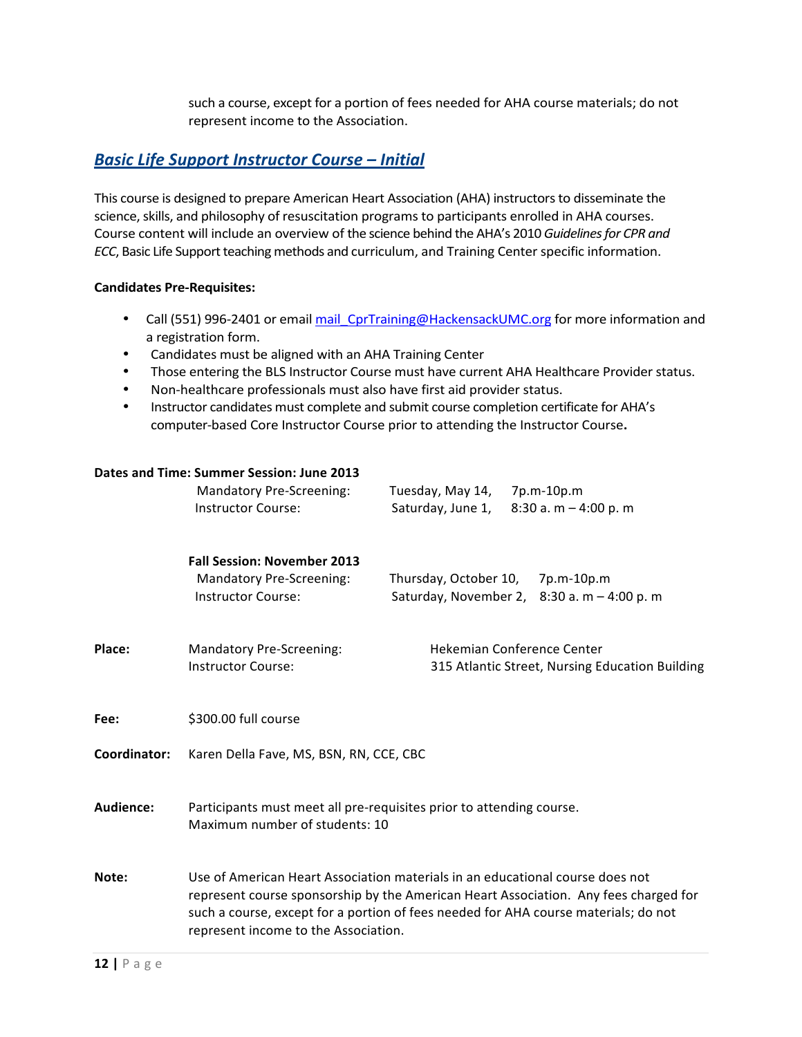such a course, except for a portion of fees needed for AHA course materials; do not represent income to the Association.

## *Basic Life Support Instructor Course – Initial*

This course is designed to prepare American Heart Association (AHA) instructors to disseminate the science, skills, and philosophy of resuscitation programs to participants enrolled in AHA courses. Course content will include an overview of the science behind the AHA's 2010 *Guidelines for CPR and ECC*, Basic Life Support teaching methods and curriculum, and Training Center specific information.

**Candidates Pre-Requisites:**

- Call (551) 996-2401 or email mail_CprTraining@HackensackUMC.org for more information and a registration form.
- Candidates must be aligned with an AHA Training Center
- Those entering the BLS Instructor Course must have current AHA Healthcare Provider status.
- Non-healthcare professionals must also have first aid provider status.
- Instructor candidates must complete and submit course completion certificate for AHA's computer-based Core Instructor Course prior to attending the Instructor Course**.**

**Dates and Time: Summer Session: June 2013**

| | | |
|---|---|---|
| Mandatory Pre-Screening: | Tuesday, May 14, | 7p.m-10p.m |
| Instructor Course: | Saturday, June 1, | 8:30 a. m – 4:00 p. m |

**Fall Session: November 2013**

| | | |
|---|---|---|
| Mandatory Pre-Screening: | Thursday, October 10, | 7p.m-10p.m |
| Instructor Course: | Saturday, November 2, | 8:30 a. m – 4:00 p. m |

**Place:** Mandatory Pre-Screening: Hekemian Conference Center
Instructor Course: 315 Atlantic Street, Nursing Education Building

**Fee:** $300.00 full course

**Coordinator:** Karen Della Fave, MS, BSN, RN, CCE, CBC

**Audience:** Participants must meet all pre-requisites prior to attending course.
Maximum number of students: 10

**Note:** Use of American Heart Association materials in an educational course does not represent course sponsorship by the American Heart Association. Any fees charged for such a course, except for a portion of fees needed for AHA course materials; do not represent income to the Association.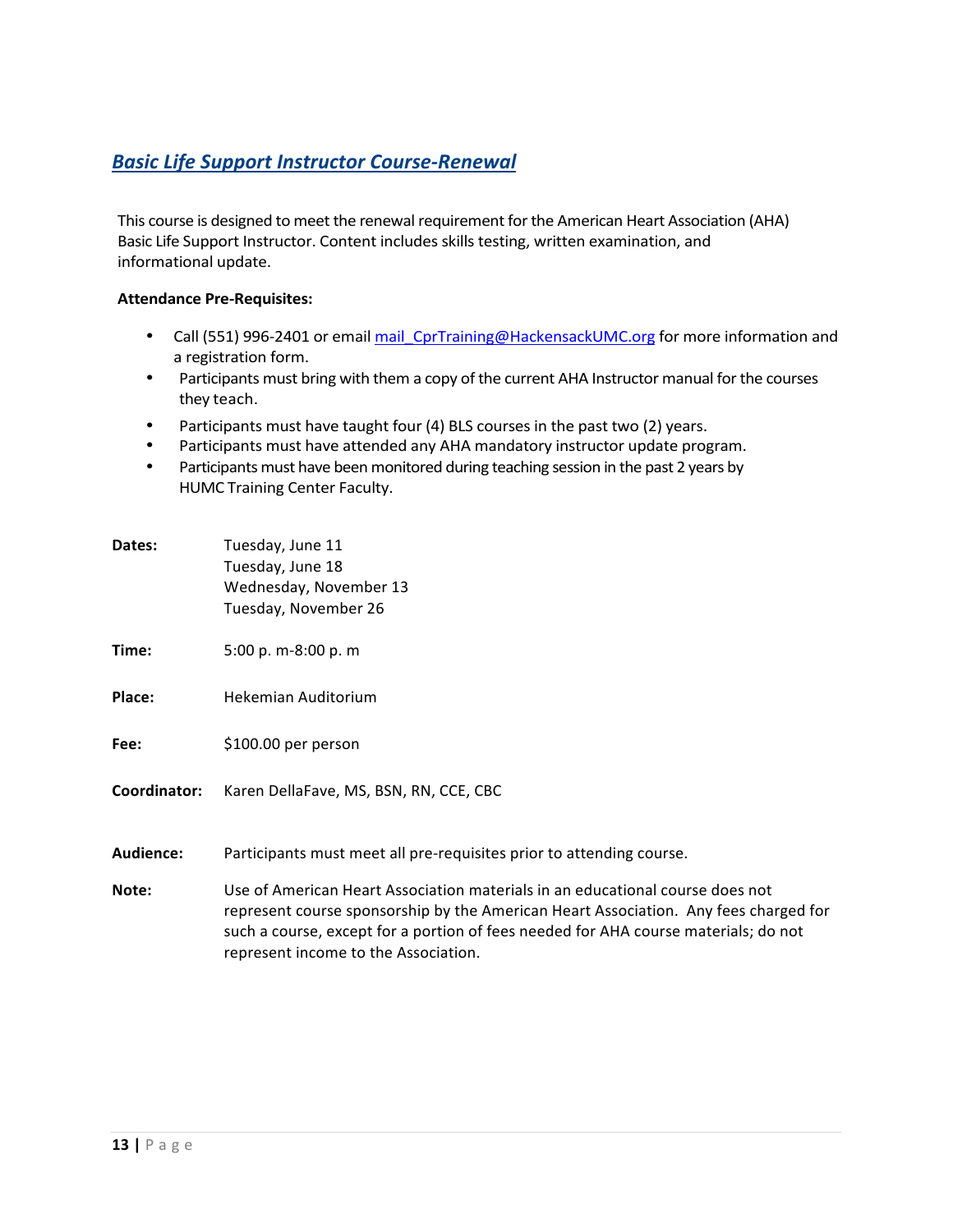## ***Basic Life Support Instructor Course-Renewal***

This course is designed to meet the renewal requirement for the American Heart Association (AHA) Basic Life Support Instructor. Content includes skills testing, written examination, and informational update.

**Attendance Pre-Requisites:**

- Call (551) 996-2401 or email mail_CprTraining@HackensackUMC.org for more information and a registration form.
- Participants must bring with them a copy of the current AHA Instructor manual for the courses they teach.
- Participants must have taught four (4) BLS courses in the past two (2) years.
- Participants must have attended any AHA mandatory instructor update program.
- Participants must have been monitored during teaching session in the past 2 years by HUMC Training Center Faculty.

**Dates:** Tuesday, June 11
Tuesday, June 18
Wednesday, November 13
Tuesday, November 26

**Time:** 5:00 p. m-8:00 p. m

**Place:** Hekemian Auditorium

**Fee:** $100.00 per person

**Coordinator:** Karen DellaFave, MS, BSN, RN, CCE, CBC

**Audience:** Participants must meet all pre-requisites prior to attending course.

**Note:** Use of American Heart Association materials in an educational course does not represent course sponsorship by the American Heart Association. Any fees charged for such a course, except for a portion of fees needed for AHA course materials; do not represent income to the Association.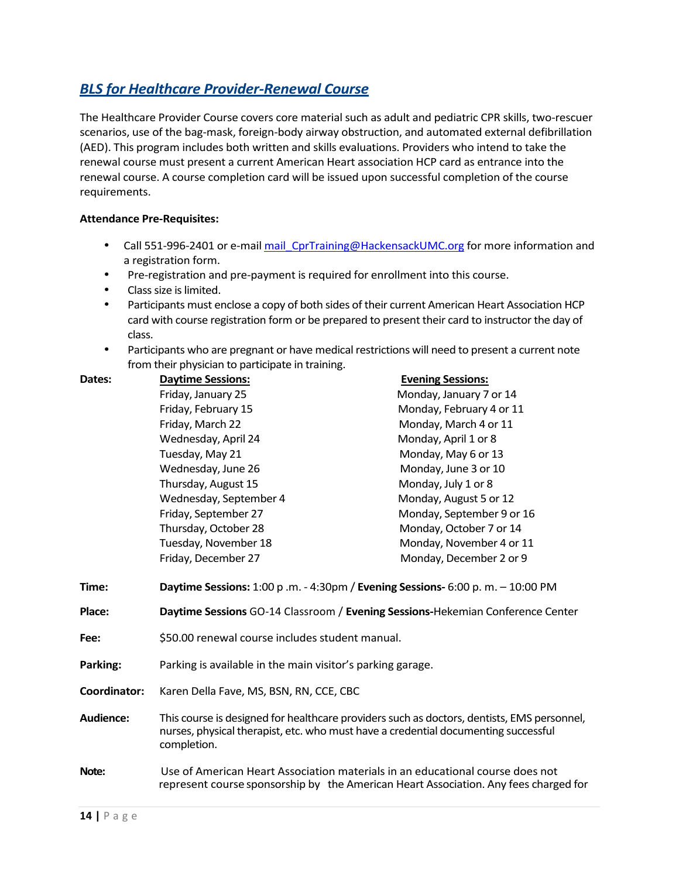## *BLS for Healthcare Provider-Renewal Course*

The Healthcare Provider Course covers core material such as adult and pediatric CPR skills, two-rescuer scenarios, use of the bag-mask, foreign-body airway obstruction, and automated external defibrillation (AED). This program includes both written and skills evaluations. Providers who intend to take the renewal course must present a current American Heart association HCP card as entrance into the renewal course. A course completion card will be issued upon successful completion of the course requirements.

**Attendance Pre-Requisites:**

- Call 551-996-2401 or e-mail mail_CprTraining@HackensackUMC.org for more information and a registration form.
- Pre-registration and pre-payment is required for enrollment into this course.
- Class size is limited.
- Participants must enclose a copy of both sides of their current American Heart Association HCP card with course registration form or be prepared to present their card to instructor the day of class.
- Participants who are pregnant or have medical restrictions will need to present a current note from their physician to participate in training.

**Dates:**

| Daytime Sessions: | Evening Sessions: |
|---|---|
| Friday, January 25 | Monday, January 7 or 14 |
| Friday, February 15 | Monday, February 4 or 11 |
| Friday, March 22 | Monday, March 4 or 11 |
| Wednesday, April 24 | Monday, April 1 or 8 |
| Tuesday, May 21 | Monday, May 6 or 13 |
| Wednesday, June 26 | Monday, June 3 or 10 |
| Thursday, August 15 | Monday, July 1 or 8 |
| Wednesday, September 4 | Monday, August 5 or 12 |
| Friday, September 27 | Monday, September 9 or 16 |
| Thursday, October 28 | Monday, October 7 or 14 |
| Tuesday, November 18 | Monday, November 4 or 11 |
| Friday, December 27 | Monday, December 2 or 9 |

**Time:** **Daytime Sessions:** 1:00 p .m. - 4:30pm / **Evening Sessions-** 6:00 p. m. – 10:00 PM

**Place:** **Daytime Sessions** GO-14 Classroom / **Evening Sessions-**Hekemian Conference Center

**Fee:** $50.00 renewal course includes student manual.

**Parking:** Parking is available in the main visitor's parking garage.

**Coordinator:** Karen Della Fave, MS, BSN, RN, CCE, CBC

**Audience:** This course is designed for healthcare providers such as doctors, dentists, EMS personnel, nurses, physical therapist, etc. who must have a credential documenting successful completion.

**Note:** Use of American Heart Association materials in an educational course does not represent course sponsorship by the American Heart Association. Any fees charged for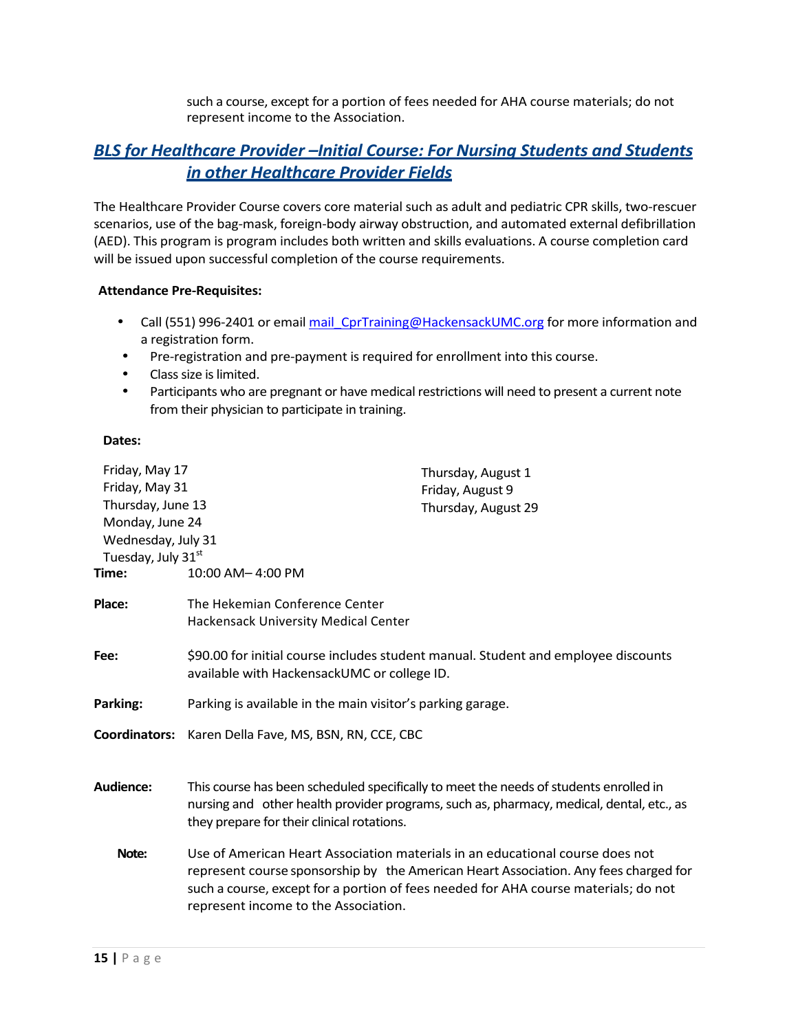such a course, except for a portion of fees needed for AHA course materials; do not represent income to the Association.

## *BLS for Healthcare Provider –Initial Course: For Nursing Students and Students in other Healthcare Provider Fields*

The Healthcare Provider Course covers core material such as adult and pediatric CPR skills, two-rescuer scenarios, use of the bag-mask, foreign-body airway obstruction, and automated external defibrillation (AED). This program is program includes both written and skills evaluations. A course completion card will be issued upon successful completion of the course requirements.

**Attendance Pre-Requisites:**

- Call (551) 996-2401 or email mail_CprTraining@HackensackUMC.org for more information and a registration form.
- Pre-registration and pre-payment is required for enrollment into this course.
- Class size is limited.
- Participants who are pregnant or have medical restrictions will need to present a current note from their physician to participate in training.

**Dates:**

Friday, May 17
Friday, May 31
Thursday, June 13
Monday, June 24
Wednesday, July 31
Tuesday, July 31st
Thursday, August 1
Friday, August 9
Thursday, August 29

**Time:** 10:00 AM– 4:00 PM

**Place:** The Hekemian Conference Center
Hackensack University Medical Center

**Fee:** $90.00 for initial course includes student manual. Student and employee discounts available with HackensackUMC or college ID.

**Parking:** Parking is available in the main visitor's parking garage.

**Coordinators:** Karen Della Fave, MS, BSN, RN, CCE, CBC

**Audience:** This course has been scheduled specifically to meet the needs of students enrolled in nursing and other health provider programs, such as, pharmacy, medical, dental, etc., as they prepare for their clinical rotations.

**Note:** Use of American Heart Association materials in an educational course does not represent course sponsorship by the American Heart Association. Any fees charged for such a course, except for a portion of fees needed for AHA course materials; do not represent income to the Association.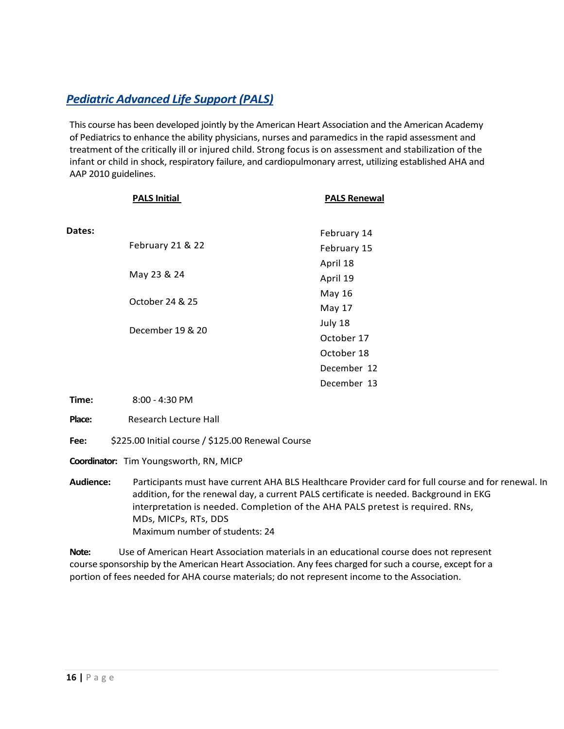## *Pediatric Advanced Life Support (PALS)*

This course has been developed jointly by the American Heart Association and the American Academy of Pediatrics to enhance the ability physicians, nurses and paramedics in the rapid assessment and treatment of the critically ill or injured child. Strong focus is on assessment and stabilization of the infant or child in shock, respiratory failure, and cardiopulmonary arrest, utilizing established AHA and AAP 2010 guidelines.

| | PALS Initial | PALS Renewal |
|---|---|---|
| **Dates:** | February 21 & 22 | February 14 |
| | | February 15 |
| | May 23 & 24 | April 18 |
| | | April 19 |
| | October 24 & 25 | May 16 |
| | | May 17 |
| | December 19 & 20 | July 18 |
| | | October 17 |
| | | October 18 |
| | | December 12 |
| | | December 13 |

**Time:** 8:00 - 4:30 PM

**Place:** Research Lecture Hall

**Fee:** $225.00 Initial course / $125.00 Renewal Course

**Coordinator:** Tim Youngsworth, RN, MICP

**Audience:** Participants must have current AHA BLS Healthcare Provider card for full course and for renewal. In addition, for the renewal day, a current PALS certificate is needed. Background in EKG interpretation is needed. Completion of the AHA PALS pretest is required. RNs, MDs, MICPs, RTs, DDS
Maximum number of students: 24

**Note:** Use of American Heart Association materials in an educational course does not represent course sponsorship by the American Heart Association. Any fees charged for such a course, except for a portion of fees needed for AHA course materials; do not represent income to the Association.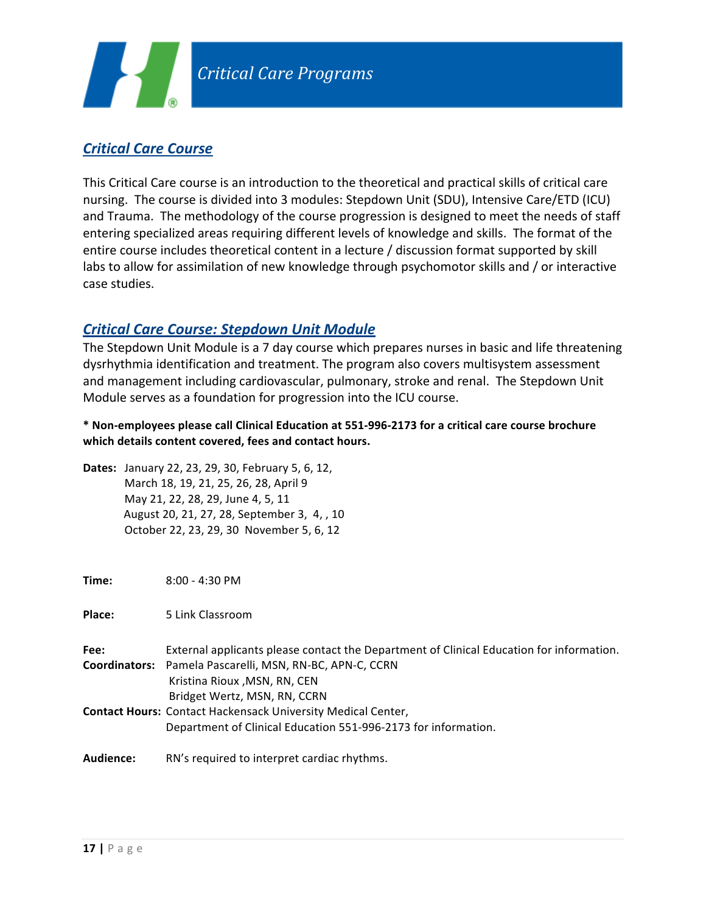# Critical Care Programs

## *Critical Care Course*

This Critical Care course is an introduction to the theoretical and practical skills of critical care nursing. The course is divided into 3 modules: Stepdown Unit (SDU), Intensive Care/ETD (ICU) and Trauma. The methodology of the course progression is designed to meet the needs of staff entering specialized areas requiring different levels of knowledge and skills. The format of the entire course includes theoretical content in a lecture / discussion format supported by skill labs to allow for assimilation of new knowledge through psychomotor skills and / or interactive case studies.

## *Critical Care Course: Stepdown Unit Module*

The Stepdown Unit Module is a 7 day course which prepares nurses in basic and life threatening dysrhythmia identification and treatment. The program also covers multisystem assessment and management including cardiovascular, pulmonary, stroke and renal. The Stepdown Unit Module serves as a foundation for progression into the ICU course.

**\* Non-employees please call Clinical Education at 551-996-2173 for a critical care course brochure which details content covered, fees and contact hours.**

**Dates:** January 22, 23, 29, 30, February 5, 6, 12,
March 18, 19, 21, 25, 26, 28, April 9
May 21, 22, 28, 29, June 4, 5, 11
August 20, 21, 27, 28, September 3, 4, , 10
October 22, 23, 29, 30 November 5, 6, 12

**Time:** 8:00 - 4:30 PM

**Place:** 5 Link Classroom

**Fee:** External applicants please contact the Department of Clinical Education for information.

**Coordinators:** Pamela Pascarelli, MSN, RN-BC, APN-C, CCRN
Kristina Rioux ,MSN, RN, CEN
Bridget Wertz, MSN, RN, CCRN

**Contact Hours:** Contact Hackensack University Medical Center,
Department of Clinical Education 551-996-2173 for information.

**Audience:** RN's required to interpret cardiac rhythms.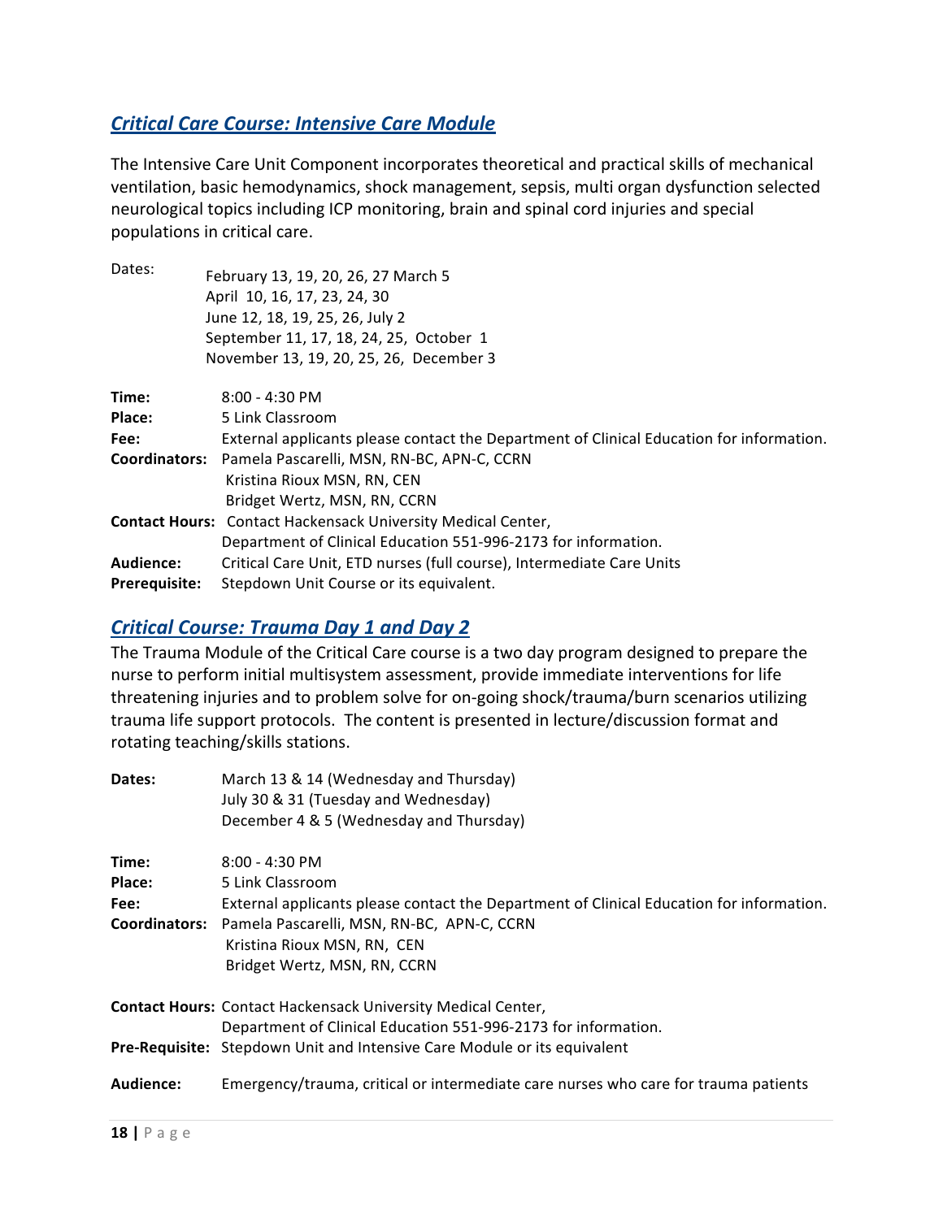## *Critical Care Course: Intensive Care Module*

The Intensive Care Unit Component incorporates theoretical and practical skills of mechanical ventilation, basic hemodynamics, shock management, sepsis, multi organ dysfunction selected neurological topics including ICP monitoring, brain and spinal cord injuries and special populations in critical care.

Dates:
February 13, 19, 20, 26, 27 March 5
April 10, 16, 17, 23, 24, 30
June 12, 18, 19, 25, 26, July 2
September 11, 17, 18, 24, 25, October 1
November 13, 19, 20, 25, 26, December 3

**Time:** 8:00 - 4:30 PM
**Place:** 5 Link Classroom
**Fee:** External applicants please contact the Department of Clinical Education for information.
**Coordinators:** Pamela Pascarelli, MSN, RN-BC, APN-C, CCRN
Kristina Rioux MSN, RN, CEN
Bridget Wertz, MSN, RN, CCRN
**Contact Hours:** Contact Hackensack University Medical Center, Department of Clinical Education 551-996-2173 for information.
**Audience:** Critical Care Unit, ETD nurses (full course), Intermediate Care Units
**Prerequisite:** Stepdown Unit Course or its equivalent.

## *Critical Course: Trauma Day 1 and Day 2*

The Trauma Module of the Critical Care course is a two day program designed to prepare the nurse to perform initial multisystem assessment, provide immediate interventions for life threatening injuries and to problem solve for on-going shock/trauma/burn scenarios utilizing trauma life support protocols. The content is presented in lecture/discussion format and rotating teaching/skills stations.

**Dates:**
March 13 & 14 (Wednesday and Thursday)
July 30 & 31 (Tuesday and Wednesday)
December 4 & 5 (Wednesday and Thursday)

**Time:** 8:00 - 4:30 PM
**Place:** 5 Link Classroom
**Fee:** External applicants please contact the Department of Clinical Education for information.
**Coordinators:** Pamela Pascarelli, MSN, RN-BC, APN-C, CCRN
Kristina Rioux MSN, RN, CEN
Bridget Wertz, MSN, RN, CCRN

**Contact Hours:** Contact Hackensack University Medical Center, Department of Clinical Education 551-996-2173 for information.
**Pre-Requisite:** Stepdown Unit and Intensive Care Module or its equivalent

**Audience:** Emergency/trauma, critical or intermediate care nurses who care for trauma patients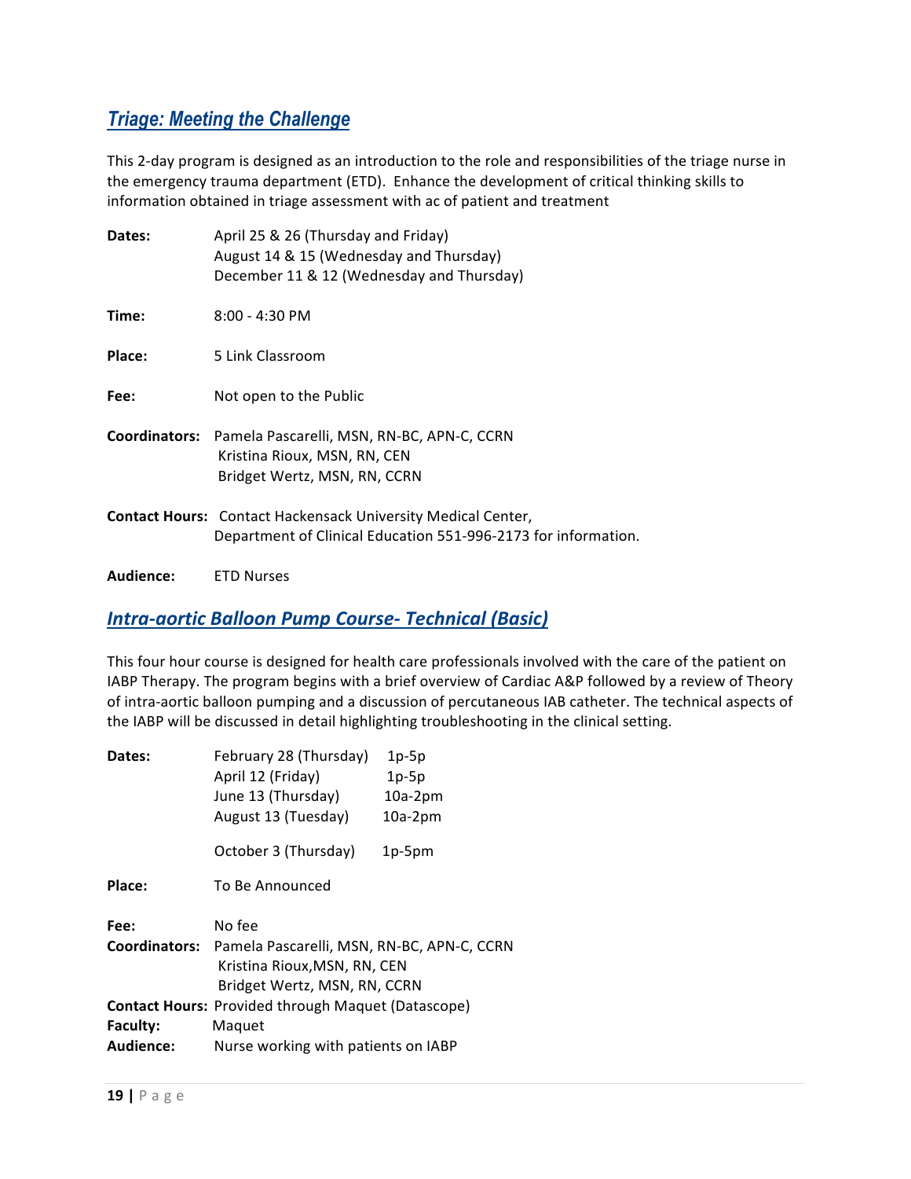## *Triage: Meeting the Challenge*

This 2-day program is designed as an introduction to the role and responsibilities of the triage nurse in the emergency trauma department (ETD). Enhance the development of critical thinking skills to information obtained in triage assessment with ac of patient and treatment

**Dates:** April 25 & 26 (Thursday and Friday)
August 14 & 15 (Wednesday and Thursday)
December 11 & 12 (Wednesday and Thursday)

**Time:** 8:00 - 4:30 PM

**Place:** 5 Link Classroom

**Fee:** Not open to the Public

**Coordinators:** Pamela Pascarelli, MSN, RN-BC, APN-C, CCRN
Kristina Rioux, MSN, RN, CEN
Bridget Wertz, MSN, RN, CCRN

**Contact Hours:** Contact Hackensack University Medical Center, Department of Clinical Education 551-996-2173 for information.

**Audience:** ETD Nurses

## *Intra-aortic Balloon Pump Course- Technical (Basic)*

This four hour course is designed for health care professionals involved with the care of the patient on IABP Therapy. The program begins with a brief overview of Cardiac A&P followed by a review of Theory of intra-aortic balloon pumping and a discussion of percutaneous IAB catheter. The technical aspects of the IABP will be discussed in detail highlighting troubleshooting in the clinical setting.

**Dates:**
February 28 (Thursday) 1p-5p
April 12 (Friday) 1p-5p
June 13 (Thursday) 10a-2pm
August 13 (Tuesday) 10a-2pm
October 3 (Thursday) 1p-5pm

**Place:** To Be Announced

**Fee:** No fee
**Coordinators:** Pamela Pascarelli, MSN, RN-BC, APN-C, CCRN
Kristina Rioux,MSN, RN, CEN
Bridget Wertz, MSN, RN, CCRN
**Contact Hours:** Provided through Maquet (Datascope)
**Faculty:** Maquet
**Audience:** Nurse working with patients on IABP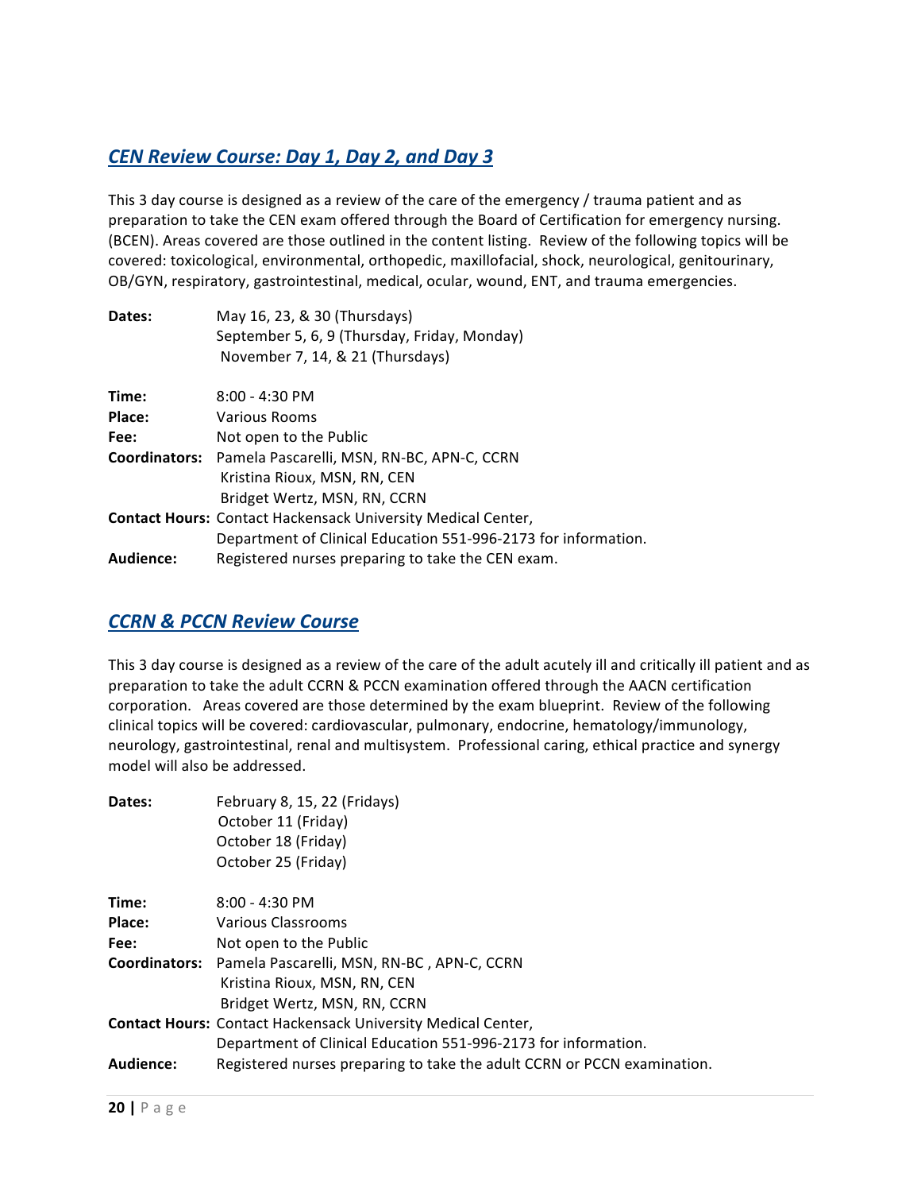## *CEN Review Course: Day 1, Day 2, and Day 3*

This 3 day course is designed as a review of the care of the emergency / trauma patient and as preparation to take the CEN exam offered through the Board of Certification for emergency nursing. (BCEN). Areas covered are those outlined in the content listing. Review of the following topics will be covered: toxicological, environmental, orthopedic, maxillofacial, shock, neurological, genitourinary, OB/GYN, respiratory, gastrointestinal, medical, ocular, wound, ENT, and trauma emergencies.

**Dates:** May 16, 23, & 30 (Thursdays)
September 5, 6, 9 (Thursday, Friday, Monday)
November 7, 14, & 21 (Thursdays)

**Time:** 8:00 - 4:30 PM
**Place:** Various Rooms
**Fee:** Not open to the Public
**Coordinators:** Pamela Pascarelli, MSN, RN-BC, APN-C, CCRN
Kristina Rioux, MSN, RN, CEN
Bridget Wertz, MSN, RN, CCRN
**Contact Hours:** Contact Hackensack University Medical Center, Department of Clinical Education 551-996-2173 for information.
**Audience:** Registered nurses preparing to take the CEN exam.

## *CCRN & PCCN Review Course*

This 3 day course is designed as a review of the care of the adult acutely ill and critically ill patient and as preparation to take the adult CCRN & PCCN examination offered through the AACN certification corporation. Areas covered are those determined by the exam blueprint. Review of the following clinical topics will be covered: cardiovascular, pulmonary, endocrine, hematology/immunology, neurology, gastrointestinal, renal and multisystem. Professional caring, ethical practice and synergy model will also be addressed.

**Dates:** February 8, 15, 22 (Fridays)
October 11 (Friday)
October 18 (Friday)
October 25 (Friday)

**Time:** 8:00 - 4:30 PM
**Place:** Various Classrooms
**Fee:** Not open to the Public
**Coordinators:** Pamela Pascarelli, MSN, RN-BC , APN-C, CCRN
Kristina Rioux, MSN, RN, CEN
Bridget Wertz, MSN, RN, CCRN
**Contact Hours:** Contact Hackensack University Medical Center, Department of Clinical Education 551-996-2173 for information.
**Audience:** Registered nurses preparing to take the adult CCRN or PCCN examination.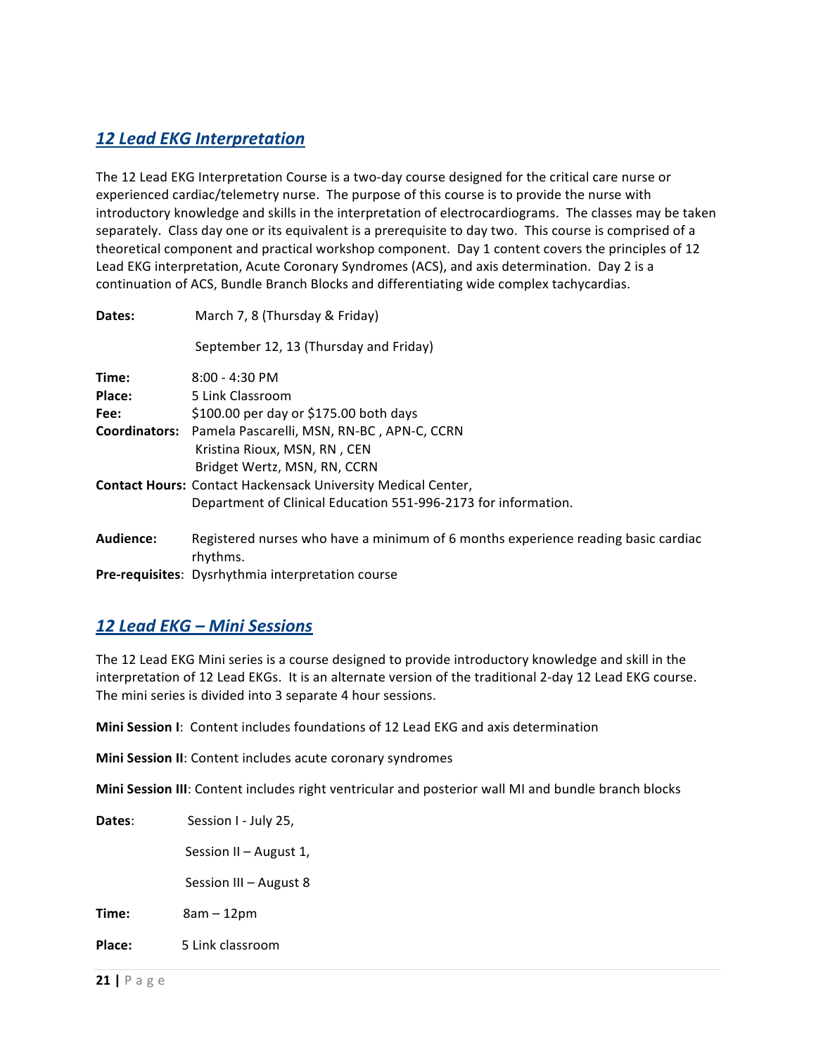## *12 Lead EKG Interpretation*

The 12 Lead EKG Interpretation Course is a two-day course designed for the critical care nurse or experienced cardiac/telemetry nurse. The purpose of this course is to provide the nurse with introductory knowledge and skills in the interpretation of electrocardiograms. The classes may be taken separately. Class day one or its equivalent is a prerequisite to day two. This course is comprised of a theoretical component and practical workshop component. Day 1 content covers the principles of 12 Lead EKG interpretation, Acute Coronary Syndromes (ACS), and axis determination. Day 2 is a continuation of ACS, Bundle Branch Blocks and differentiating wide complex tachycardias.

**Dates:** March 7, 8 (Thursday & Friday)

September 12, 13 (Thursday and Friday)

**Time:** 8:00 - 4:30 PM
**Place:** 5 Link Classroom
**Fee:** $100.00 per day or $175.00 both days
**Coordinators:** Pamela Pascarelli, MSN, RN-BC , APN-C, CCRN
Kristina Rioux, MSN, RN , CEN
Bridget Wertz, MSN, RN, CCRN
**Contact Hours:** Contact Hackensack University Medical Center,
Department of Clinical Education 551-996-2173 for information.

**Audience:** Registered nurses who have a minimum of 6 months experience reading basic cardiac rhythms.
**Pre-requisites**: Dysrhythmia interpretation course

## *12 Lead EKG – Mini Sessions*

The 12 Lead EKG Mini series is a course designed to provide introductory knowledge and skill in the interpretation of 12 Lead EKGs. It is an alternate version of the traditional 2-day 12 Lead EKG course. The mini series is divided into 3 separate 4 hour sessions.

**Mini Session I**: Content includes foundations of 12 Lead EKG and axis determination

**Mini Session II**: Content includes acute coronary syndromes

**Mini Session III**: Content includes right ventricular and posterior wall MI and bundle branch blocks

**Dates**: Session I - July 25,

Session II – August 1,

Session III – August 8

**Time:** 8am – 12pm

**Place:** 5 Link classroom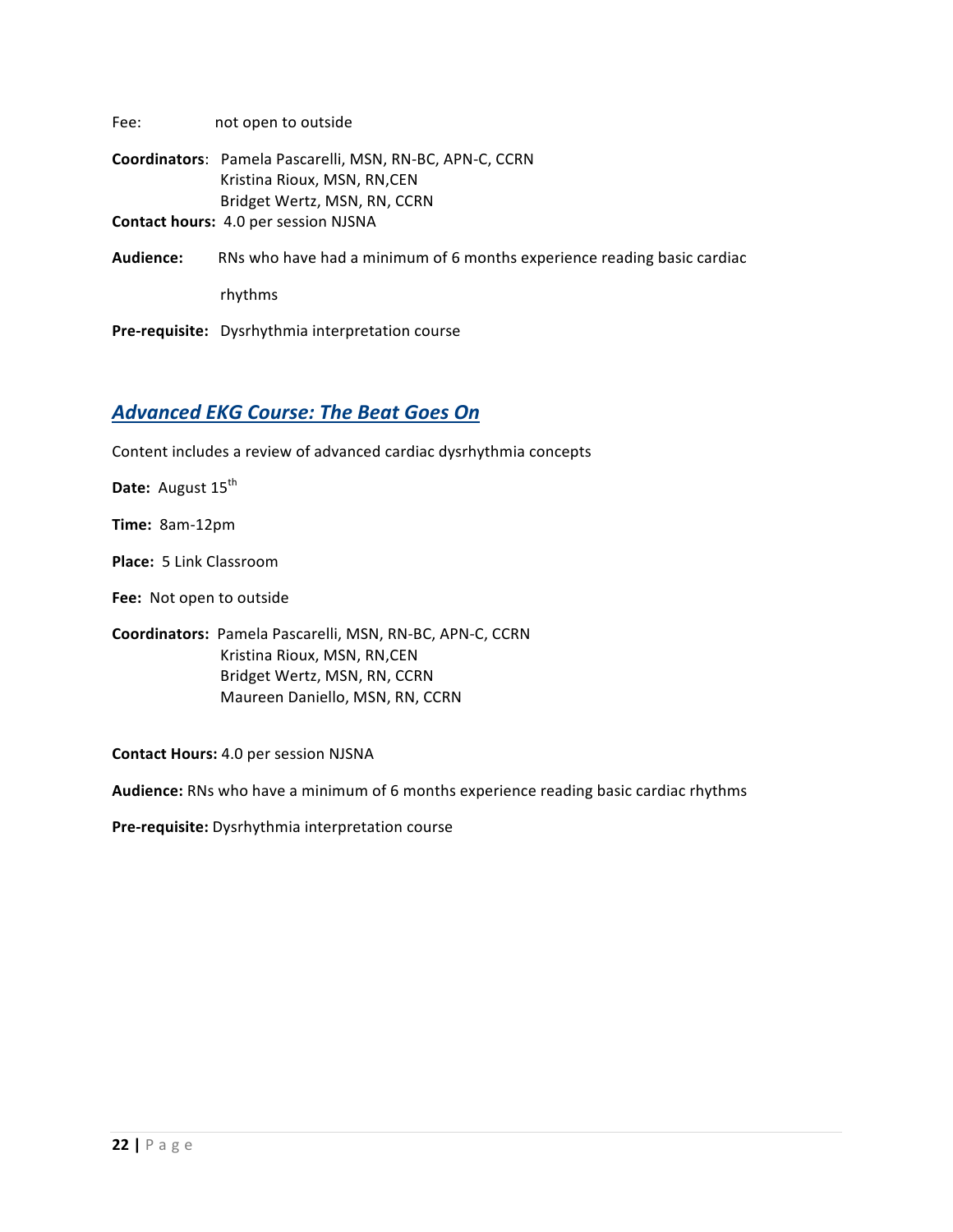Fee: not open to outside

**Coordinators**: Pamela Pascarelli, MSN, RN-BC, APN-C, CCRN
Kristina Rioux, MSN, RN,CEN
Bridget Wertz, MSN, RN, CCRN

**Contact hours:** 4.0 per session NJSNA

**Audience:** RNs who have had a minimum of 6 months experience reading basic cardiac rhythms

**Pre-requisite:** Dysrhythmia interpretation course

## *Advanced EKG Course: The Beat Goes On*

Content includes a review of advanced cardiac dysrhythmia concepts

**Date:** August 15th

**Time:** 8am-12pm

**Place:** 5 Link Classroom

**Fee:** Not open to outside

**Coordinators:** Pamela Pascarelli, MSN, RN-BC, APN-C, CCRN
Kristina Rioux, MSN, RN,CEN
Bridget Wertz, MSN, RN, CCRN
Maureen Daniello, MSN, RN, CCRN

**Contact Hours:** 4.0 per session NJSNA

**Audience:** RNs who have a minimum of 6 months experience reading basic cardiac rhythms

**Pre-requisite:** Dysrhythmia interpretation course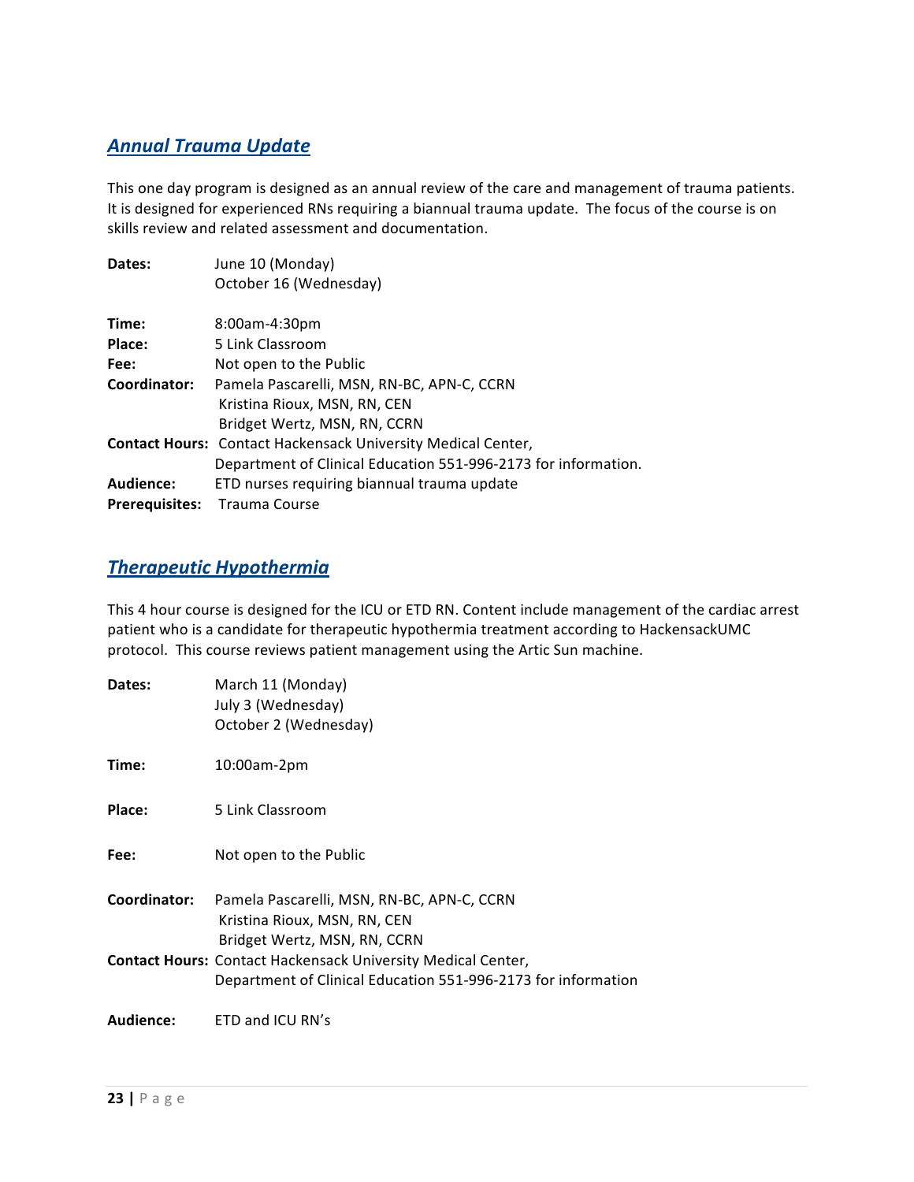## ***Annual Trauma Update***

This one day program is designed as an annual review of the care and management of trauma patients. It is designed for experienced RNs requiring a biannual trauma update. The focus of the course is on skills review and related assessment and documentation.

**Dates:** June 10 (Monday)
October 16 (Wednesday)

**Time:** 8:00am-4:30pm
**Place:** 5 Link Classroom
**Fee:** Not open to the Public
**Coordinator:** Pamela Pascarelli, MSN, RN-BC, APN-C, CCRN
Kristina Rioux, MSN, RN, CEN
Bridget Wertz, MSN, RN, CCRN
**Contact Hours:** Contact Hackensack University Medical Center, Department of Clinical Education 551-996-2173 for information.
**Audience:** ETD nurses requiring biannual trauma update
**Prerequisites:** Trauma Course

## ***Therapeutic Hypothermia***

This 4 hour course is designed for the ICU or ETD RN. Content include management of the cardiac arrest patient who is a candidate for therapeutic hypothermia treatment according to HackensackUMC protocol. This course reviews patient management using the Artic Sun machine.

**Dates:** March 11 (Monday)
July 3 (Wednesday)
October 2 (Wednesday)

**Time:** 10:00am-2pm

**Place:** 5 Link Classroom

**Fee:** Not open to the Public

**Coordinator:** Pamela Pascarelli, MSN, RN-BC, APN-C, CCRN
Kristina Rioux, MSN, RN, CEN
Bridget Wertz, MSN, RN, CCRN
**Contact Hours:** Contact Hackensack University Medical Center, Department of Clinical Education 551-996-2173 for information

**Audience:** ETD and ICU RN's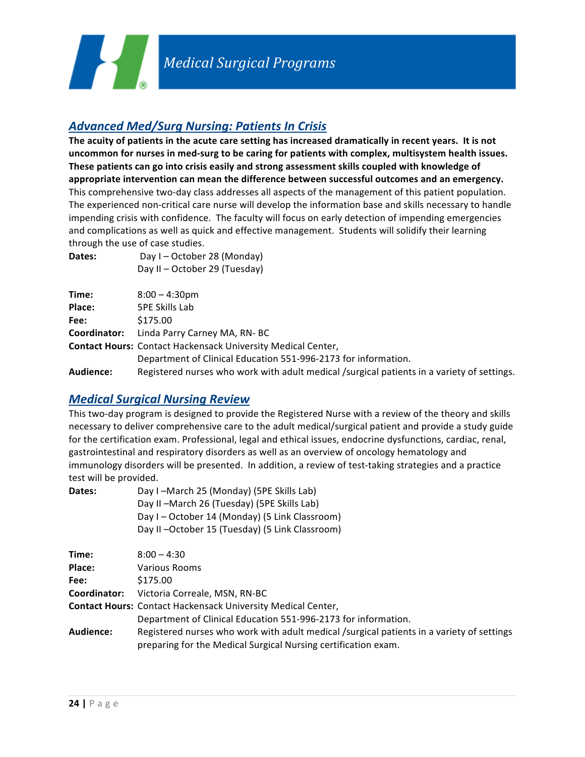# Medical Surgical Programs

## Advanced Med/Surg Nursing: Patients In Crisis

**The acuity of patients in the acute care setting has increased dramatically in recent years. It is not uncommon for nurses in med-surg to be caring for patients with complex, multisystem health issues. These patients can go into crisis easily and strong assessment skills coupled with knowledge of appropriate intervention can mean the difference between successful outcomes and an emergency.** This comprehensive two-day class addresses all aspects of the management of this patient population. The experienced non-critical care nurse will develop the information base and skills necessary to handle impending crisis with confidence. The faculty will focus on early detection of impending emergencies and complications as well as quick and effective management. Students will solidify their learning through the use of case studies.

**Dates:** Day I – October 28 (Monday)
Day II – October 29 (Tuesday)

**Time:** 8:00 – 4:30pm
**Place:** 5PE Skills Lab
**Fee:** $175.00
**Coordinator:** Linda Parry Carney MA, RN- BC
**Contact Hours:** Contact Hackensack University Medical Center, Department of Clinical Education 551-996-2173 for information.
**Audience:** Registered nurses who work with adult medical /surgical patients in a variety of settings.

## Medical Surgical Nursing Review

This two-day program is designed to provide the Registered Nurse with a review of the theory and skills necessary to deliver comprehensive care to the adult medical/surgical patient and provide a study guide for the certification exam. Professional, legal and ethical issues, endocrine dysfunctions, cardiac, renal, gastrointestinal and respiratory disorders as well as an overview of oncology hematology and immunology disorders will be presented. In addition, a review of test-taking strategies and a practice test will be provided.

**Dates:** Day I –March 25 (Monday) (5PE Skills Lab)
Day II –March 26 (Tuesday) (5PE Skills Lab)
Day I – October 14 (Monday) (5 Link Classroom)
Day II –October 15 (Tuesday) (5 Link Classroom)

**Time:** 8:00 – 4:30
**Place:** Various Rooms
**Fee:** $175.00
**Coordinator:** Victoria Correale, MSN, RN-BC
**Contact Hours:** Contact Hackensack University Medical Center, Department of Clinical Education 551-996-2173 for information.
**Audience:** Registered nurses who work with adult medical /surgical patients in a variety of settings preparing for the Medical Surgical Nursing certification exam.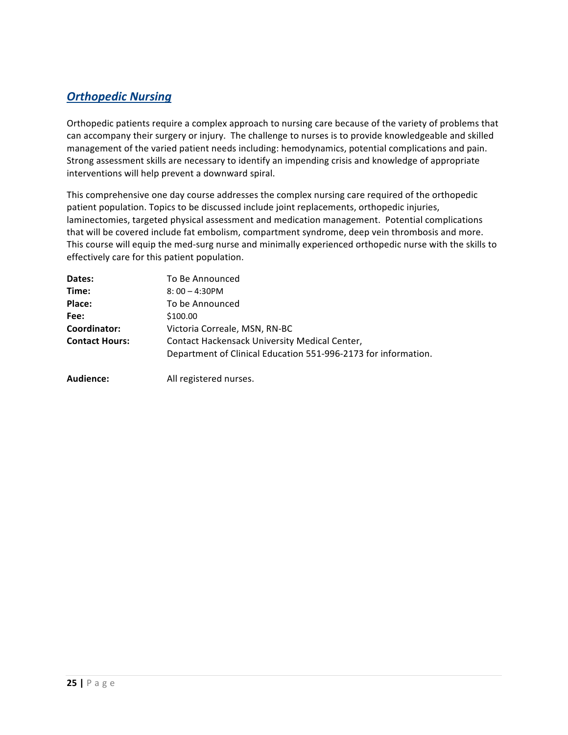## ***Orthopedic Nursing***

Orthopedic patients require a complex approach to nursing care because of the variety of problems that can accompany their surgery or injury. The challenge to nurses is to provide knowledgeable and skilled management of the varied patient needs including: hemodynamics, potential complications and pain. Strong assessment skills are necessary to identify an impending crisis and knowledge of appropriate interventions will help prevent a downward spiral.

This comprehensive one day course addresses the complex nursing care required of the orthopedic patient population. Topics to be discussed include joint replacements, orthopedic injuries, laminectomies, targeted physical assessment and medication management. Potential complications that will be covered include fat embolism, compartment syndrome, deep vein thrombosis and more. This course will equip the med-surg nurse and minimally experienced orthopedic nurse with the skills to effectively care for this patient population.

**Dates:** To Be Announced
**Time:** 8: 00 – 4:30PM
**Place:** To be Announced
**Fee:** $100.00
**Coordinator:** Victoria Correale, MSN, RN-BC
**Contact Hours:** Contact Hackensack University Medical Center, Department of Clinical Education 551-996-2173 for information.

**Audience:** All registered nurses.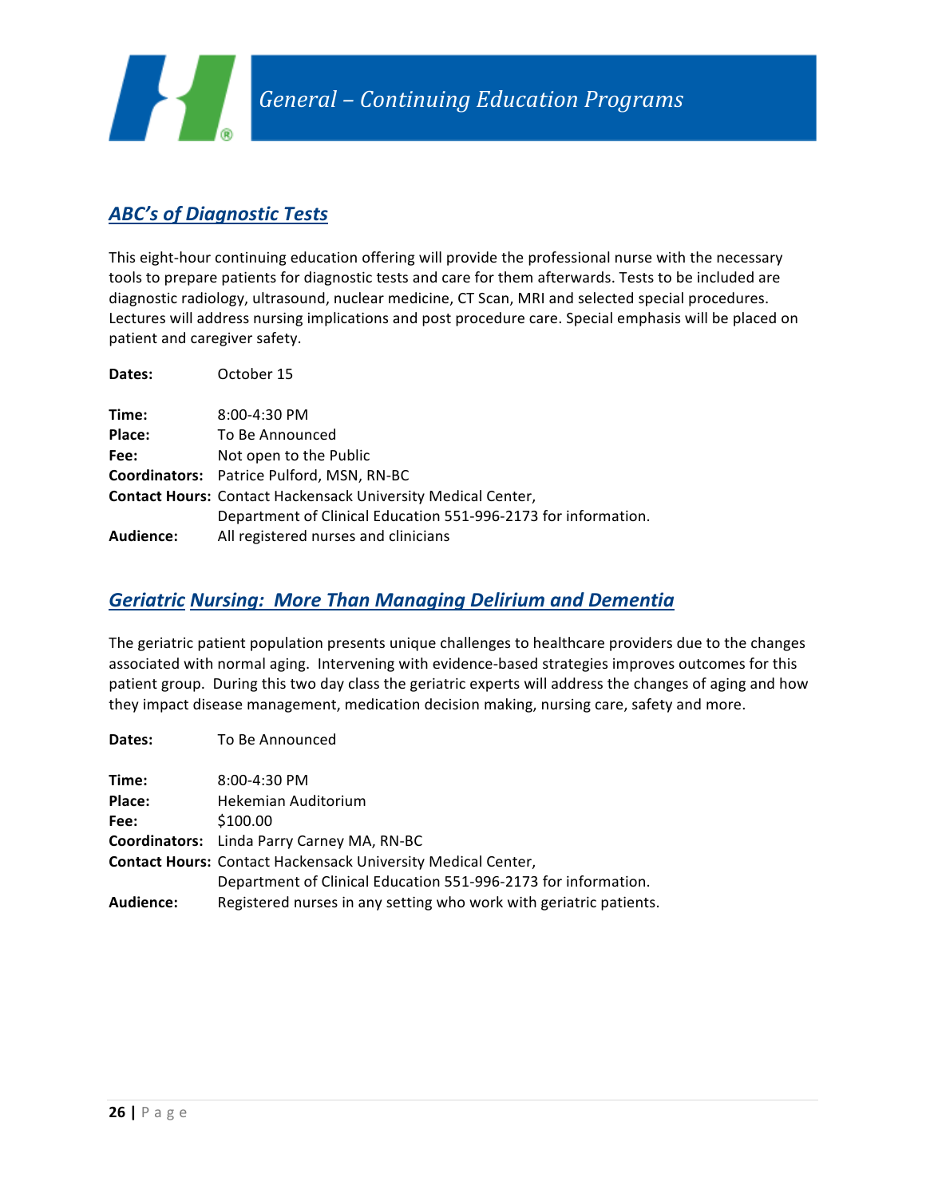# General – Continuing Education Programs

## ABC's of Diagnostic Tests

This eight-hour continuing education offering will provide the professional nurse with the necessary tools to prepare patients for diagnostic tests and care for them afterwards. Tests to be included are diagnostic radiology, ultrasound, nuclear medicine, CT Scan, MRI and selected special procedures. Lectures will address nursing implications and post procedure care. Special emphasis will be placed on patient and caregiver safety.

**Dates:** October 15

**Time:** 8:00-4:30 PM
**Place:** To Be Announced
**Fee:** Not open to the Public
**Coordinators:** Patrice Pulford, MSN, RN-BC
**Contact Hours:** Contact Hackensack University Medical Center, Department of Clinical Education 551-996-2173 for information.
**Audience:** All registered nurses and clinicians

## Geriatric Nursing: More Than Managing Delirium and Dementia

The geriatric patient population presents unique challenges to healthcare providers due to the changes associated with normal aging. Intervening with evidence-based strategies improves outcomes for this patient group. During this two day class the geriatric experts will address the changes of aging and how they impact disease management, medication decision making, nursing care, safety and more.

**Dates:** To Be Announced

**Time:** 8:00-4:30 PM
**Place:** Hekemian Auditorium
**Fee:** $100.00
**Coordinators:** Linda Parry Carney MA, RN-BC
**Contact Hours:** Contact Hackensack University Medical Center, Department of Clinical Education 551-996-2173 for information.
**Audience:** Registered nurses in any setting who work with geriatric patients.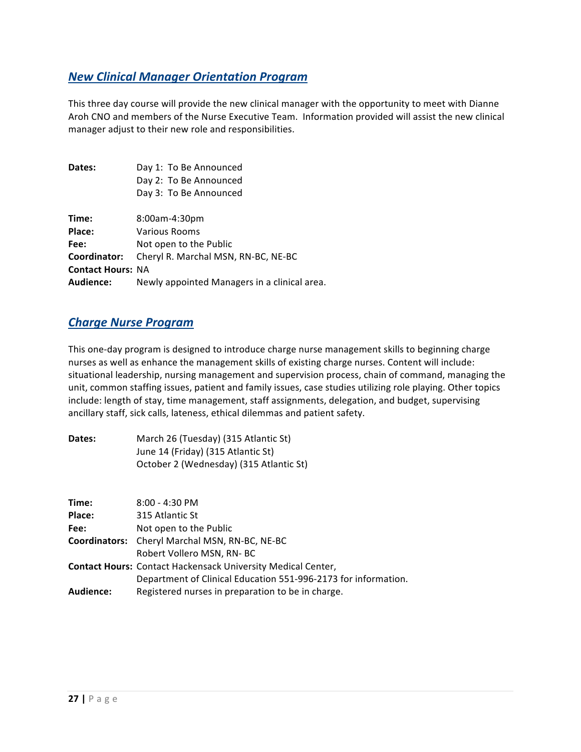## *New Clinical Manager Orientation Program*

This three day course will provide the new clinical manager with the opportunity to meet with Dianne Aroh CNO and members of the Nurse Executive Team. Information provided will assist the new clinical manager adjust to their new role and responsibilities.

**Dates:** Day 1: To Be Announced
Day 2: To Be Announced
Day 3: To Be Announced

**Time:** 8:00am-4:30pm
**Place:** Various Rooms
**Fee:** Not open to the Public
**Coordinator:** Cheryl R. Marchal MSN, RN-BC, NE-BC
**Contact Hours:** NA
**Audience:** Newly appointed Managers in a clinical area.

## *Charge Nurse Program*

This one-day program is designed to introduce charge nurse management skills to beginning charge nurses as well as enhance the management skills of existing charge nurses. Content will include: situational leadership, nursing management and supervision process, chain of command, managing the unit, common staffing issues, patient and family issues, case studies utilizing role playing. Other topics include: length of stay, time management, staff assignments, delegation, and budget, supervising ancillary staff, sick calls, lateness, ethical dilemmas and patient safety.

**Dates:** March 26 (Tuesday) (315 Atlantic St)
June 14 (Friday) (315 Atlantic St)
October 2 (Wednesday) (315 Atlantic St)

**Time:** 8:00 - 4:30 PM
**Place:** 315 Atlantic St
**Fee:** Not open to the Public
**Coordinators:** Cheryl Marchal MSN, RN-BC, NE-BC
Robert Vollero MSN, RN- BC
**Contact Hours:** Contact Hackensack University Medical Center, Department of Clinical Education 551-996-2173 for information.
**Audience:** Registered nurses in preparation to be in charge.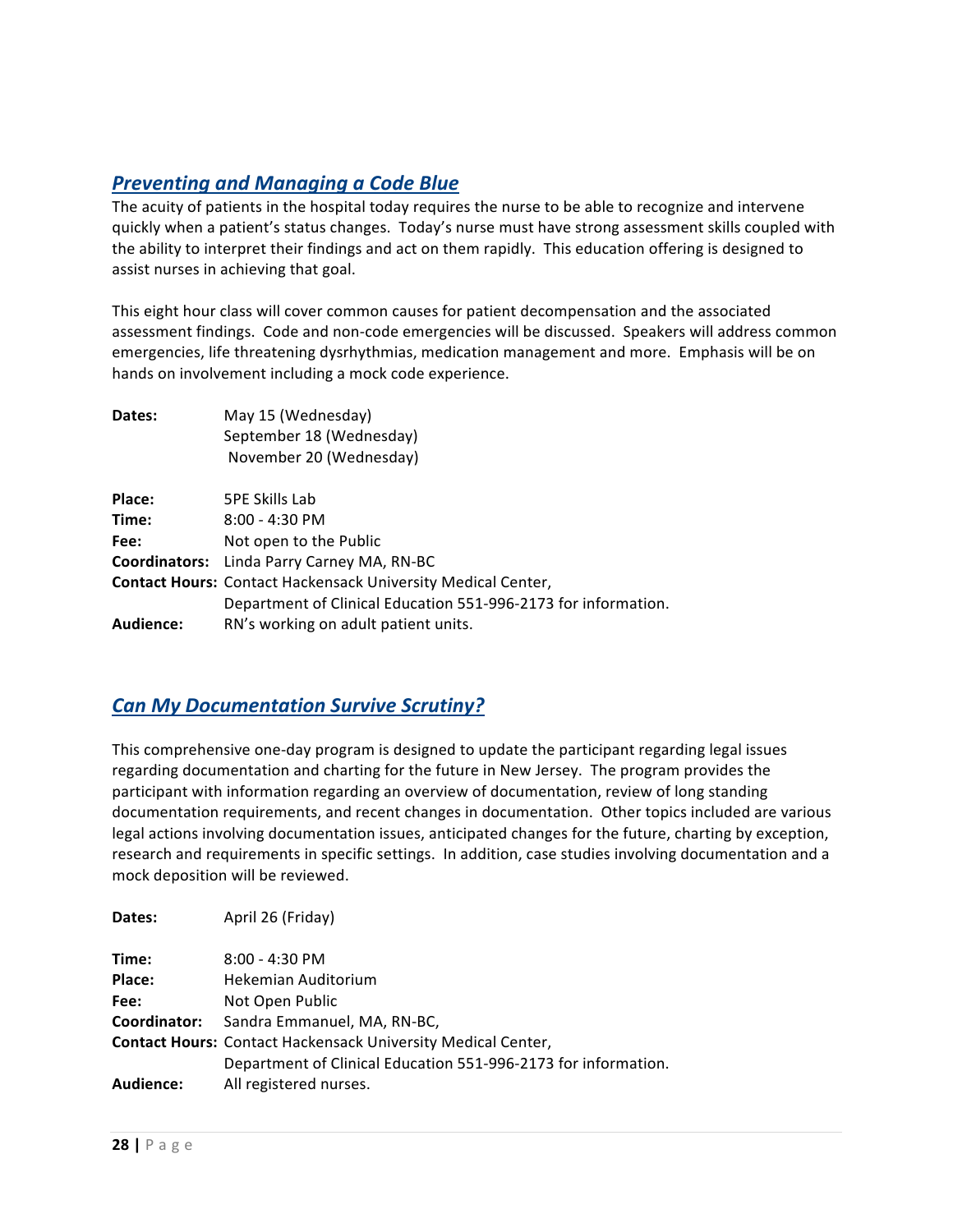## *Preventing and Managing a Code Blue*

The acuity of patients in the hospital today requires the nurse to be able to recognize and intervene quickly when a patient's status changes. Today's nurse must have strong assessment skills coupled with the ability to interpret their findings and act on them rapidly. This education offering is designed to assist nurses in achieving that goal.

This eight hour class will cover common causes for patient decompensation and the associated assessment findings. Code and non-code emergencies will be discussed. Speakers will address common emergencies, life threatening dysrhythmias, medication management and more. Emphasis will be on hands on involvement including a mock code experience.

**Dates:** May 15 (Wednesday)
September 18 (Wednesday)
November 20 (Wednesday)

**Place:** 5PE Skills Lab
**Time:** 8:00 - 4:30 PM
**Fee:** Not open to the Public
**Coordinators:** Linda Parry Carney MA, RN-BC
**Contact Hours:** Contact Hackensack University Medical Center, Department of Clinical Education 551-996-2173 for information.
**Audience:** RN's working on adult patient units.

## *Can My Documentation Survive Scrutiny?*

This comprehensive one-day program is designed to update the participant regarding legal issues regarding documentation and charting for the future in New Jersey. The program provides the participant with information regarding an overview of documentation, review of long standing documentation requirements, and recent changes in documentation. Other topics included are various legal actions involving documentation issues, anticipated changes for the future, charting by exception, research and requirements in specific settings. In addition, case studies involving documentation and a mock deposition will be reviewed.

**Dates:** April 26 (Friday)

**Time:** 8:00 - 4:30 PM
**Place:** Hekemian Auditorium
**Fee:** Not Open Public
**Coordinator:** Sandra Emmanuel, MA, RN-BC,
**Contact Hours:** Contact Hackensack University Medical Center, Department of Clinical Education 551-996-2173 for information.
**Audience:** All registered nurses.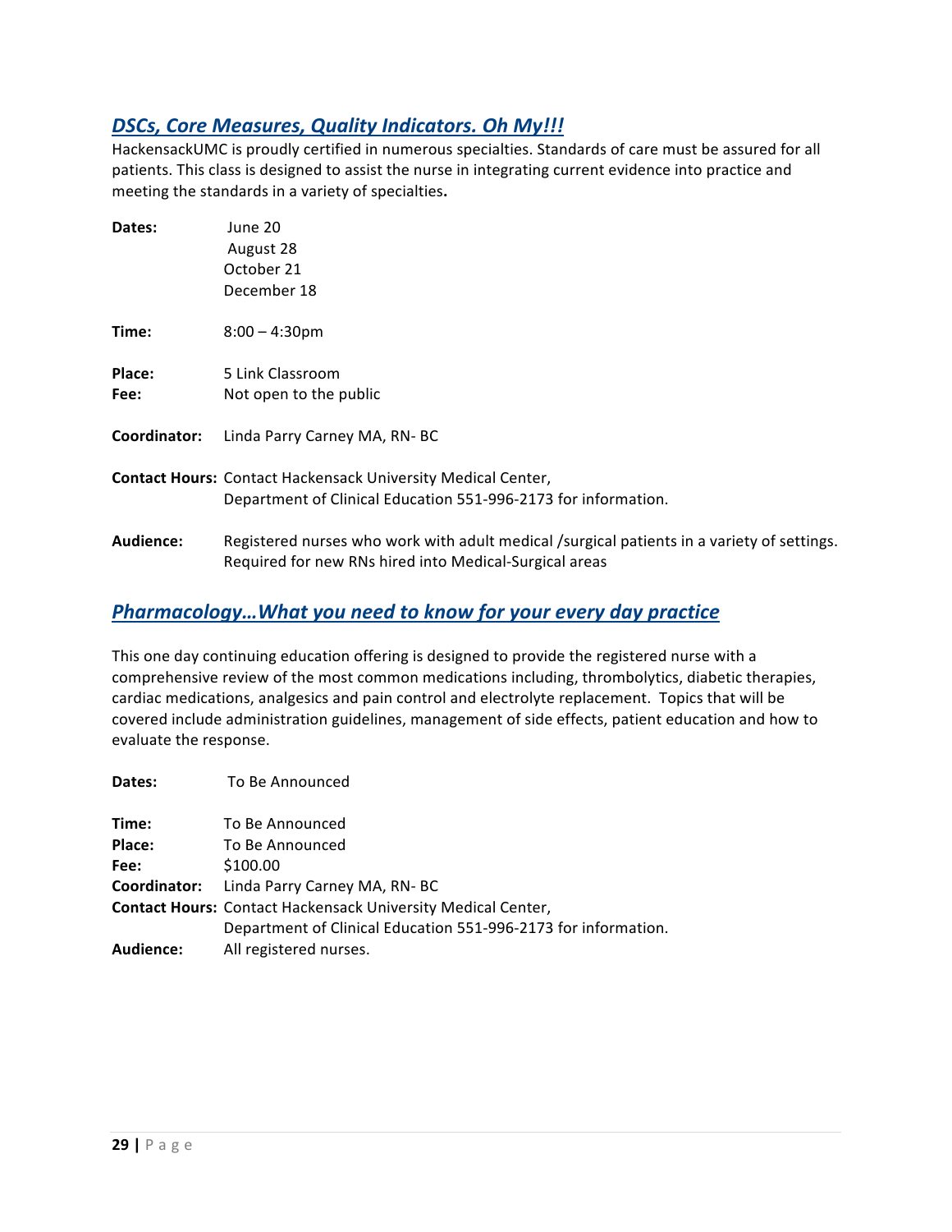## *DSCs, Core Measures, Quality Indicators. Oh My!!!*

HackensackUMC is proudly certified in numerous specialties. Standards of care must be assured for all patients. This class is designed to assist the nurse in integrating current evidence into practice and meeting the standards in a variety of specialties**.**

**Dates:** June 20
August 28
October 21
December 18

**Time:** 8:00 – 4:30pm

**Place:** 5 Link Classroom
**Fee:** Not open to the public

**Coordinator:** Linda Parry Carney MA, RN- BC

**Contact Hours:** Contact Hackensack University Medical Center, Department of Clinical Education 551-996-2173 for information.

**Audience:** Registered nurses who work with adult medical /surgical patients in a variety of settings. Required for new RNs hired into Medical-Surgical areas

## *Pharmacology…What you need to know for your every day practice*

This one day continuing education offering is designed to provide the registered nurse with a comprehensive review of the most common medications including, thrombolytics, diabetic therapies, cardiac medications, analgesics and pain control and electrolyte replacement. Topics that will be covered include administration guidelines, management of side effects, patient education and how to evaluate the response.

**Dates:** To Be Announced

**Time:** To Be Announced
**Place:** To Be Announced
**Fee:** $100.00
**Coordinator:** Linda Parry Carney MA, RN- BC
**Contact Hours:** Contact Hackensack University Medical Center, Department of Clinical Education 551-996-2173 for information.
**Audience:** All registered nurses.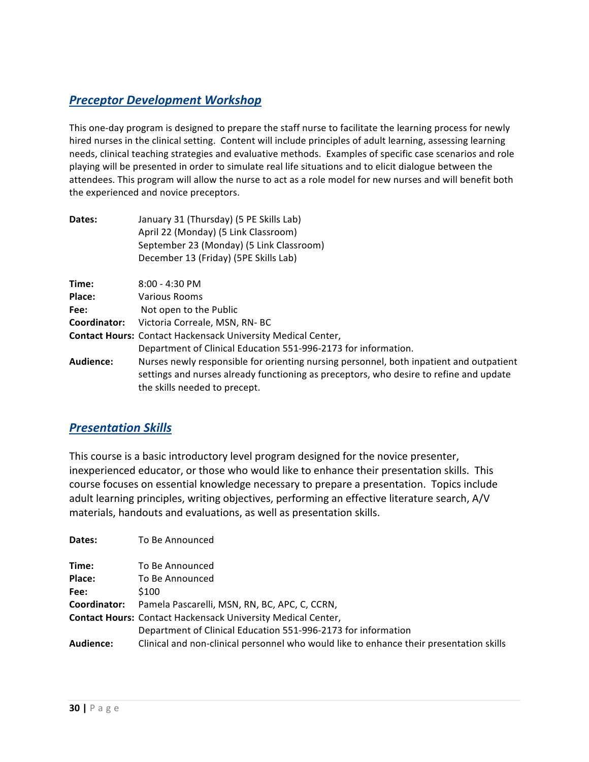## *Preceptor Development Workshop*

This one-day program is designed to prepare the staff nurse to facilitate the learning process for newly hired nurses in the clinical setting. Content will include principles of adult learning, assessing learning needs, clinical teaching strategies and evaluative methods. Examples of specific case scenarios and role playing will be presented in order to simulate real life situations and to elicit dialogue between the attendees. This program will allow the nurse to act as a role model for new nurses and will benefit both the experienced and novice preceptors.

**Dates:** January 31 (Thursday) (5 PE Skills Lab)
April 22 (Monday) (5 Link Classroom)
September 23 (Monday) (5 Link Classroom)
December 13 (Friday) (5PE Skills Lab)

**Time:** 8:00 - 4:30 PM
**Place:** Various Rooms
**Fee:** Not open to the Public
**Coordinator:** Victoria Correale, MSN, RN- BC
**Contact Hours:** Contact Hackensack University Medical Center,
Department of Clinical Education 551-996-2173 for information.
**Audience:** Nurses newly responsible for orienting nursing personnel, both inpatient and outpatient settings and nurses already functioning as preceptors, who desire to refine and update the skills needed to precept.

## *Presentation Skills*

This course is a basic introductory level program designed for the novice presenter, inexperienced educator, or those who would like to enhance their presentation skills. This course focuses on essential knowledge necessary to prepare a presentation. Topics include adult learning principles, writing objectives, performing an effective literature search, A/V materials, handouts and evaluations, as well as presentation skills.

**Dates:** To Be Announced

**Time:** To Be Announced
**Place:** To Be Announced
**Fee:** $100
**Coordinator:** Pamela Pascarelli, MSN, RN, BC, APC, C, CCRN,
**Contact Hours:** Contact Hackensack University Medical Center,
Department of Clinical Education 551-996-2173 for information
**Audience:** Clinical and non-clinical personnel who would like to enhance their presentation skills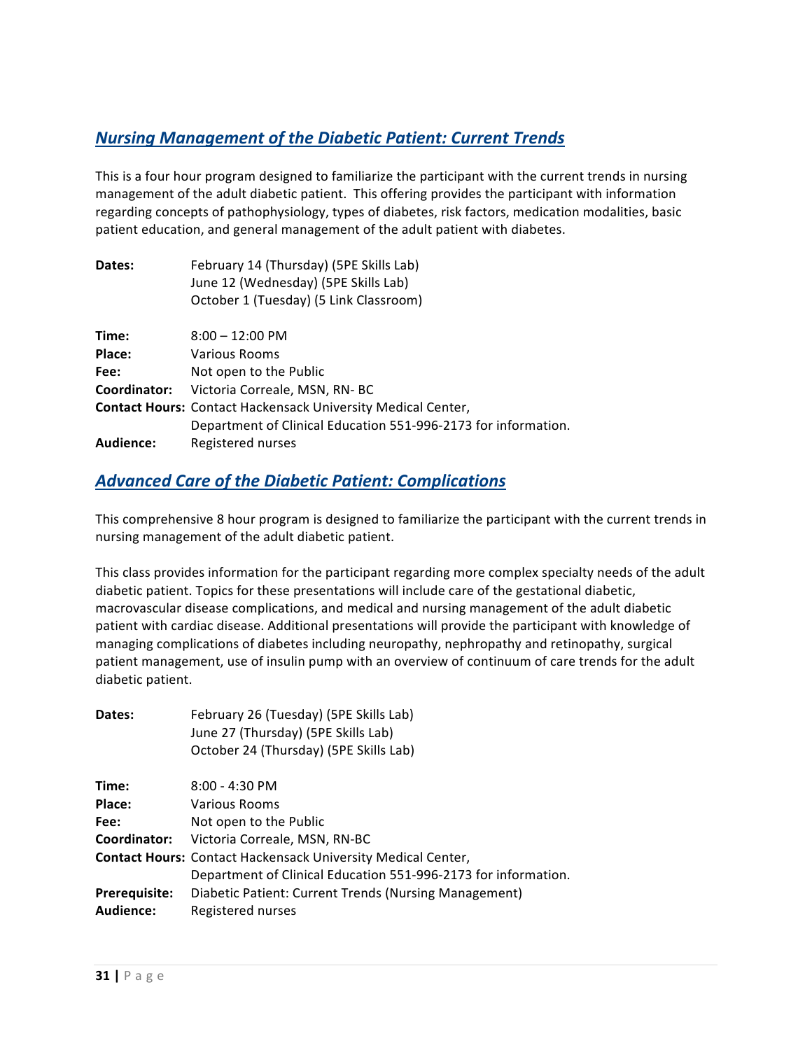## *Nursing Management of the Diabetic Patient: Current Trends*

This is a four hour program designed to familiarize the participant with the current trends in nursing management of the adult diabetic patient. This offering provides the participant with information regarding concepts of pathophysiology, types of diabetes, risk factors, medication modalities, basic patient education, and general management of the adult patient with diabetes.

**Dates:** February 14 (Thursday) (5PE Skills Lab)
June 12 (Wednesday) (5PE Skills Lab)
October 1 (Tuesday) (5 Link Classroom)

**Time:** 8:00 – 12:00 PM
**Place:** Various Rooms
**Fee:** Not open to the Public
**Coordinator:** Victoria Correale, MSN, RN- BC
**Contact Hours:** Contact Hackensack University Medical Center, Department of Clinical Education 551-996-2173 for information.
**Audience:** Registered nurses

## *Advanced Care of the Diabetic Patient: Complications*

This comprehensive 8 hour program is designed to familiarize the participant with the current trends in nursing management of the adult diabetic patient.

This class provides information for the participant regarding more complex specialty needs of the adult diabetic patient. Topics for these presentations will include care of the gestational diabetic, macrovascular disease complications, and medical and nursing management of the adult diabetic patient with cardiac disease. Additional presentations will provide the participant with knowledge of managing complications of diabetes including neuropathy, nephropathy and retinopathy, surgical patient management, use of insulin pump with an overview of continuum of care trends for the adult diabetic patient.

**Dates:** February 26 (Tuesday) (5PE Skills Lab)
June 27 (Thursday) (5PE Skills Lab)
October 24 (Thursday) (5PE Skills Lab)

**Time:** 8:00 - 4:30 PM
**Place:** Various Rooms
**Fee:** Not open to the Public
**Coordinator:** Victoria Correale, MSN, RN-BC
**Contact Hours:** Contact Hackensack University Medical Center, Department of Clinical Education 551-996-2173 for information.
**Prerequisite:** Diabetic Patient: Current Trends (Nursing Management)
**Audience:** Registered nurses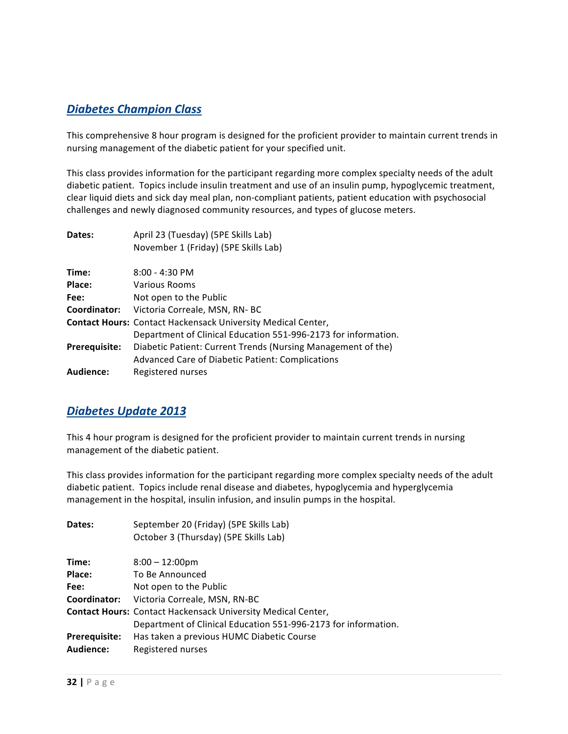## *Diabetes Champion Class*

This comprehensive 8 hour program is designed for the proficient provider to maintain current trends in nursing management of the diabetic patient for your specified unit.

This class provides information for the participant regarding more complex specialty needs of the adult diabetic patient. Topics include insulin treatment and use of an insulin pump, hypoglycemic treatment, clear liquid diets and sick day meal plan, non-compliant patients, patient education with psychosocial challenges and newly diagnosed community resources, and types of glucose meters.

**Dates:** April 23 (Tuesday) (5PE Skills Lab)
November 1 (Friday) (5PE Skills Lab)

**Time:** 8:00 - 4:30 PM
**Place:** Various Rooms
**Fee:** Not open to the Public
**Coordinator:** Victoria Correale, MSN, RN- BC
**Contact Hours:** Contact Hackensack University Medical Center, Department of Clinical Education 551-996-2173 for information.
**Prerequisite:** Diabetic Patient: Current Trends (Nursing Management of the)
Advanced Care of Diabetic Patient: Complications
**Audience:** Registered nurses

## *Diabetes Update 2013*

This 4 hour program is designed for the proficient provider to maintain current trends in nursing management of the diabetic patient.

This class provides information for the participant regarding more complex specialty needs of the adult diabetic patient. Topics include renal disease and diabetes, hypoglycemia and hyperglycemia management in the hospital, insulin infusion, and insulin pumps in the hospital.

**Dates:** September 20 (Friday) (5PE Skills Lab)
October 3 (Thursday) (5PE Skills Lab)

**Time:** 8:00 – 12:00pm
**Place:** To Be Announced
**Fee:** Not open to the Public
**Coordinator:** Victoria Correale, MSN, RN-BC
**Contact Hours:** Contact Hackensack University Medical Center, Department of Clinical Education 551-996-2173 for information.
**Prerequisite:** Has taken a previous HUMC Diabetic Course
**Audience:** Registered nurses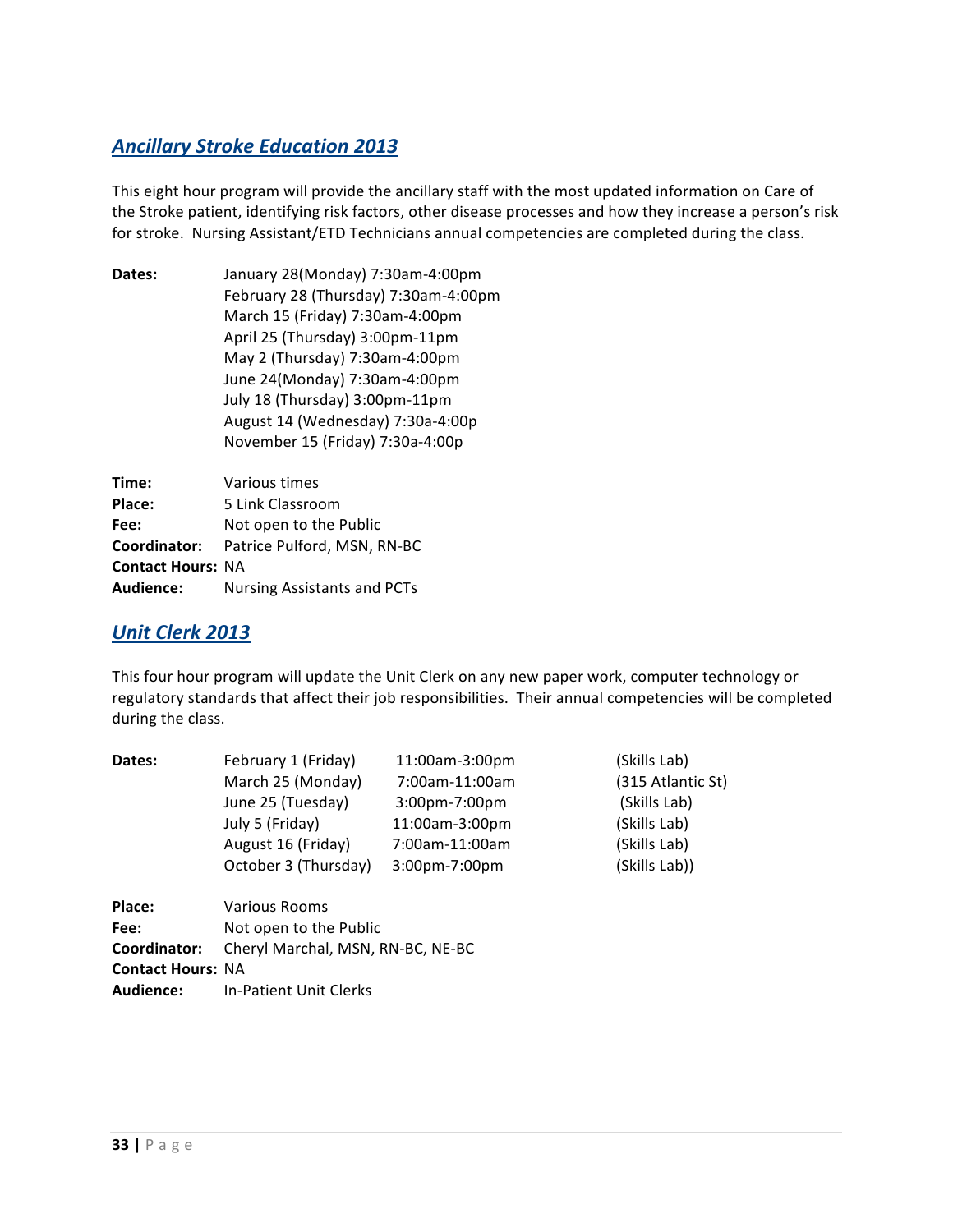## *Ancillary Stroke Education 2013*

This eight hour program will provide the ancillary staff with the most updated information on Care of the Stroke patient, identifying risk factors, other disease processes and how they increase a person's risk for stroke. Nursing Assistant/ETD Technicians annual competencies are completed during the class.

**Dates:** January 28(Monday) 7:30am-4:00pm
February 28 (Thursday) 7:30am-4:00pm
March 15 (Friday) 7:30am-4:00pm
April 25 (Thursday) 3:00pm-11pm
May 2 (Thursday) 7:30am-4:00pm
June 24(Monday) 7:30am-4:00pm
July 18 (Thursday) 3:00pm-11pm
August 14 (Wednesday) 7:30a-4:00p
November 15 (Friday) 7:30a-4:00p

**Time:** Various times
**Place:** 5 Link Classroom
**Fee:** Not open to the Public
**Coordinator:** Patrice Pulford, MSN, RN-BC
**Contact Hours:** NA
**Audience:** Nursing Assistants and PCTs

## *Unit Clerk 2013*

This four hour program will update the Unit Clerk on any new paper work, computer technology or regulatory standards that affect their job responsibilities. Their annual competencies will be completed during the class.

| **Dates:** | | | |
|---|---|---|---|
| | February 1 (Friday) | 11:00am-3:00pm | (Skills Lab) |
| | March 25 (Monday) | 7:00am-11:00am | (315 Atlantic St) |
| | June 25 (Tuesday) | 3:00pm-7:00pm | (Skills Lab) |
| | July 5 (Friday) | 11:00am-3:00pm | (Skills Lab) |
| | August 16 (Friday) | 7:00am-11:00am | (Skills Lab) |
| | October 3 (Thursday) | 3:00pm-7:00pm | (Skills Lab)) |

**Place:** Various Rooms
**Fee:** Not open to the Public
**Coordinator:** Cheryl Marchal, MSN, RN-BC, NE-BC
**Contact Hours:** NA
**Audience:** In-Patient Unit Clerks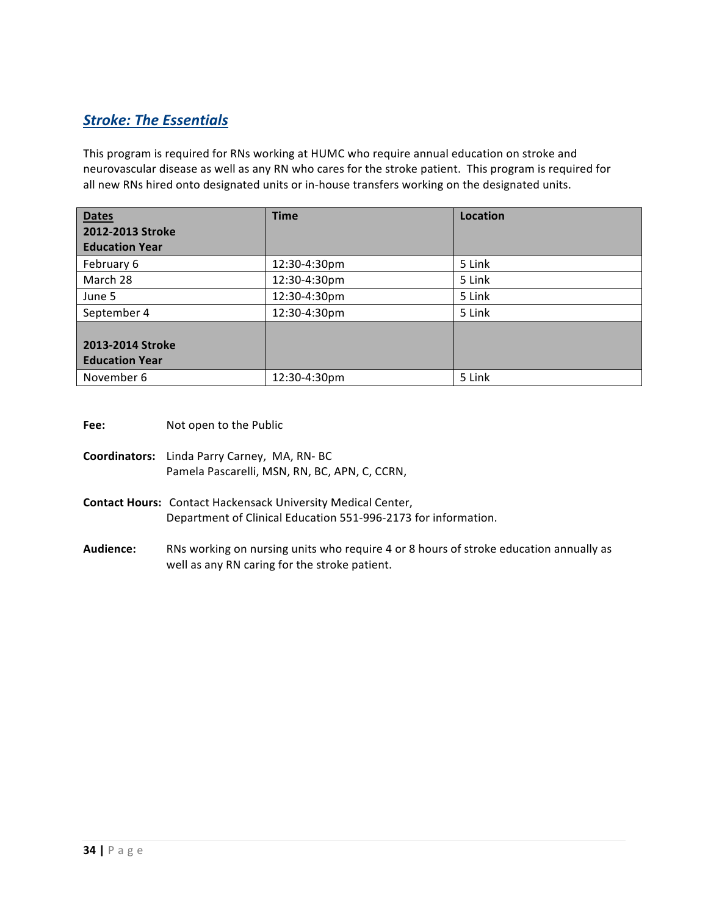## ***Stroke: The Essentials***

This program is required for RNs working at HUMC who require annual education on stroke and neurovascular disease as well as any RN who cares for the stroke patient. This program is required for all new RNs hired onto designated units or in-house transfers working on the designated units.

| **Dates** **2012-2013 Stroke Education Year** | **Time** | **Location** |
|---|---|---|
| February 6 | 12:30-4:30pm | 5 Link |
| March 28 | 12:30-4:30pm | 5 Link |
| June 5 | 12:30-4:30pm | 5 Link |
| September 4 | 12:30-4:30pm | 5 Link |
| **2013-2014 Stroke Education Year** | | |
| November 6 | 12:30-4:30pm | 5 Link |

**Fee:** Not open to the Public

**Coordinators:** Linda Parry Carney, MA, RN- BC
Pamela Pascarelli, MSN, RN, BC, APN, C, CCRN,

**Contact Hours:** Contact Hackensack University Medical Center, Department of Clinical Education 551-996-2173 for information.

**Audience:** RNs working on nursing units who require 4 or 8 hours of stroke education annually as well as any RN caring for the stroke patient.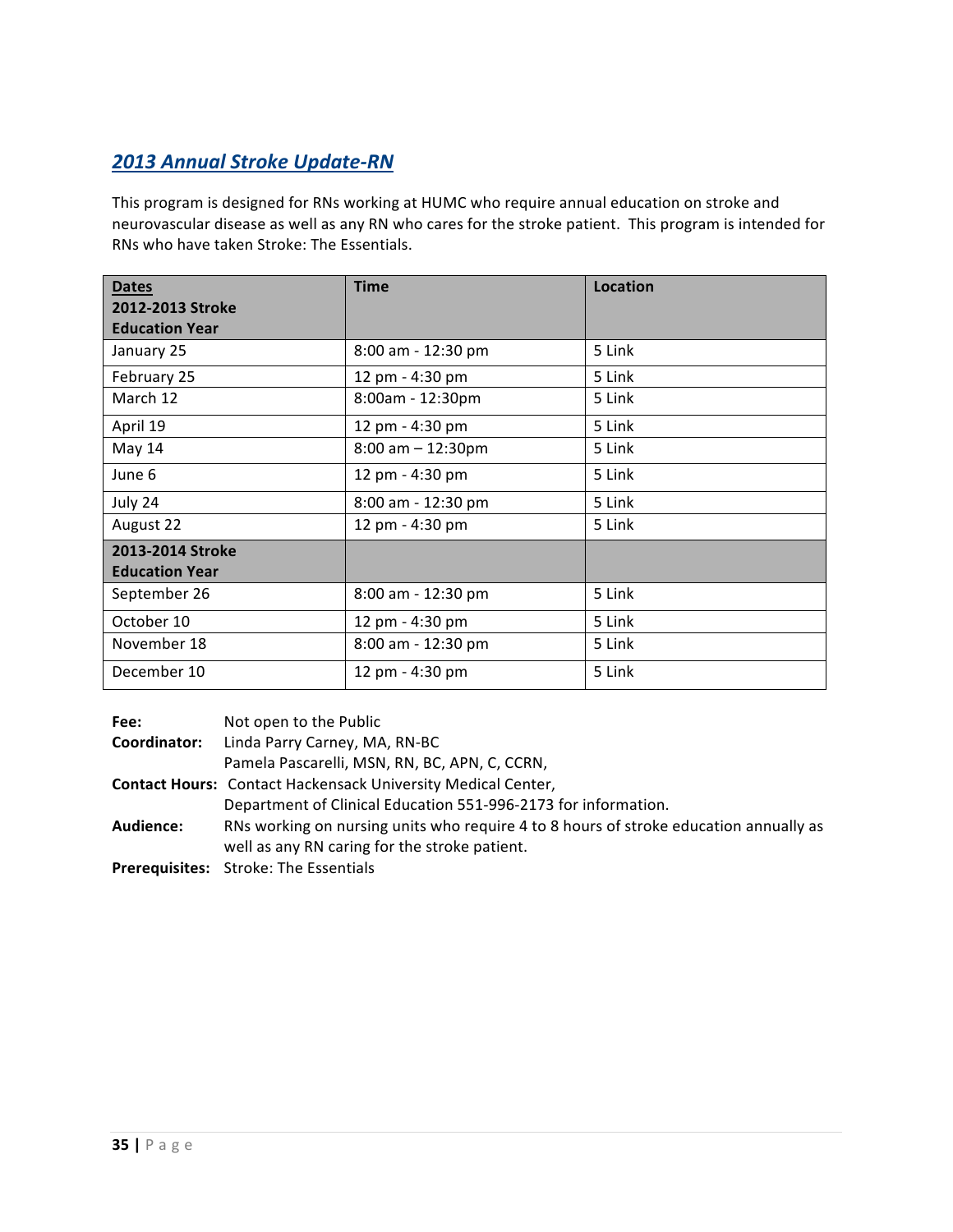## *2013 Annual Stroke Update-RN*

This program is designed for RNs working at HUMC who require annual education on stroke and neurovascular disease as well as any RN who cares for the stroke patient. This program is intended for RNs who have taken Stroke: The Essentials.

| Dates<br>2012-2013 Stroke Education Year | Time | Location |
|---|---|---|
| January 25 | 8:00 am - 12:30 pm | 5 Link |
| February 25 | 12 pm - 4:30 pm | 5 Link |
| March 12 | 8:00am - 12:30pm | 5 Link |
| April 19 | 12 pm - 4:30 pm | 5 Link |
| May 14 | 8:00 am – 12:30pm | 5 Link |
| June 6 | 12 pm - 4:30 pm | 5 Link |
| July 24 | 8:00 am - 12:30 pm | 5 Link |
| August 22 | 12 pm - 4:30 pm | 5 Link |
| **2013-2014 Stroke Education Year** | | |
| September 26 | 8:00 am - 12:30 pm | 5 Link |
| October 10 | 12 pm - 4:30 pm | 5 Link |
| November 18 | 8:00 am - 12:30 pm | 5 Link |
| December 10 | 12 pm - 4:30 pm | 5 Link |

**Fee:** Not open to the Public

**Coordinator:** Linda Parry Carney, MA, RN-BC
Pamela Pascarelli, MSN, RN, BC, APN, C, CCRN,

**Contact Hours:** Contact Hackensack University Medical Center, Department of Clinical Education 551-996-2173 for information.

**Audience:** RNs working on nursing units who require 4 to 8 hours of stroke education annually as well as any RN caring for the stroke patient.

**Prerequisites:** Stroke: The Essentials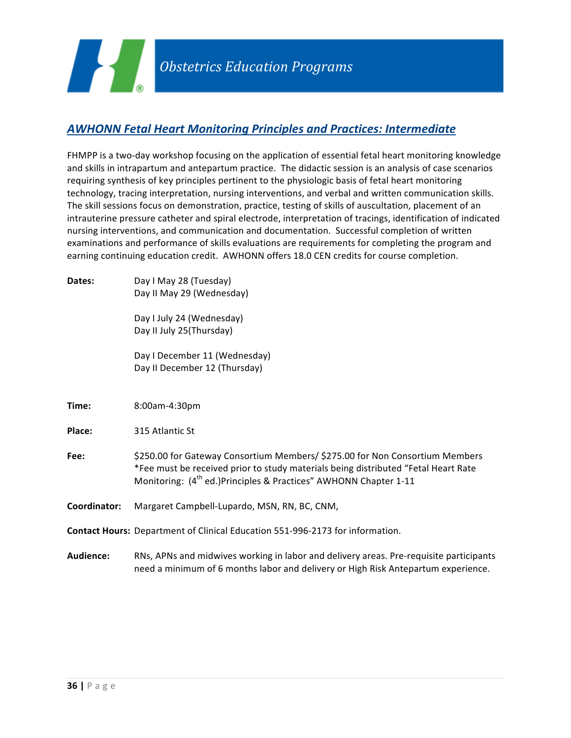# Obstetrics Education Programs

## AWHONN Fetal Heart Monitoring Principles and Practices: Intermediate

FHMPP is a two-day workshop focusing on the application of essential fetal heart monitoring knowledge and skills in intrapartum and antepartum practice. The didactic session is an analysis of case scenarios requiring synthesis of key principles pertinent to the physiologic basis of fetal heart monitoring technology, tracing interpretation, nursing interventions, and verbal and written communication skills. The skill sessions focus on demonstration, practice, testing of skills of auscultation, placement of an intrauterine pressure catheter and spiral electrode, interpretation of tracings, identification of indicated nursing interventions, and communication and documentation. Successful completion of written examinations and performance of skills evaluations are requirements for completing the program and earning continuing education credit. AWHONN offers 18.0 CEN credits for course completion.

**Dates:** Day I May 28 (Tuesday)
Day II May 29 (Wednesday)

Day I July 24 (Wednesday)
Day II July 25(Thursday)

Day I December 11 (Wednesday)
Day II December 12 (Thursday)

**Time:** 8:00am-4:30pm

**Place:** 315 Atlantic St

**Fee:** $250.00 for Gateway Consortium Members/ $275.00 for Non Consortium Members
*Fee must be received prior to study materials being distributed "Fetal Heart Rate Monitoring: (4th ed.)Principles & Practices" AWHONN Chapter 1-11

**Coordinator:** Margaret Campbell-Lupardo, MSN, RN, BC, CNM,

**Contact Hours:** Department of Clinical Education 551-996-2173 for information.

**Audience:** RNs, APNs and midwives working in labor and delivery areas. Pre-requisite participants need a minimum of 6 months labor and delivery or High Risk Antepartum experience.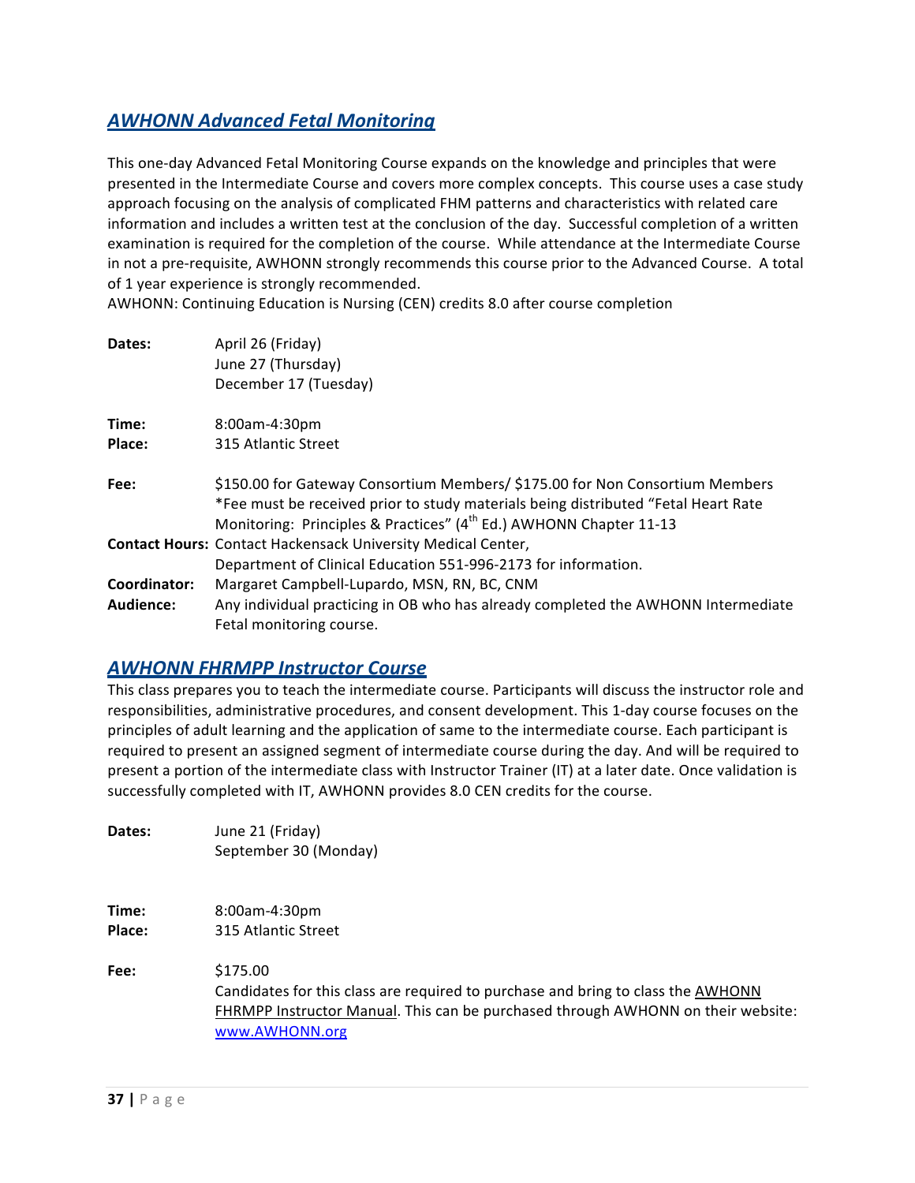## *AWHONN Advanced Fetal Monitoring*

This one-day Advanced Fetal Monitoring Course expands on the knowledge and principles that were presented in the Intermediate Course and covers more complex concepts. This course uses a case study approach focusing on the analysis of complicated FHM patterns and characteristics with related care information and includes a written test at the conclusion of the day. Successful completion of a written examination is required for the completion of the course. While attendance at the Intermediate Course in not a pre-requisite, AWHONN strongly recommends this course prior to the Advanced Course. A total of 1 year experience is strongly recommended.
AWHONN: Continuing Education is Nursing (CEN) credits 8.0 after course completion

**Dates:** April 26 (Friday)
June 27 (Thursday)
December 17 (Tuesday)

**Time:** 8:00am-4:30pm
**Place:** 315 Atlantic Street

**Fee:** $150.00 for Gateway Consortium Members/ $175.00 for Non Consortium Members
*Fee must be received prior to study materials being distributed "Fetal Heart Rate Monitoring: Principles & Practices" (4th Ed.) AWHONN Chapter 11-13
**Contact Hours:** Contact Hackensack University Medical Center, Department of Clinical Education 551-996-2173 for information.
**Coordinator:** Margaret Campbell-Lupardo, MSN, RN, BC, CNM
**Audience:** Any individual practicing in OB who has already completed the AWHONN Intermediate Fetal monitoring course.

## *AWHONN FHRMPP Instructor Course*

This class prepares you to teach the intermediate course. Participants will discuss the instructor role and responsibilities, administrative procedures, and consent development. This 1-day course focuses on the principles of adult learning and the application of same to the intermediate course. Each participant is required to present an assigned segment of intermediate course during the day. And will be required to present a portion of the intermediate class with Instructor Trainer (IT) at a later date. Once validation is successfully completed with IT, AWHONN provides 8.0 CEN credits for the course.

**Dates:** June 21 (Friday)
September 30 (Monday)

**Time:** 8:00am-4:30pm
**Place:** 315 Atlantic Street

**Fee:** $175.00
Candidates for this class are required to purchase and bring to class the AWHONN FHRMPP Instructor Manual. This can be purchased through AWHONN on their website: www.AWHONN.org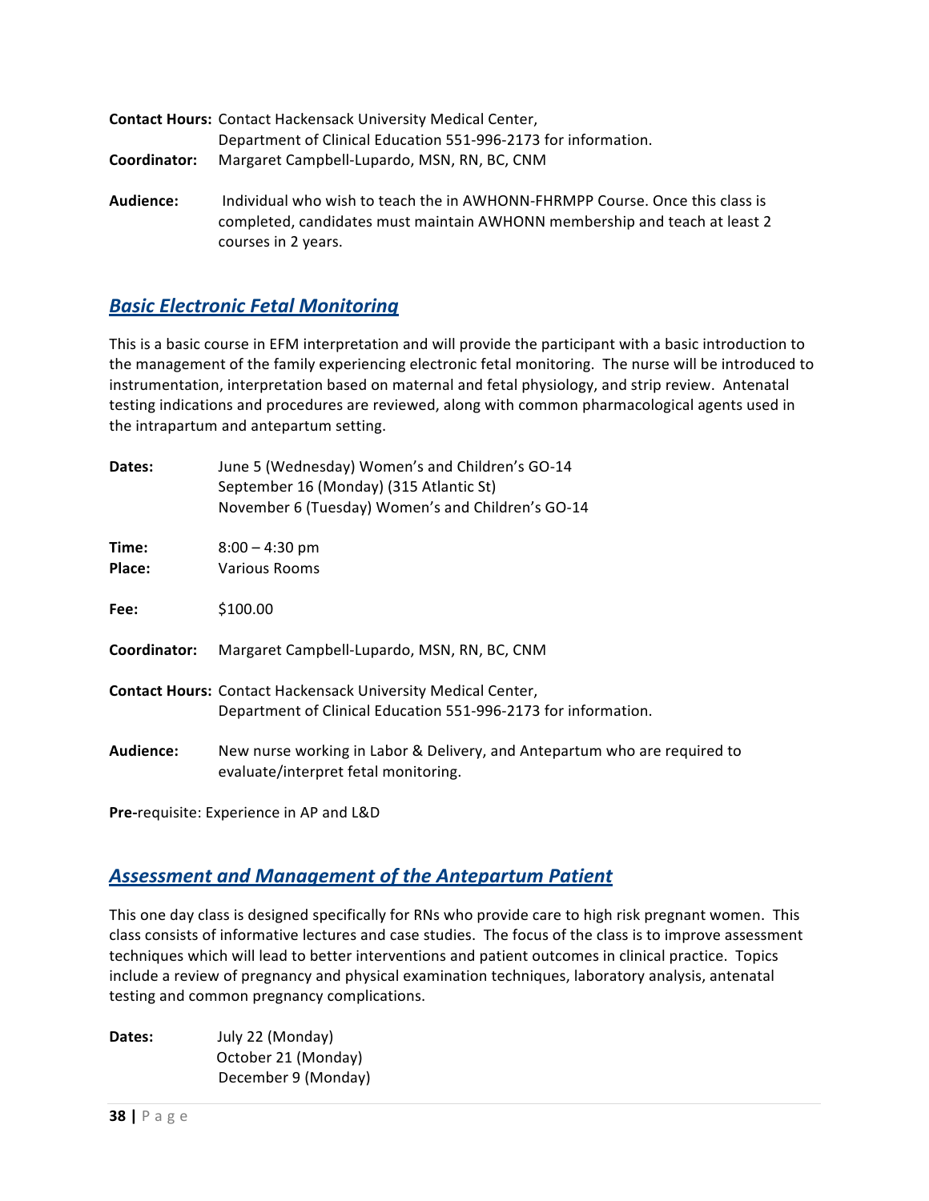**Contact Hours:** Contact Hackensack University Medical Center, Department of Clinical Education 551-996-2173 for information.

**Coordinator:** Margaret Campbell-Lupardo, MSN, RN, BC, CNM

**Audience:** Individual who wish to teach the in AWHONN-FHRMPP Course. Once this class is completed, candidates must maintain AWHONN membership and teach at least 2 courses in 2 years.

## *Basic Electronic Fetal Monitoring*

This is a basic course in EFM interpretation and will provide the participant with a basic introduction to the management of the family experiencing electronic fetal monitoring. The nurse will be introduced to instrumentation, interpretation based on maternal and fetal physiology, and strip review. Antenatal testing indications and procedures are reviewed, along with common pharmacological agents used in the intrapartum and antepartum setting.

**Dates:** June 5 (Wednesday) Women's and Children's GO-14
September 16 (Monday) (315 Atlantic St)
November 6 (Tuesday) Women's and Children's GO-14

**Time:** 8:00 – 4:30 pm
**Place:** Various Rooms

**Fee:** $100.00

**Coordinator:** Margaret Campbell-Lupardo, MSN, RN, BC, CNM

**Contact Hours:** Contact Hackensack University Medical Center, Department of Clinical Education 551-996-2173 for information.

**Audience:** New nurse working in Labor & Delivery, and Antepartum who are required to evaluate/interpret fetal monitoring.

**Pre-**requisite: Experience in AP and L&D

## *Assessment and Management of the Antepartum Patient*

This one day class is designed specifically for RNs who provide care to high risk pregnant women. This class consists of informative lectures and case studies. The focus of the class is to improve assessment techniques which will lead to better interventions and patient outcomes in clinical practice. Topics include a review of pregnancy and physical examination techniques, laboratory analysis, antenatal testing and common pregnancy complications.

**Dates:** July 22 (Monday)
October 21 (Monday)
December 9 (Monday)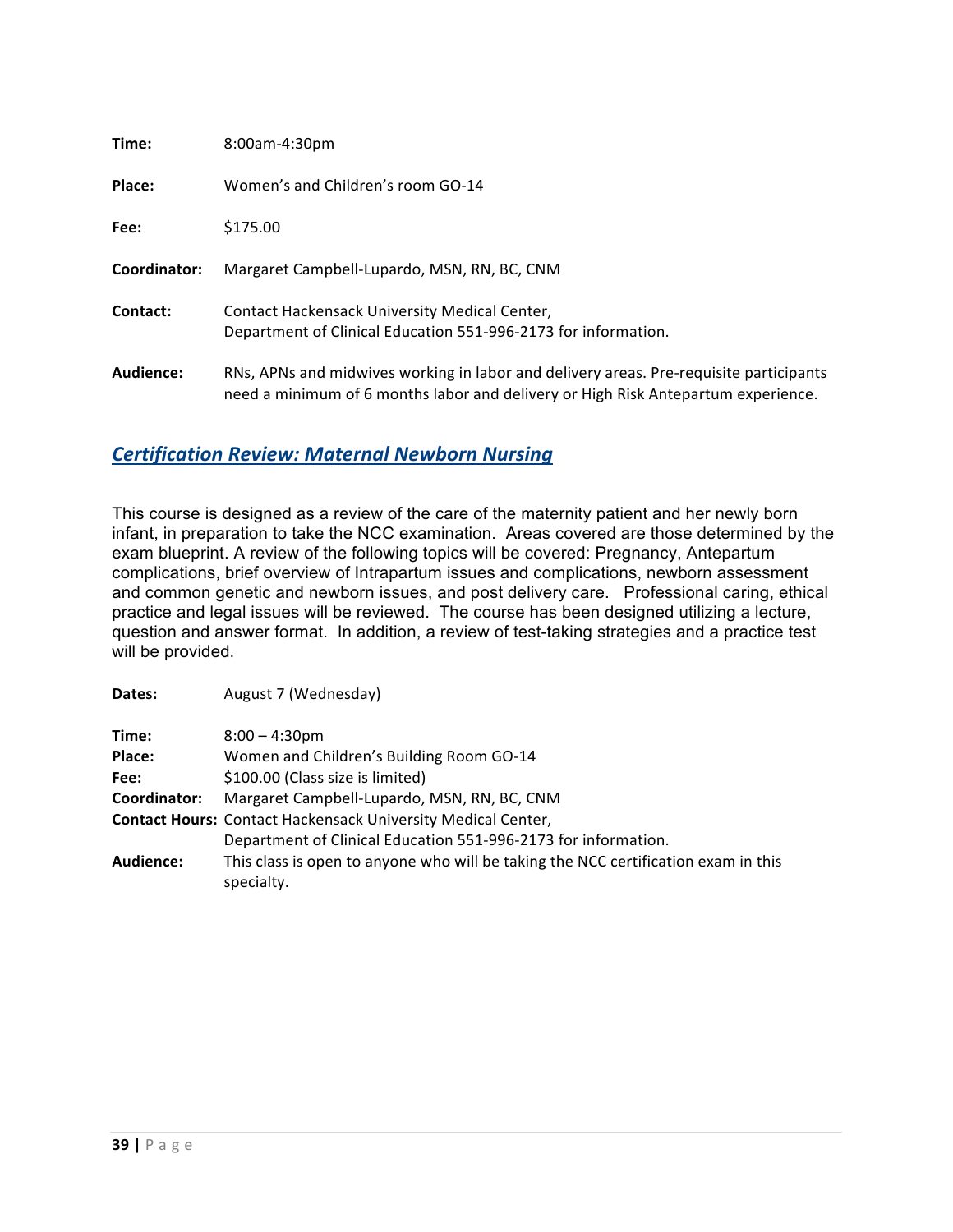**Time:** 8:00am-4:30pm

**Place:** Women's and Children's room GO-14

**Fee:** $175.00

**Coordinator:** Margaret Campbell-Lupardo, MSN, RN, BC, CNM

**Contact:** Contact Hackensack University Medical Center,
Department of Clinical Education 551-996-2173 for information.

**Audience:** RNs, APNs and midwives working in labor and delivery areas. Pre-requisite participants need a minimum of 6 months labor and delivery or High Risk Antepartum experience.

## ***Certification Review: Maternal Newborn Nursing***

This course is designed as a review of the care of the maternity patient and her newly born infant, in preparation to take the NCC examination. Areas covered are those determined by the exam blueprint. A review of the following topics will be covered: Pregnancy, Antepartum complications, brief overview of Intrapartum issues and complications, newborn assessment and common genetic and newborn issues, and post delivery care. Professional caring, ethical practice and legal issues will be reviewed. The course has been designed utilizing a lecture, question and answer format. In addition, a review of test-taking strategies and a practice test will be provided.

**Dates:** August 7 (Wednesday)

**Time:** 8:00 – 4:30pm
**Place:** Women and Children's Building Room GO-14
**Fee:** $100.00 (Class size is limited)
**Coordinator:** Margaret Campbell-Lupardo, MSN, RN, BC, CNM
**Contact Hours:** Contact Hackensack University Medical Center,
Department of Clinical Education 551-996-2173 for information.
**Audience:** This class is open to anyone who will be taking the NCC certification exam in this specialty.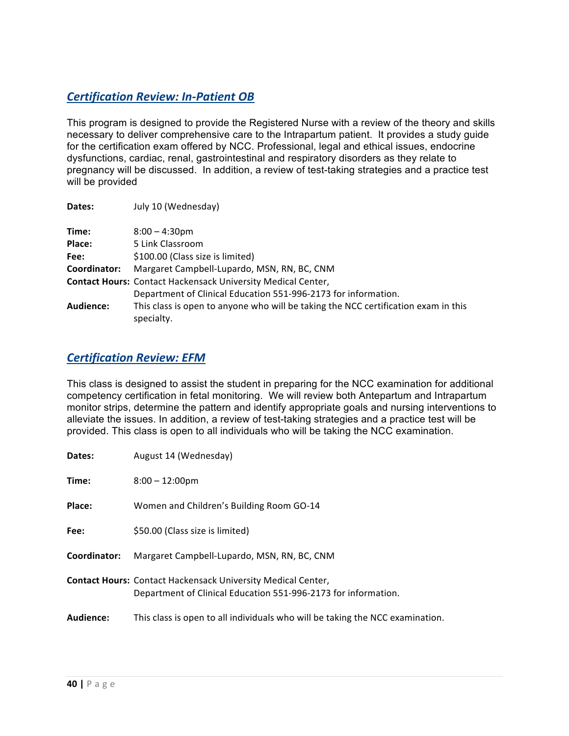## *Certification Review: In-Patient OB*

This program is designed to provide the Registered Nurse with a review of the theory and skills necessary to deliver comprehensive care to the Intrapartum patient. It provides a study guide for the certification exam offered by NCC. Professional, legal and ethical issues, endocrine dysfunctions, cardiac, renal, gastrointestinal and respiratory disorders as they relate to pregnancy will be discussed. In addition, a review of test-taking strategies and a practice test will be provided

**Dates:** July 10 (Wednesday)

**Time:** 8:00 – 4:30pm

**Place:** 5 Link Classroom

**Fee:** $100.00 (Class size is limited)

**Coordinator:** Margaret Campbell-Lupardo, MSN, RN, BC, CNM

**Contact Hours:** Contact Hackensack University Medical Center, Department of Clinical Education 551-996-2173 for information.

**Audience:** This class is open to anyone who will be taking the NCC certification exam in this specialty.

## *Certification Review: EFM*

This class is designed to assist the student in preparing for the NCC examination for additional competency certification in fetal monitoring. We will review both Antepartum and Intrapartum monitor strips, determine the pattern and identify appropriate goals and nursing interventions to alleviate the issues. In addition, a review of test-taking strategies and a practice test will be provided. This class is open to all individuals who will be taking the NCC examination.

**Dates:** August 14 (Wednesday)

**Time:** 8:00 – 12:00pm

**Place:** Women and Children's Building Room GO-14

**Fee:** $50.00 (Class size is limited)

**Coordinator:** Margaret Campbell-Lupardo, MSN, RN, BC, CNM

**Contact Hours:** Contact Hackensack University Medical Center, Department of Clinical Education 551-996-2173 for information.

**Audience:** This class is open to all individuals who will be taking the NCC examination.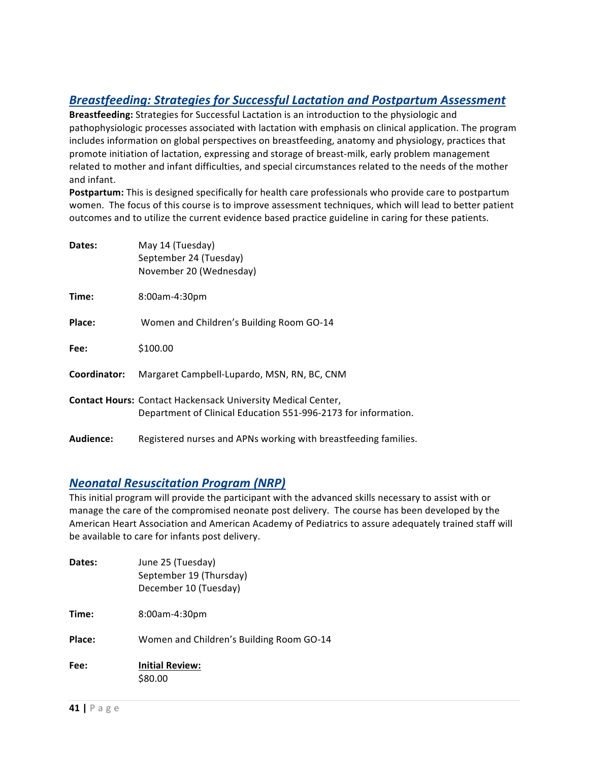## *Breastfeeding: Strategies for Successful Lactation and Postpartum Assessment*

**Breastfeeding:** Strategies for Successful Lactation is an introduction to the physiologic and pathophysiologic processes associated with lactation with emphasis on clinical application. The program includes information on global perspectives on breastfeeding, anatomy and physiology, practices that promote initiation of lactation, expressing and storage of breast-milk, early problem management related to mother and infant difficulties, and special circumstances related to the needs of the mother and infant.

**Postpartum:** This is designed specifically for health care professionals who provide care to postpartum women. The focus of this course is to improve assessment techniques, which will lead to better patient outcomes and to utilize the current evidence based practice guideline in caring for these patients.

**Dates:** May 14 (Tuesday)
September 24 (Tuesday)
November 20 (Wednesday)

**Time:** 8:00am-4:30pm

**Place:** Women and Children's Building Room GO-14

**Fee:** $100.00

**Coordinator:** Margaret Campbell-Lupardo, MSN, RN, BC, CNM

**Contact Hours:** Contact Hackensack University Medical Center, Department of Clinical Education 551-996-2173 for information.

**Audience:** Registered nurses and APNs working with breastfeeding families.

## *Neonatal Resuscitation Program (NRP)*

This initial program will provide the participant with the advanced skills necessary to assist with or manage the care of the compromised neonate post delivery. The course has been developed by the American Heart Association and American Academy of Pediatrics to assure adequately trained staff will be available to care for infants post delivery.

**Dates:** June 25 (Tuesday)
September 19 (Thursday)
December 10 (Tuesday)

**Time:** 8:00am-4:30pm

**Place:** Women and Children's Building Room GO-14

**Fee:** **Initial Review:**
$80.00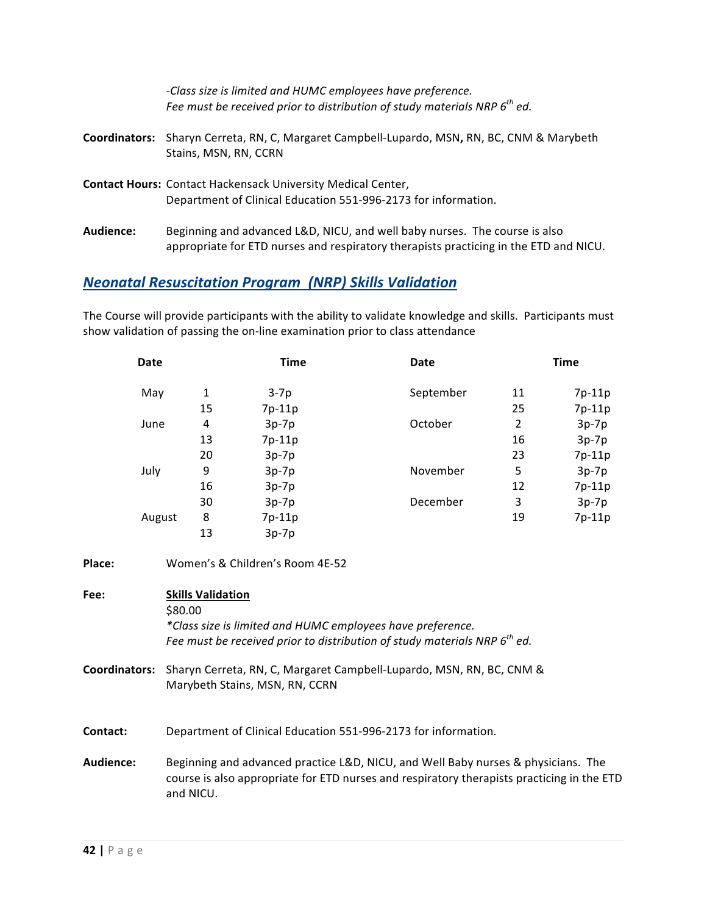*-Class size is limited and HUMC employees have preference.*
*Fee must be received prior to distribution of study materials NRP 6th ed.*

**Coordinators:** Sharyn Cerreta, RN, C, Margaret Campbell-Lupardo, MSN**,** RN, BC, CNM & Marybeth Stains, MSN, RN, CCRN

**Contact Hours:** Contact Hackensack University Medical Center, Department of Clinical Education 551-996-2173 for information.

**Audience:** Beginning and advanced L&D, NICU, and well baby nurses. The course is also appropriate for ETD nurses and respiratory therapists practicing in the ETD and NICU.

## *Neonatal Resuscitation Program (NRP) Skills Validation*

The Course will provide participants with the ability to validate knowledge and skills. Participants must show validation of passing the on-line examination prior to class attendance

| Date | | Time | Date | | Time |
|---|---|---|---|---|---|
| May | 1 | 3-7p | September | 11 | 7p-11p |
| | 15 | 7p-11p | | 25 | 7p-11p |
| June | 4 | 3p-7p | October | 2 | 3p-7p |
| | 13 | 7p-11p | | 16 | 3p-7p |
| | 20 | 3p-7p | | 23 | 7p-11p |
| July | 9 | 3p-7p | November | 5 | 3p-7p |
| | 16 | 3p-7p | | 12 | 7p-11p |
| | 30 | 3p-7p | December | 3 | 3p-7p |
| August | 8 | 7p-11p | | 19 | 7p-11p |
| | 13 | 3p-7p | | | |

**Place:** Women's & Children's Room 4E-52

**Fee:** Skills Validation
$80.00
*\*Class size is limited and HUMC employees have preference.*
*Fee must be received prior to distribution of study materials NRP 6th ed.*

**Coordinators:** Sharyn Cerreta, RN, C, Margaret Campbell-Lupardo, MSN, RN, BC, CNM & Marybeth Stains, MSN, RN, CCRN

**Contact:** Department of Clinical Education 551-996-2173 for information.

**Audience:** Beginning and advanced practice L&D, NICU, and Well Baby nurses & physicians. The course is also appropriate for ETD nurses and respiratory therapists practicing in the ETD and NICU.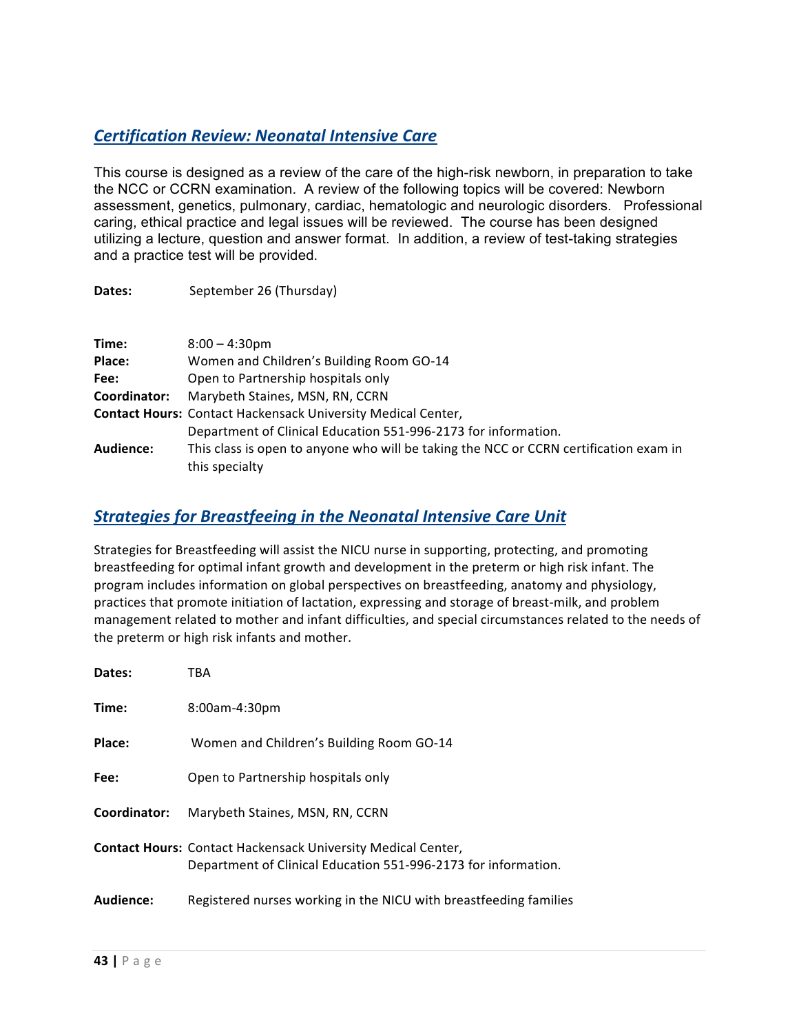## *Certification Review: Neonatal Intensive Care*

This course is designed as a review of the care of the high-risk newborn, in preparation to take the NCC or CCRN examination. A review of the following topics will be covered: Newborn assessment, genetics, pulmonary, cardiac, hematologic and neurologic disorders. Professional caring, ethical practice and legal issues will be reviewed. The course has been designed utilizing a lecture, question and answer format. In addition, a review of test-taking strategies and a practice test will be provided.

**Dates:** September 26 (Thursday)

**Time:** 8:00 – 4:30pm

**Place:** Women and Children's Building Room GO-14

**Fee:** Open to Partnership hospitals only

**Coordinator:** Marybeth Staines, MSN, RN, CCRN

**Contact Hours:** Contact Hackensack University Medical Center, Department of Clinical Education 551-996-2173 for information.

**Audience:** This class is open to anyone who will be taking the NCC or CCRN certification exam in this specialty

## *Strategies for Breastfeeing in the Neonatal Intensive Care Unit*

Strategies for Breastfeeding will assist the NICU nurse in supporting, protecting, and promoting breastfeeding for optimal infant growth and development in the preterm or high risk infant. The program includes information on global perspectives on breastfeeding, anatomy and physiology, practices that promote initiation of lactation, expressing and storage of breast-milk, and problem management related to mother and infant difficulties, and special circumstances related to the needs of the preterm or high risk infants and mother.

**Dates:** TBA

**Time:** 8:00am-4:30pm

**Place:** Women and Children's Building Room GO-14

**Fee:** Open to Partnership hospitals only

**Coordinator:** Marybeth Staines, MSN, RN, CCRN

**Contact Hours:** Contact Hackensack University Medical Center, Department of Clinical Education 551-996-2173 for information.

**Audience:** Registered nurses working in the NICU with breastfeeding families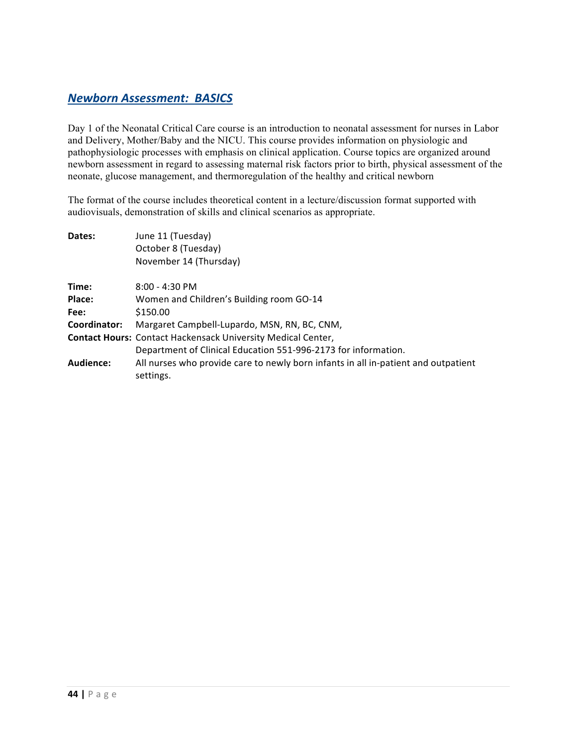## ***Newborn Assessment: BASICS***

Day 1 of the Neonatal Critical Care course is an introduction to neonatal assessment for nurses in Labor and Delivery, Mother/Baby and the NICU. This course provides information on physiologic and pathophysiologic processes with emphasis on clinical application. Course topics are organized around newborn assessment in regard to assessing maternal risk factors prior to birth, physical assessment of the neonate, glucose management, and thermoregulation of the healthy and critical newborn

The format of the course includes theoretical content in a lecture/discussion format supported with audiovisuals, demonstration of skills and clinical scenarios as appropriate.

**Dates:** June 11 (Tuesday)
October 8 (Tuesday)
November 14 (Thursday)

**Time:** 8:00 - 4:30 PM
**Place:** Women and Children's Building room GO-14
**Fee:** $150.00
**Coordinator:** Margaret Campbell-Lupardo, MSN, RN, BC, CNM,
**Contact Hours:** Contact Hackensack University Medical Center, Department of Clinical Education 551-996-2173 for information.
**Audience:** All nurses who provide care to newly born infants in all in-patient and outpatient settings.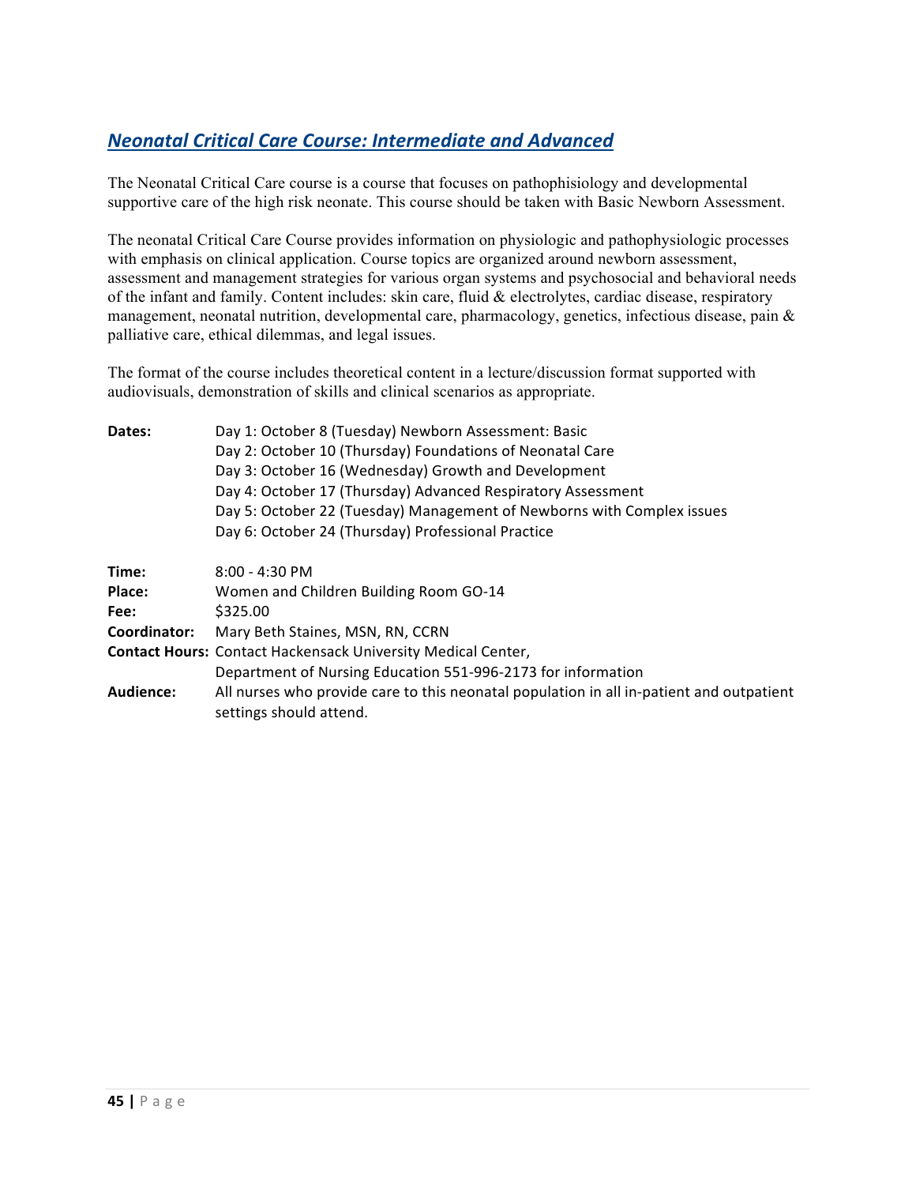## ***Neonatal Critical Care Course: Intermediate and Advanced***

The Neonatal Critical Care course is a course that focuses on pathophisiology and developmental supportive care of the high risk neonate. This course should be taken with Basic Newborn Assessment.

The neonatal Critical Care Course provides information on physiologic and pathophysiologic processes with emphasis on clinical application. Course topics are organized around newborn assessment, assessment and management strategies for various organ systems and psychosocial and behavioral needs of the infant and family. Content includes: skin care, fluid & electrolytes, cardiac disease, respiratory management, neonatal nutrition, developmental care, pharmacology, genetics, infectious disease, pain & palliative care, ethical dilemmas, and legal issues.

The format of the course includes theoretical content in a lecture/discussion format supported with audiovisuals, demonstration of skills and clinical scenarios as appropriate.

**Dates:**
Day 1: October 8 (Tuesday) Newborn Assessment: Basic
Day 2: October 10 (Thursday) Foundations of Neonatal Care
Day 3: October 16 (Wednesday) Growth and Development
Day 4: October 17 (Thursday) Advanced Respiratory Assessment
Day 5: October 22 (Tuesday) Management of Newborns with Complex issues
Day 6: October 24 (Thursday) Professional Practice

**Time:** 8:00 - 4:30 PM
**Place:** Women and Children Building Room GO-14
**Fee:** $325.00
**Coordinator:** Mary Beth Staines, MSN, RN, CCRN
**Contact Hours:** Contact Hackensack University Medical Center, Department of Nursing Education 551-996-2173 for information
**Audience:** All nurses who provide care to this neonatal population in all in-patient and outpatient settings should attend.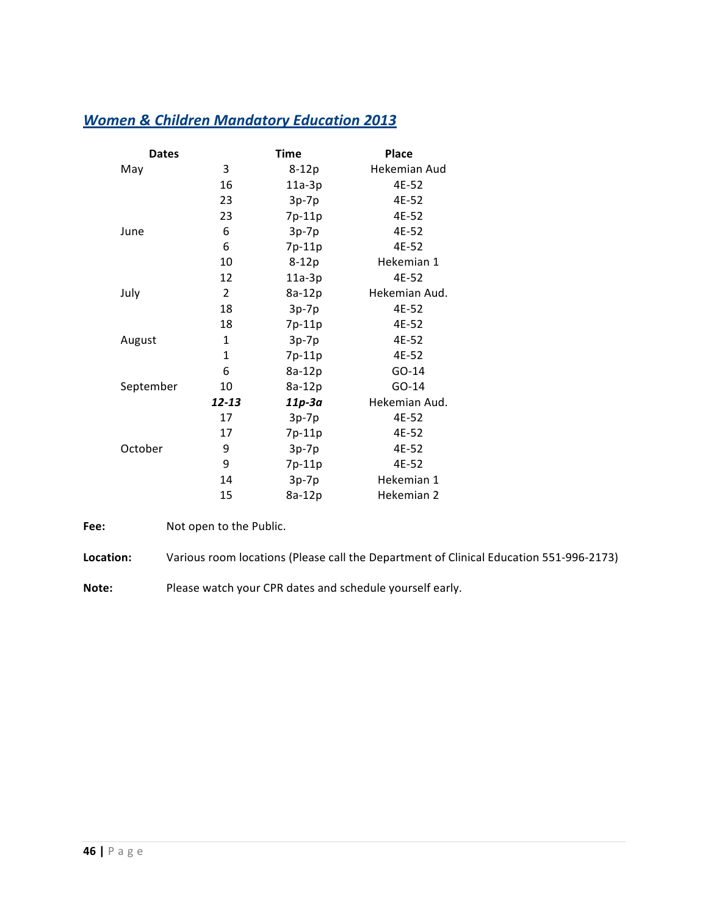## ***Women & Children Mandatory Education 2013***

| Dates | | Time | Place |
|---|---|---|---|
| May | 3 | 8-12p | Hekemian Aud |
| | 16 | 11a-3p | 4E-52 |
| | 23 | 3p-7p | 4E-52 |
| | 23 | 7p-11p | 4E-52 |
| June | 6 | 3p-7p | 4E-52 |
| | 6 | 7p-11p | 4E-52 |
| | 10 | 8-12p | Hekemian 1 |
| | 12 | 11a-3p | 4E-52 |
| July | 2 | 8a-12p | Hekemian Aud. |
| | 18 | 3p-7p | 4E-52 |
| | 18 | 7p-11p | 4E-52 |
| August | 1 | 3p-7p | 4E-52 |
| | 1 | 7p-11p | 4E-52 |
| | 6 | 8a-12p | GO-14 |
| September | 10 | 8a-12p | GO-14 |
| | ***12-13*** | ***11p-3a*** | Hekemian Aud. |
| | 17 | 3p-7p | 4E-52 |
| | 17 | 7p-11p | 4E-52 |
| October | 9 | 3p-7p | 4E-52 |
| | 9 | 7p-11p | 4E-52 |
| | 14 | 3p-7p | Hekemian 1 |
| | 15 | 8a-12p | Hekemian 2 |

**Fee:** Not open to the Public.

**Location:** Various room locations (Please call the Department of Clinical Education 551-996-2173)

**Note:** Please watch your CPR dates and schedule yourself early.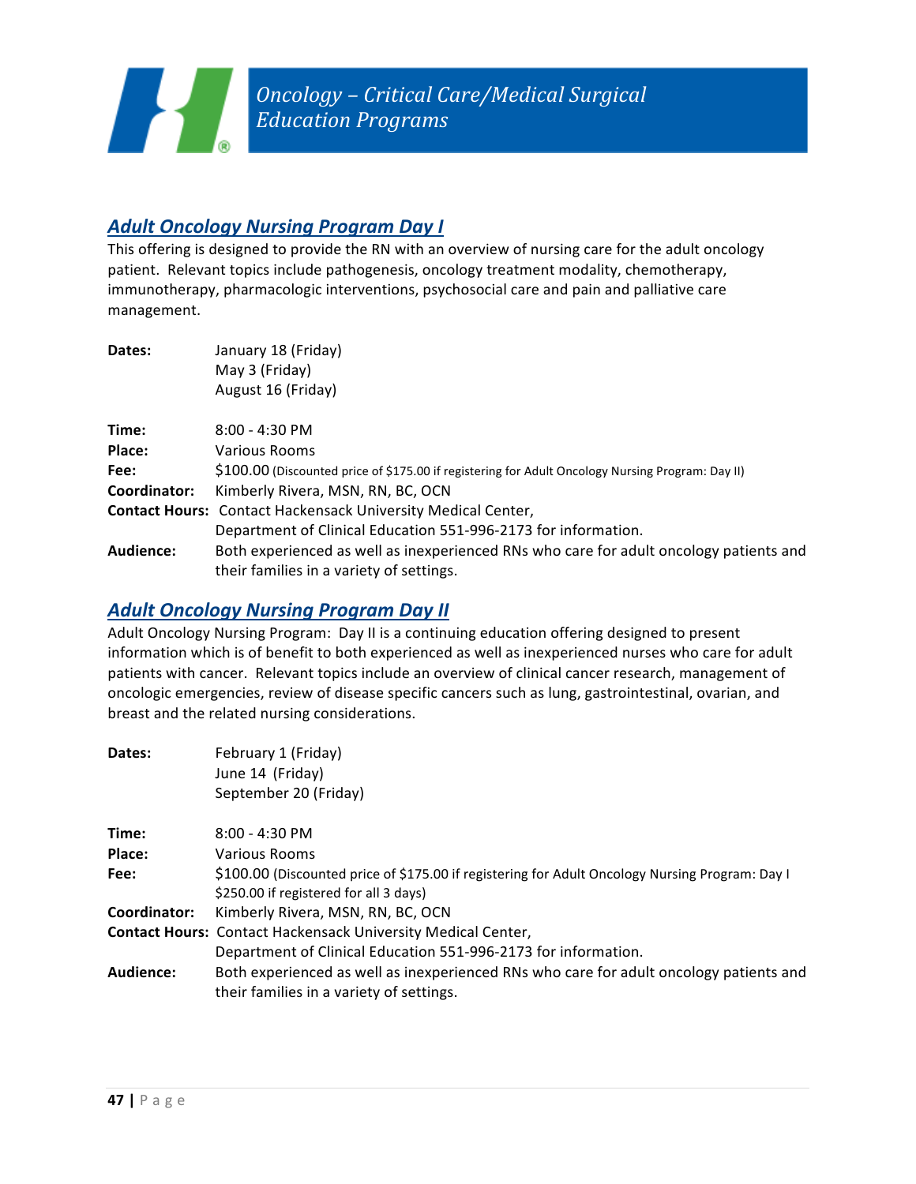# *Oncology – Critical Care/Medical Surgical Education Programs*

## [*Adult Oncology Nursing Program Day I*]

This offering is designed to provide the RN with an overview of nursing care for the adult oncology patient. Relevant topics include pathogenesis, oncology treatment modality, chemotherapy, immunotherapy, pharmacologic interventions, psychosocial care and pain and palliative care management.

**Dates:** January 18 (Friday)
May 3 (Friday)
August 16 (Friday)

**Time:** 8:00 - 4:30 PM
**Place:** Various Rooms
**Fee:** $100.00 (Discounted price of $175.00 if registering for Adult Oncology Nursing Program: Day II)
**Coordinator:** Kimberly Rivera, MSN, RN, BC, OCN
**Contact Hours:** Contact Hackensack University Medical Center, Department of Clinical Education 551-996-2173 for information.
**Audience:** Both experienced as well as inexperienced RNs who care for adult oncology patients and their families in a variety of settings.

## [*Adult Oncology Nursing Program Day II*]

Adult Oncology Nursing Program: Day II is a continuing education offering designed to present information which is of benefit to both experienced as well as inexperienced nurses who care for adult patients with cancer. Relevant topics include an overview of clinical cancer research, management of oncologic emergencies, review of disease specific cancers such as lung, gastrointestinal, ovarian, and breast and the related nursing considerations.

**Dates:** February 1 (Friday)
June 14 (Friday)
September 20 (Friday)

**Time:** 8:00 - 4:30 PM
**Place:** Various Rooms
**Fee:** $100.00 (Discounted price of $175.00 if registering for Adult Oncology Nursing Program: Day I $250.00 if registered for all 3 days)
**Coordinator:** Kimberly Rivera, MSN, RN, BC, OCN
**Contact Hours:** Contact Hackensack University Medical Center, Department of Clinical Education 551-996-2173 for information.
**Audience:** Both experienced as well as inexperienced RNs who care for adult oncology patients and their families in a variety of settings.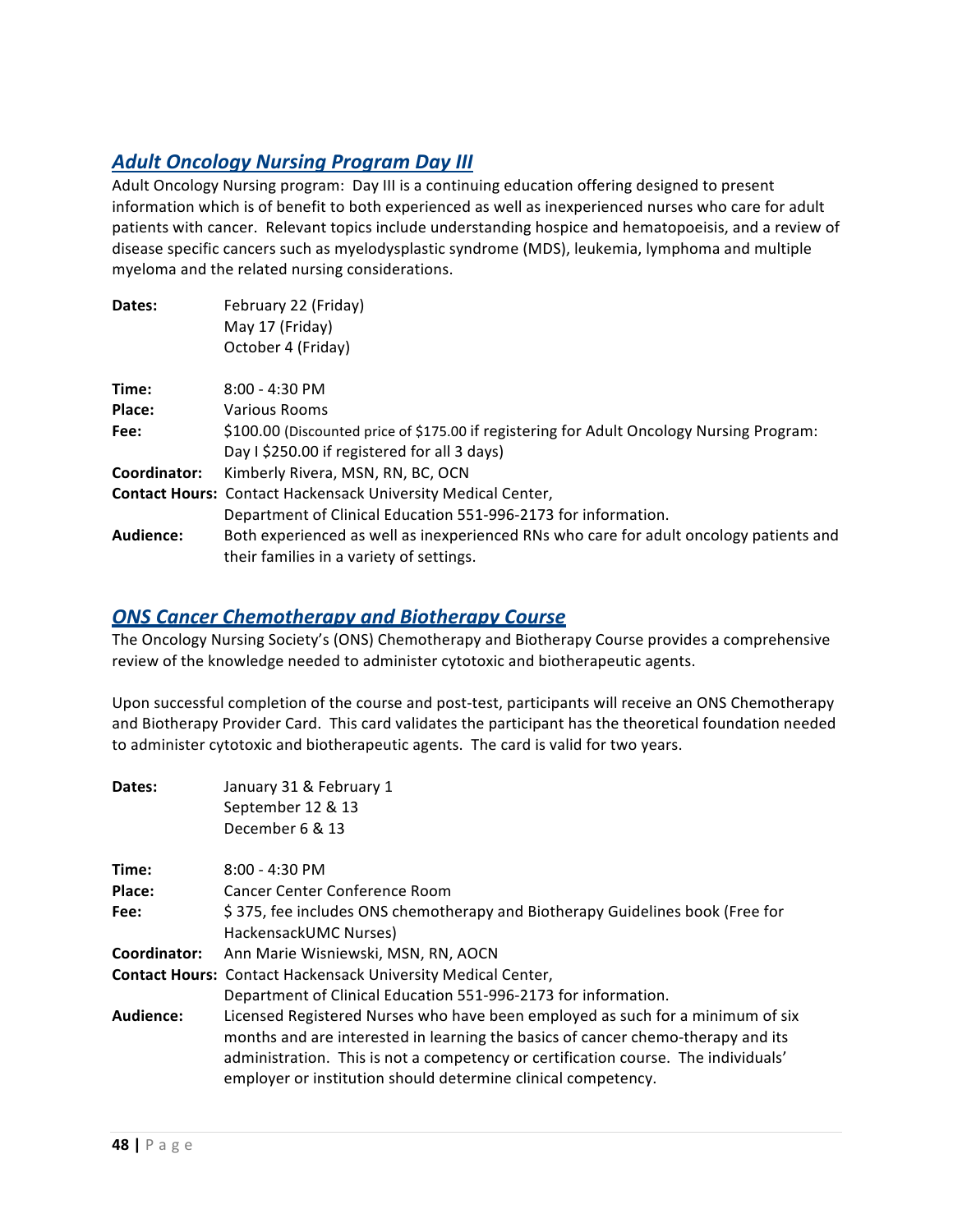## *Adult Oncology Nursing Program Day III*

Adult Oncology Nursing program: Day III is a continuing education offering designed to present information which is of benefit to both experienced as well as inexperienced nurses who care for adult patients with cancer. Relevant topics include understanding hospice and hematopoeisis, and a review of disease specific cancers such as myelodysplastic syndrome (MDS), leukemia, lymphoma and multiple myeloma and the related nursing considerations.

**Dates:** February 22 (Friday)
May 17 (Friday)
October 4 (Friday)

**Time:** 8:00 - 4:30 PM
**Place:** Various Rooms
**Fee:** $100.00 (Discounted price of $175.00 if registering for Adult Oncology Nursing Program: Day I $250.00 if registered for all 3 days)
**Coordinator:** Kimberly Rivera, MSN, RN, BC, OCN
**Contact Hours:** Contact Hackensack University Medical Center, Department of Clinical Education 551-996-2173 for information.
**Audience:** Both experienced as well as inexperienced RNs who care for adult oncology patients and their families in a variety of settings.

## *ONS Cancer Chemotherapy and Biotherapy Course*

The Oncology Nursing Society's (ONS) Chemotherapy and Biotherapy Course provides a comprehensive review of the knowledge needed to administer cytotoxic and biotherapeutic agents.

Upon successful completion of the course and post-test, participants will receive an ONS Chemotherapy and Biotherapy Provider Card. This card validates the participant has the theoretical foundation needed to administer cytotoxic and biotherapeutic agents. The card is valid for two years.

**Dates:** January 31 & February 1
September 12 & 13
December 6 & 13

**Time:** 8:00 - 4:30 PM
**Place:** Cancer Center Conference Room
**Fee:** $ 375, fee includes ONS chemotherapy and Biotherapy Guidelines book (Free for HackensackUMC Nurses)
**Coordinator:** Ann Marie Wisniewski, MSN, RN, AOCN
**Contact Hours:** Contact Hackensack University Medical Center, Department of Clinical Education 551-996-2173 for information.
**Audience:** Licensed Registered Nurses who have been employed as such for a minimum of six months and are interested in learning the basics of cancer chemo-therapy and its administration. This is not a competency or certification course. The individuals' employer or institution should determine clinical competency.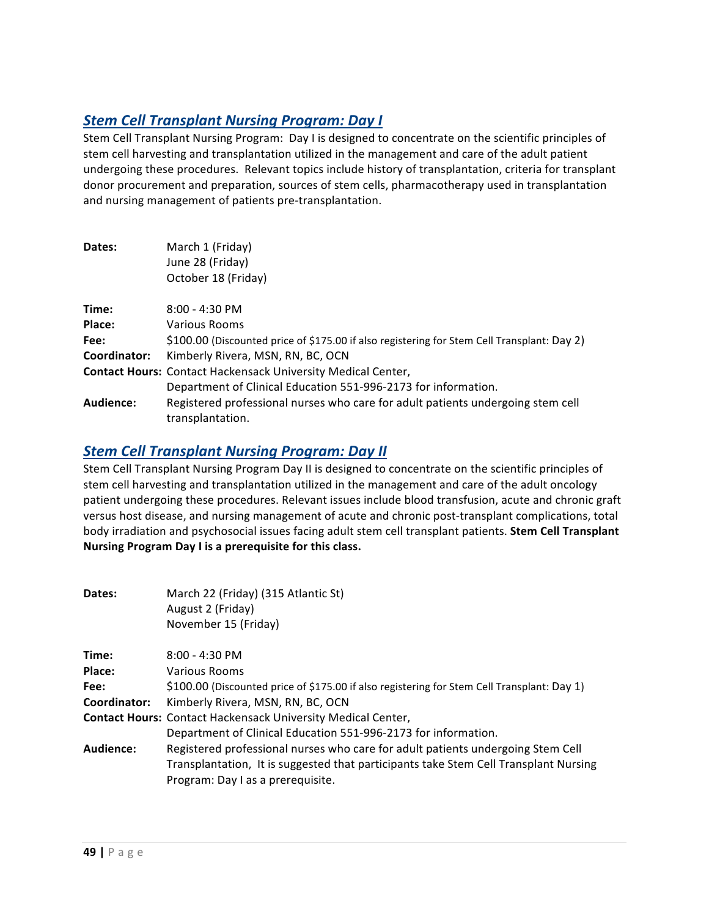## *Stem Cell Transplant Nursing Program: Day I*

Stem Cell Transplant Nursing Program: Day I is designed to concentrate on the scientific principles of stem cell harvesting and transplantation utilized in the management and care of the adult patient undergoing these procedures. Relevant topics include history of transplantation, criteria for transplant donor procurement and preparation, sources of stem cells, pharmacotherapy used in transplantation and nursing management of patients pre-transplantation.

**Dates:** March 1 (Friday)
June 28 (Friday)
October 18 (Friday)

**Time:** 8:00 - 4:30 PM
**Place:** Various Rooms
**Fee:** $100.00 (Discounted price of $175.00 if also registering for Stem Cell Transplant: Day 2)
**Coordinator:** Kimberly Rivera, MSN, RN, BC, OCN
**Contact Hours:** Contact Hackensack University Medical Center, Department of Clinical Education 551-996-2173 for information.
**Audience:** Registered professional nurses who care for adult patients undergoing stem cell transplantation.

## *Stem Cell Transplant Nursing Program: Day II*

Stem Cell Transplant Nursing Program Day II is designed to concentrate on the scientific principles of stem cell harvesting and transplantation utilized in the management and care of the adult oncology patient undergoing these procedures. Relevant issues include blood transfusion, acute and chronic graft versus host disease, and nursing management of acute and chronic post-transplant complications, total body irradiation and psychosocial issues facing adult stem cell transplant patients. **Stem Cell Transplant Nursing Program Day I is a prerequisite for this class.**

**Dates:** March 22 (Friday) (315 Atlantic St)
August 2 (Friday)
November 15 (Friday)

**Time:** 8:00 - 4:30 PM
**Place:** Various Rooms
**Fee:** $100.00 (Discounted price of $175.00 if also registering for Stem Cell Transplant: Day 1)
**Coordinator:** Kimberly Rivera, MSN, RN, BC, OCN
**Contact Hours:** Contact Hackensack University Medical Center, Department of Clinical Education 551-996-2173 for information.
**Audience:** Registered professional nurses who care for adult patients undergoing Stem Cell Transplantation, It is suggested that participants take Stem Cell Transplant Nursing Program: Day I as a prerequisite.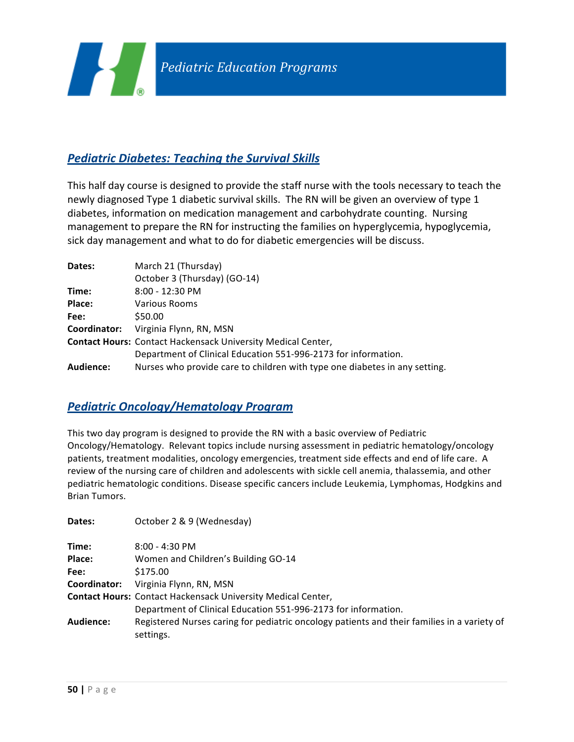## *Pediatric Diabetes: Teaching the Survival Skills*

This half day course is designed to provide the staff nurse with the tools necessary to teach the newly diagnosed Type 1 diabetic survival skills. The RN will be given an overview of type 1 diabetes, information on medication management and carbohydrate counting. Nursing management to prepare the RN for instructing the families on hyperglycemia, hypoglycemia, sick day management and what to do for diabetic emergencies will be discuss.

**Dates:** March 21 (Thursday)
October 3 (Thursday) (GO-14)
**Time:** 8:00 - 12:30 PM
**Place:** Various Rooms
**Fee:** $50.00
**Coordinator:** Virginia Flynn, RN, MSN
**Contact Hours:** Contact Hackensack University Medical Center, Department of Clinical Education 551-996-2173 for information.
**Audience:** Nurses who provide care to children with type one diabetes in any setting.

## *Pediatric Oncology/Hematology Program*

This two day program is designed to provide the RN with a basic overview of Pediatric Oncology/Hematology. Relevant topics include nursing assessment in pediatric hematology/oncology patients, treatment modalities, oncology emergencies, treatment side effects and end of life care. A review of the nursing care of children and adolescents with sickle cell anemia, thalassemia, and other pediatric hematologic conditions. Disease specific cancers include Leukemia, Lymphomas, Hodgkins and Brian Tumors.

**Dates:** October 2 & 9 (Wednesday)

**Time:** 8:00 - 4:30 PM
**Place:** Women and Children's Building GO-14
**Fee:** $175.00
**Coordinator:** Virginia Flynn, RN, MSN
**Contact Hours:** Contact Hackensack University Medical Center, Department of Clinical Education 551-996-2173 for information.
**Audience:** Registered Nurses caring for pediatric oncology patients and their families in a variety of settings.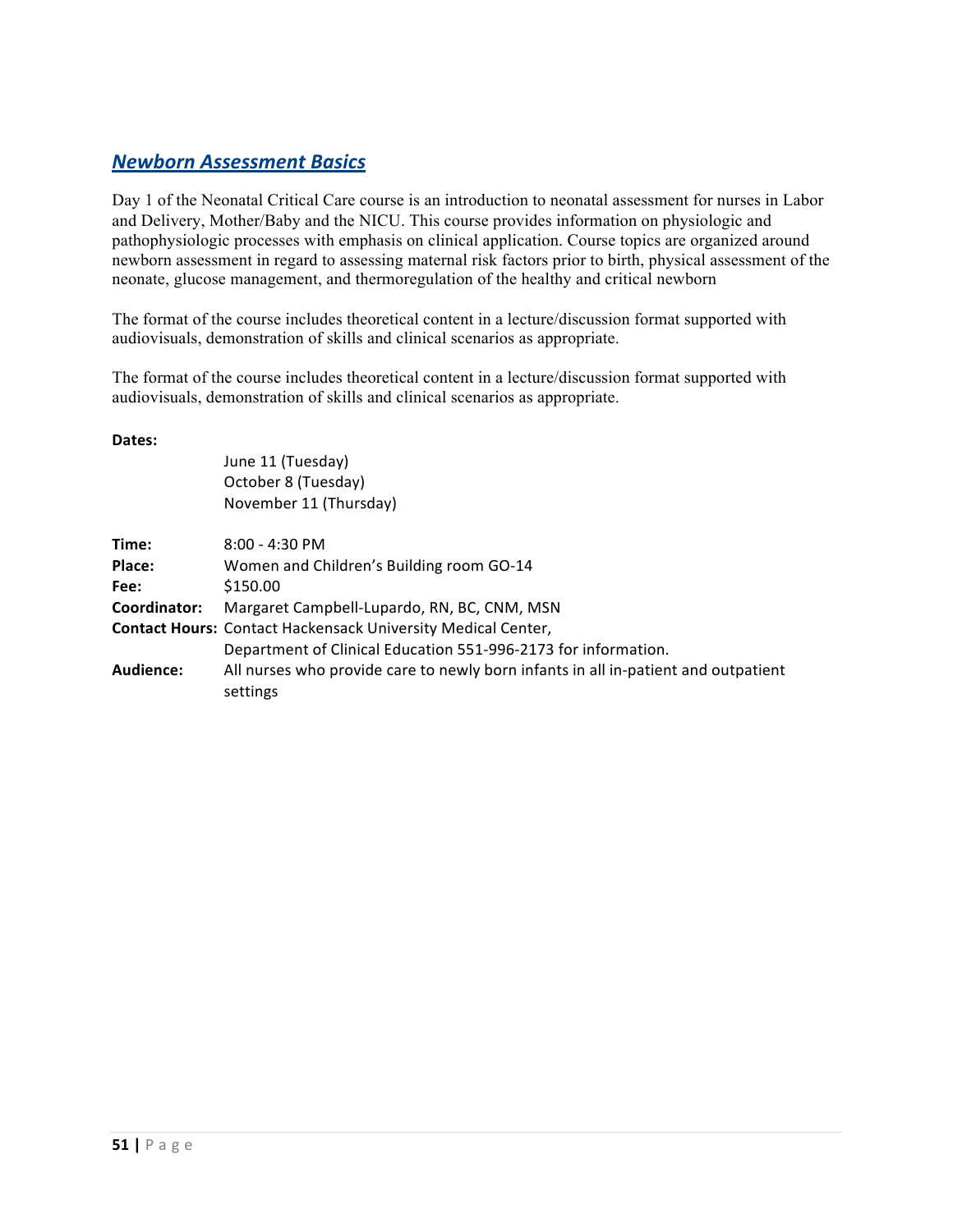## *Newborn Assessment Basics*

Day 1 of the Neonatal Critical Care course is an introduction to neonatal assessment for nurses in Labor and Delivery, Mother/Baby and the NICU. This course provides information on physiologic and pathophysiologic processes with emphasis on clinical application. Course topics are organized around newborn assessment in regard to assessing maternal risk factors prior to birth, physical assessment of the neonate, glucose management, and thermoregulation of the healthy and critical newborn

The format of the course includes theoretical content in a lecture/discussion format supported with audiovisuals, demonstration of skills and clinical scenarios as appropriate.

The format of the course includes theoretical content in a lecture/discussion format supported with audiovisuals, demonstration of skills and clinical scenarios as appropriate.

**Dates:**

June 11 (Tuesday)
October 8 (Tuesday)
November 11 (Thursday)

**Time:** 8:00 - 4:30 PM
**Place:** Women and Children's Building room GO-14
**Fee:** $150.00
**Coordinator:** Margaret Campbell-Lupardo, RN, BC, CNM, MSN
**Contact Hours:** Contact Hackensack University Medical Center, Department of Clinical Education 551-996-2173 for information.
**Audience:** All nurses who provide care to newly born infants in all in-patient and outpatient settings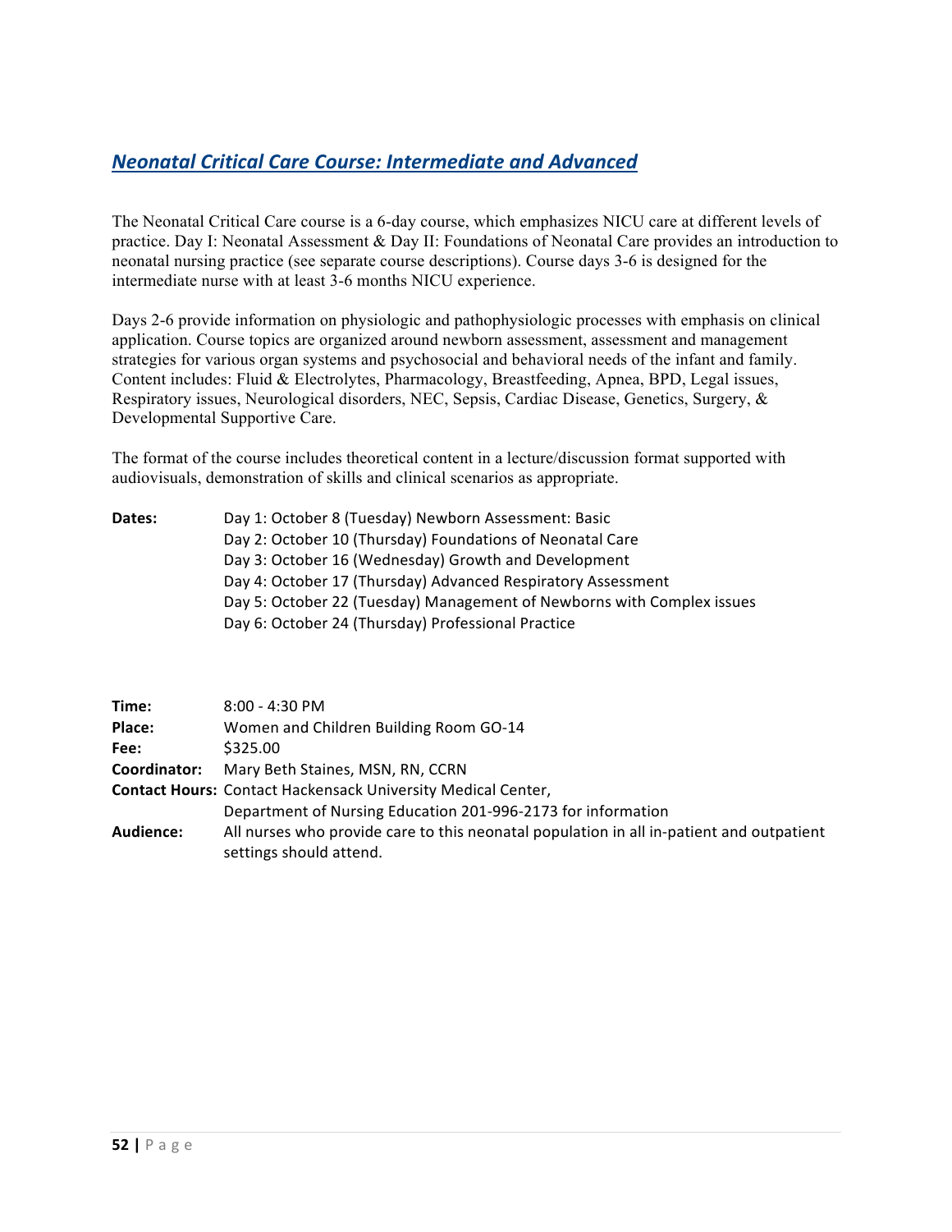## *Neonatal Critical Care Course: Intermediate and Advanced*

The Neonatal Critical Care course is a 6-day course, which emphasizes NICU care at different levels of practice. Day I: Neonatal Assessment & Day II: Foundations of Neonatal Care provides an introduction to neonatal nursing practice (see separate course descriptions). Course days 3-6 is designed for the intermediate nurse with at least 3-6 months NICU experience.

Days 2-6 provide information on physiologic and pathophysiologic processes with emphasis on clinical application. Course topics are organized around newborn assessment, assessment and management strategies for various organ systems and psychosocial and behavioral needs of the infant and family. Content includes: Fluid & Electrolytes, Pharmacology, Breastfeeding, Apnea, BPD, Legal issues, Respiratory issues, Neurological disorders, NEC, Sepsis, Cardiac Disease, Genetics, Surgery, & Developmental Supportive Care.

The format of the course includes theoretical content in a lecture/discussion format supported with audiovisuals, demonstration of skills and clinical scenarios as appropriate.

**Dates:**
Day 1: October 8 (Tuesday) Newborn Assessment: Basic
Day 2: October 10 (Thursday) Foundations of Neonatal Care
Day 3: October 16 (Wednesday) Growth and Development
Day 4: October 17 (Thursday) Advanced Respiratory Assessment
Day 5: October 22 (Tuesday) Management of Newborns with Complex issues
Day 6: October 24 (Thursday) Professional Practice

**Time:** 8:00 - 4:30 PM
**Place:** Women and Children Building Room GO-14
**Fee:** $325.00
**Coordinator:** Mary Beth Staines, MSN, RN, CCRN
**Contact Hours:** Contact Hackensack University Medical Center, Department of Nursing Education 201-996-2173 for information
**Audience:** All nurses who provide care to this neonatal population in all in-patient and outpatient settings should attend.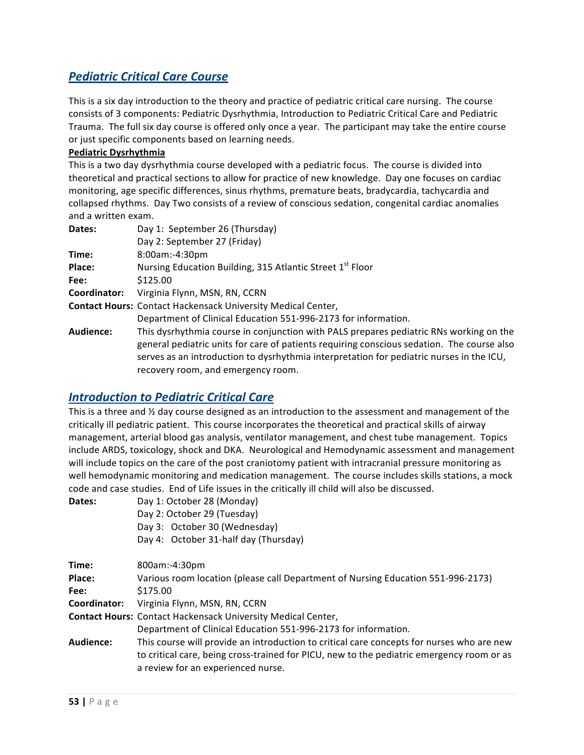## *Pediatric Critical Care Course*

This is a six day introduction to the theory and practice of pediatric critical care nursing. The course consists of 3 components: Pediatric Dysrhythmia, Introduction to Pediatric Critical Care and Pediatric Trauma. The full six day course is offered only once a year. The participant may take the entire course or just specific components based on learning needs.

**Pediatric Dysrhythmia**

This is a two day dysrhythmia course developed with a pediatric focus. The course is divided into theoretical and practical sections to allow for practice of new knowledge. Day one focuses on cardiac monitoring, age specific differences, sinus rhythms, premature beats, bradycardia, tachycardia and collapsed rhythms. Day Two consists of a review of conscious sedation, congenital cardiac anomalies and a written exam.

**Dates:** Day 1: September 26 (Thursday)
Day 2: September 27 (Friday)

**Time:** 8:00am:-4:30pm

**Place:** Nursing Education Building, 315 Atlantic Street 1st Floor

**Fee:** $125.00

**Coordinator:** Virginia Flynn, MSN, RN, CCRN

**Contact Hours:** Contact Hackensack University Medical Center, Department of Clinical Education 551-996-2173 for information.

**Audience:** This dysrhythmia course in conjunction with PALS prepares pediatric RNs working on the general pediatric units for care of patients requiring conscious sedation. The course also serves as an introduction to dysrhythmia interpretation for pediatric nurses in the ICU, recovery room, and emergency room.

## *Introduction to Pediatric Critical Care*

This is a three and ½ day course designed as an introduction to the assessment and management of the critically ill pediatric patient. This course incorporates the theoretical and practical skills of airway management, arterial blood gas analysis, ventilator management, and chest tube management. Topics include ARDS, toxicology, shock and DKA. Neurological and Hemodynamic assessment and management will include topics on the care of the post craniotomy patient with intracranial pressure monitoring as well hemodynamic monitoring and medication management. The course includes skills stations, a mock code and case studies. End of Life issues in the critically ill child will also be discussed.

**Dates:** Day 1: October 28 (Monday)
Day 2: October 29 (Tuesday)
Day 3: October 30 (Wednesday)
Day 4: October 31-half day (Thursday)

**Time:** 800am:-4:30pm

**Place:** Various room location (please call Department of Nursing Education 551-996-2173)

**Fee:** $175.00

**Coordinator:** Virginia Flynn, MSN, RN, CCRN

**Contact Hours:** Contact Hackensack University Medical Center, Department of Clinical Education 551-996-2173 for information.

**Audience:** This course will provide an introduction to critical care concepts for nurses who are new to critical care, being cross-trained for PICU, new to the pediatric emergency room or as a review for an experienced nurse.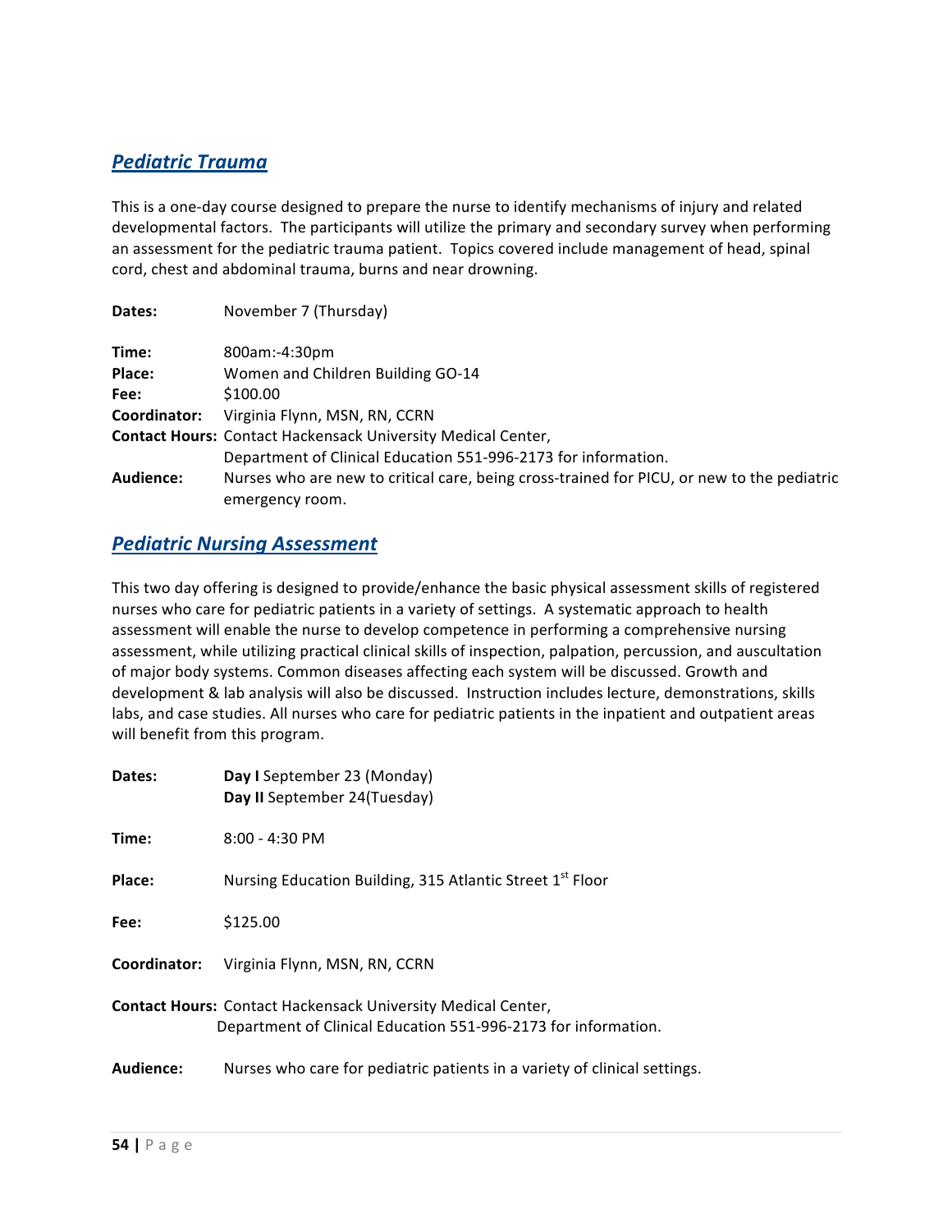## *Pediatric Trauma*

This is a one-day course designed to prepare the nurse to identify mechanisms of injury and related developmental factors. The participants will utilize the primary and secondary survey when performing an assessment for the pediatric trauma patient. Topics covered include management of head, spinal cord, chest and abdominal trauma, burns and near drowning.

**Dates:** November 7 (Thursday)

**Time:** 800am:-4:30pm
**Place:** Women and Children Building GO-14
**Fee:** $100.00
**Coordinator:** Virginia Flynn, MSN, RN, CCRN
**Contact Hours:** Contact Hackensack University Medical Center, Department of Clinical Education 551-996-2173 for information.
**Audience:** Nurses who are new to critical care, being cross-trained for PICU, or new to the pediatric emergency room.

## *Pediatric Nursing Assessment*

This two day offering is designed to provide/enhance the basic physical assessment skills of registered nurses who care for pediatric patients in a variety of settings. A systematic approach to health assessment will enable the nurse to develop competence in performing a comprehensive nursing assessment, while utilizing practical clinical skills of inspection, palpation, percussion, and auscultation of major body systems. Common diseases affecting each system will be discussed. Growth and development & lab analysis will also be discussed. Instruction includes lecture, demonstrations, skills labs, and case studies. All nurses who care for pediatric patients in the inpatient and outpatient areas will benefit from this program.

**Dates:** **Day I** September 23 (Monday)
**Day II** September 24(Tuesday)

**Time:** 8:00 - 4:30 PM

**Place:** Nursing Education Building, 315 Atlantic Street 1st Floor

**Fee:** $125.00

**Coordinator:** Virginia Flynn, MSN, RN, CCRN

**Contact Hours:** Contact Hackensack University Medical Center, Department of Clinical Education 551-996-2173 for information.

**Audience:** Nurses who care for pediatric patients in a variety of clinical settings.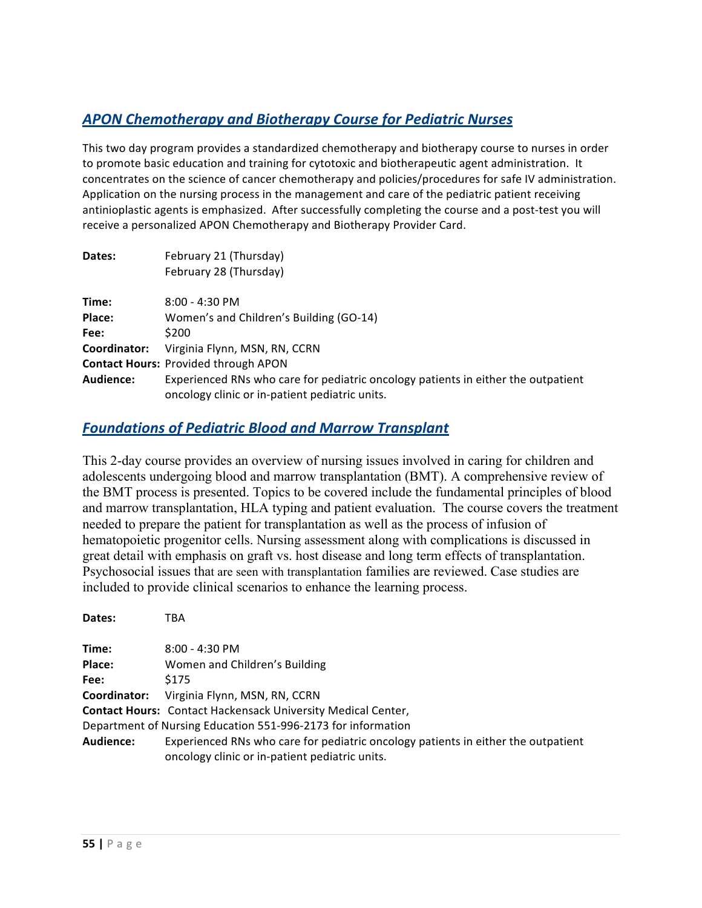## *APON Chemotherapy and Biotherapy Course for Pediatric Nurses*

This two day program provides a standardized chemotherapy and biotherapy course to nurses in order to promote basic education and training for cytotoxic and biotherapeutic agent administration. It concentrates on the science of cancer chemotherapy and policies/procedures for safe IV administration. Application on the nursing process in the management and care of the pediatric patient receiving antinioplastic agents is emphasized. After successfully completing the course and a post-test you will receive a personalized APON Chemotherapy and Biotherapy Provider Card.

**Dates:** February 21 (Thursday)
February 28 (Thursday)

**Time:** 8:00 - 4:30 PM
**Place:** Women's and Children's Building (GO-14)
**Fee:** $200
**Coordinator:** Virginia Flynn, MSN, RN, CCRN
**Contact Hours:** Provided through APON
**Audience:** Experienced RNs who care for pediatric oncology patients in either the outpatient oncology clinic or in-patient pediatric units.

## *Foundations of Pediatric Blood and Marrow Transplant*

This 2-day course provides an overview of nursing issues involved in caring for children and adolescents undergoing blood and marrow transplantation (BMT). A comprehensive review of the BMT process is presented. Topics to be covered include the fundamental principles of blood and marrow transplantation, HLA typing and patient evaluation. The course covers the treatment needed to prepare the patient for transplantation as well as the process of infusion of hematopoietic progenitor cells. Nursing assessment along with complications is discussed in great detail with emphasis on graft vs. host disease and long term effects of transplantation. Psychosocial issues that are seen with transplantation families are reviewed. Case studies are included to provide clinical scenarios to enhance the learning process.

**Dates:** TBA

**Time:** 8:00 - 4:30 PM
**Place:** Women and Children's Building
**Fee:** $175
**Coordinator:** Virginia Flynn, MSN, RN, CCRN
**Contact Hours:** Contact Hackensack University Medical Center, Department of Nursing Education 551-996-2173 for information
**Audience:** Experienced RNs who care for pediatric oncology patients in either the outpatient oncology clinic or in-patient pediatric units.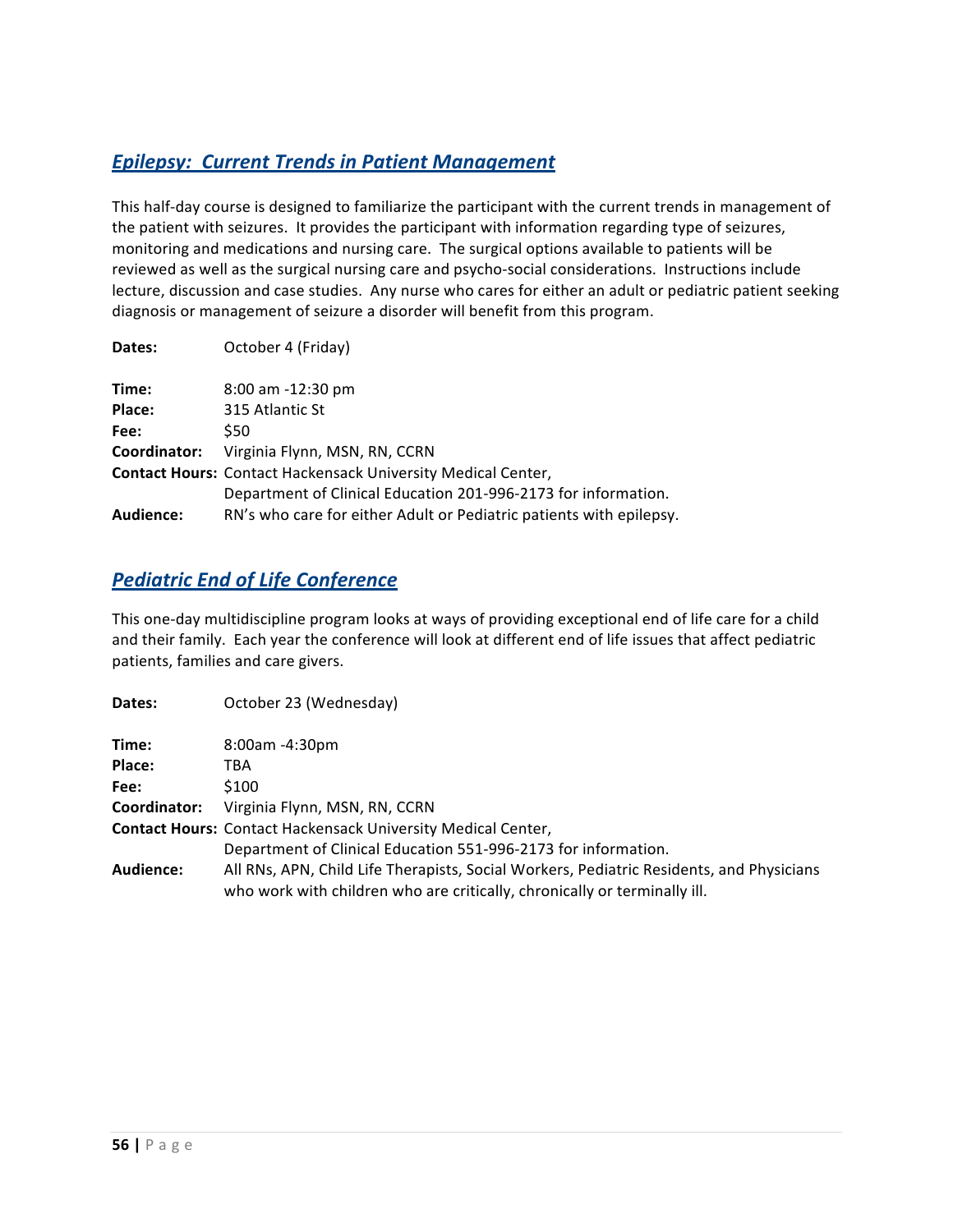## *Epilepsy: Current Trends in Patient Management*

This half-day course is designed to familiarize the participant with the current trends in management of the patient with seizures. It provides the participant with information regarding type of seizures, monitoring and medications and nursing care. The surgical options available to patients will be reviewed as well as the surgical nursing care and psycho-social considerations. Instructions include lecture, discussion and case studies. Any nurse who cares for either an adult or pediatric patient seeking diagnosis or management of seizure a disorder will benefit from this program.

**Dates:** October 4 (Friday)

**Time:** 8:00 am -12:30 pm
**Place:** 315 Atlantic St
**Fee:** $50
**Coordinator:** Virginia Flynn, MSN, RN, CCRN
**Contact Hours:** Contact Hackensack University Medical Center, Department of Clinical Education 201-996-2173 for information.
**Audience:** RN's who care for either Adult or Pediatric patients with epilepsy.

## *Pediatric End of Life Conference*

This one-day multidiscipline program looks at ways of providing exceptional end of life care for a child and their family. Each year the conference will look at different end of life issues that affect pediatric patients, families and care givers.

**Dates:** October 23 (Wednesday)

**Time:** 8:00am -4:30pm
**Place:** TBA
**Fee:** $100
**Coordinator:** Virginia Flynn, MSN, RN, CCRN
**Contact Hours:** Contact Hackensack University Medical Center, Department of Clinical Education 551-996-2173 for information.
**Audience:** All RNs, APN, Child Life Therapists, Social Workers, Pediatric Residents, and Physicians who work with children who are critically, chronically or terminally ill.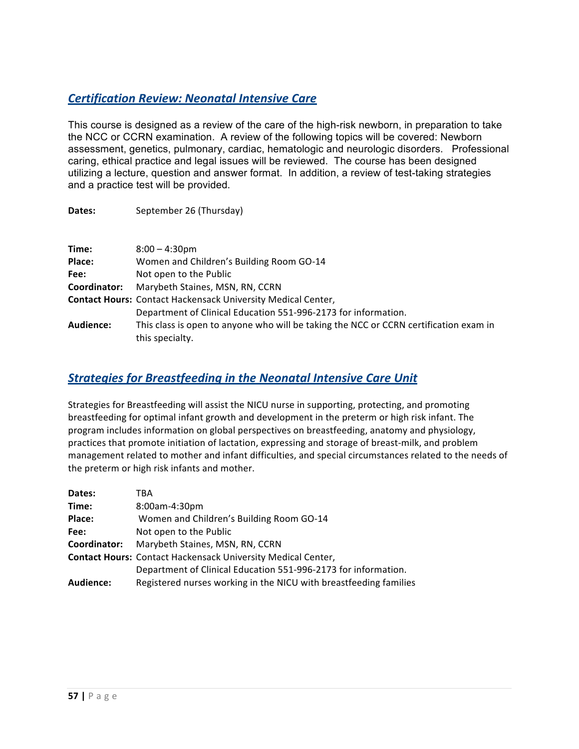## *Certification Review: Neonatal Intensive Care*

This course is designed as a review of the care of the high-risk newborn, in preparation to take the NCC or CCRN examination. A review of the following topics will be covered: Newborn assessment, genetics, pulmonary, cardiac, hematologic and neurologic disorders. Professional caring, ethical practice and legal issues will be reviewed. The course has been designed utilizing a lecture, question and answer format. In addition, a review of test-taking strategies and a practice test will be provided.

**Dates:** September 26 (Thursday)

**Time:** 8:00 – 4:30pm
**Place:** Women and Children's Building Room GO-14
**Fee:** Not open to the Public
**Coordinator:** Marybeth Staines, MSN, RN, CCRN
**Contact Hours:** Contact Hackensack University Medical Center, Department of Clinical Education 551-996-2173 for information.
**Audience:** This class is open to anyone who will be taking the NCC or CCRN certification exam in this specialty.

## *Strategies for Breastfeeding in the Neonatal Intensive Care Unit*

Strategies for Breastfeeding will assist the NICU nurse in supporting, protecting, and promoting breastfeeding for optimal infant growth and development in the preterm or high risk infant. The program includes information on global perspectives on breastfeeding, anatomy and physiology, practices that promote initiation of lactation, expressing and storage of breast-milk, and problem management related to mother and infant difficulties, and special circumstances related to the needs of the preterm or high risk infants and mother.

**Dates:** TBA
**Time:** 8:00am-4:30pm
**Place:** Women and Children's Building Room GO-14
**Fee:** Not open to the Public
**Coordinator:** Marybeth Staines, MSN, RN, CCRN
**Contact Hours:** Contact Hackensack University Medical Center, Department of Clinical Education 551-996-2173 for information.
**Audience:** Registered nurses working in the NICU with breastfeeding families